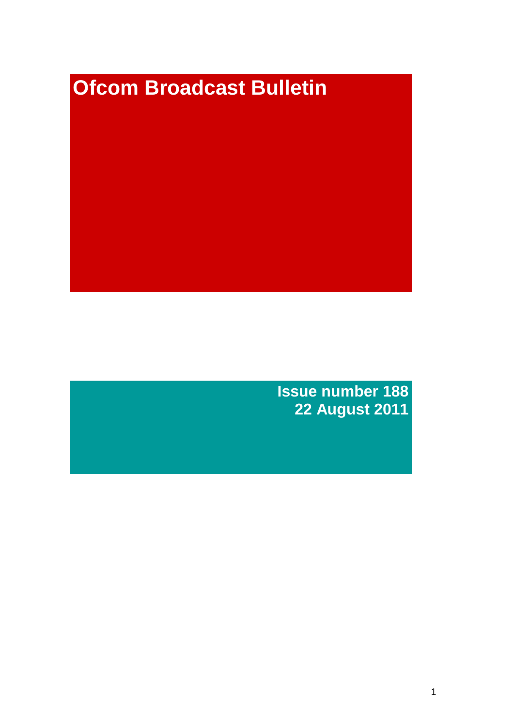# Ofcom Broadcast Bulletin

**Issue number 188**
**22 August 2011**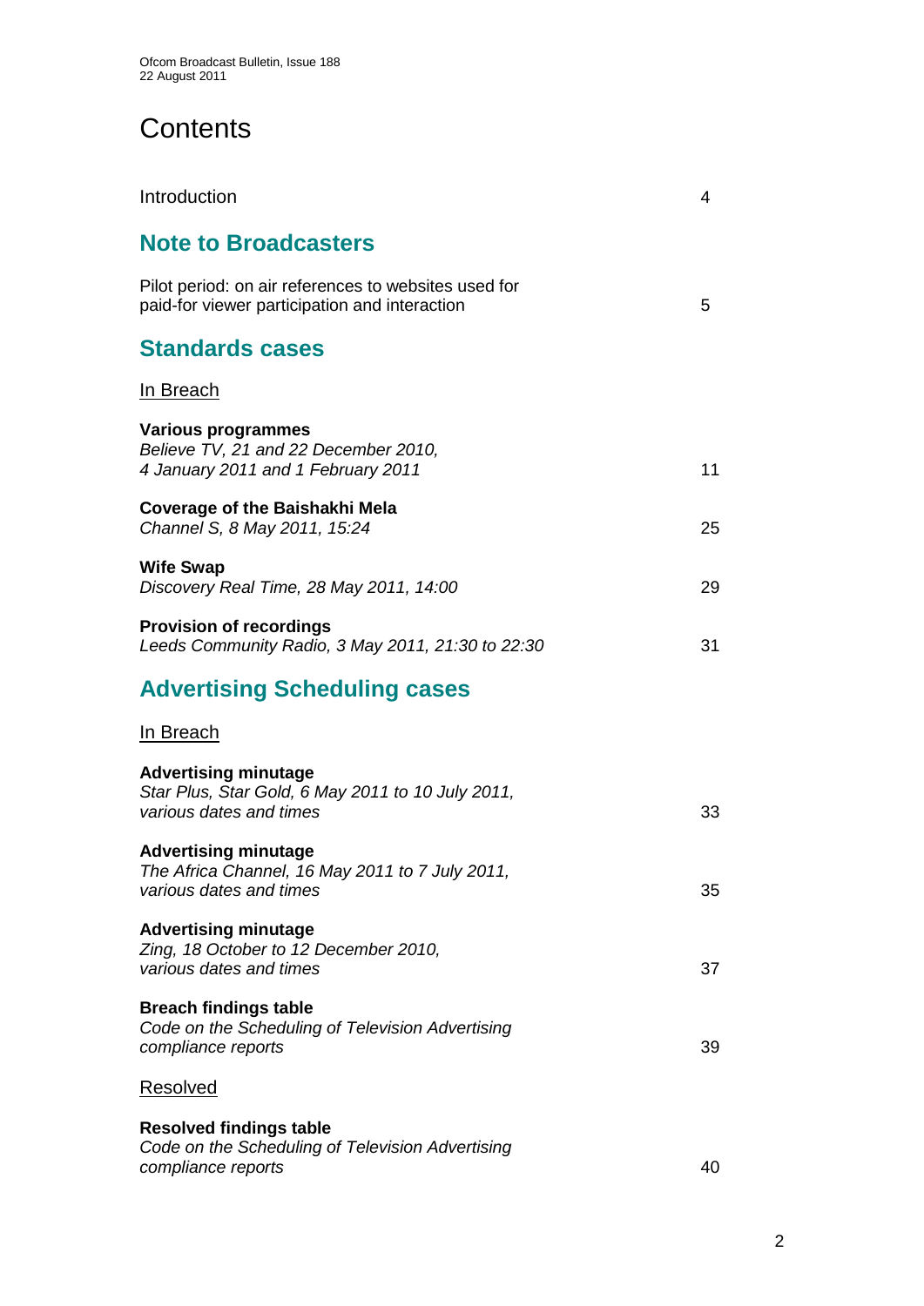# Contents

Introduction 4

## Note to Broadcasters

Pilot period: on air references to websites used for paid-for viewer participation and interaction 5

## Standards cases

In Breach

**Various programmes**
*Believe TV, 21 and 22 December 2010, 4 January 2011 and 1 February 2011* 11

**Coverage of the Baishakhi Mela**
*Channel S, 8 May 2011, 15:24* 25

**Wife Swap**
*Discovery Real Time, 28 May 2011, 14:00* 29

**Provision of recordings**
*Leeds Community Radio, 3 May 2011, 21:30 to 22:30* 31

## Advertising Scheduling cases

In Breach

**Advertising minutage**
*Star Plus, Star Gold, 6 May 2011 to 10 July 2011, various dates and times* 33

**Advertising minutage**
*The Africa Channel, 16 May 2011 to 7 July 2011, various dates and times* 35

**Advertising minutage**
*Zing, 18 October to 12 December 2010, various dates and times* 37

**Breach findings table**
*Code on the Scheduling of Television Advertising compliance reports* 39

Resolved

**Resolved findings table**
*Code on the Scheduling of Television Advertising compliance reports* 40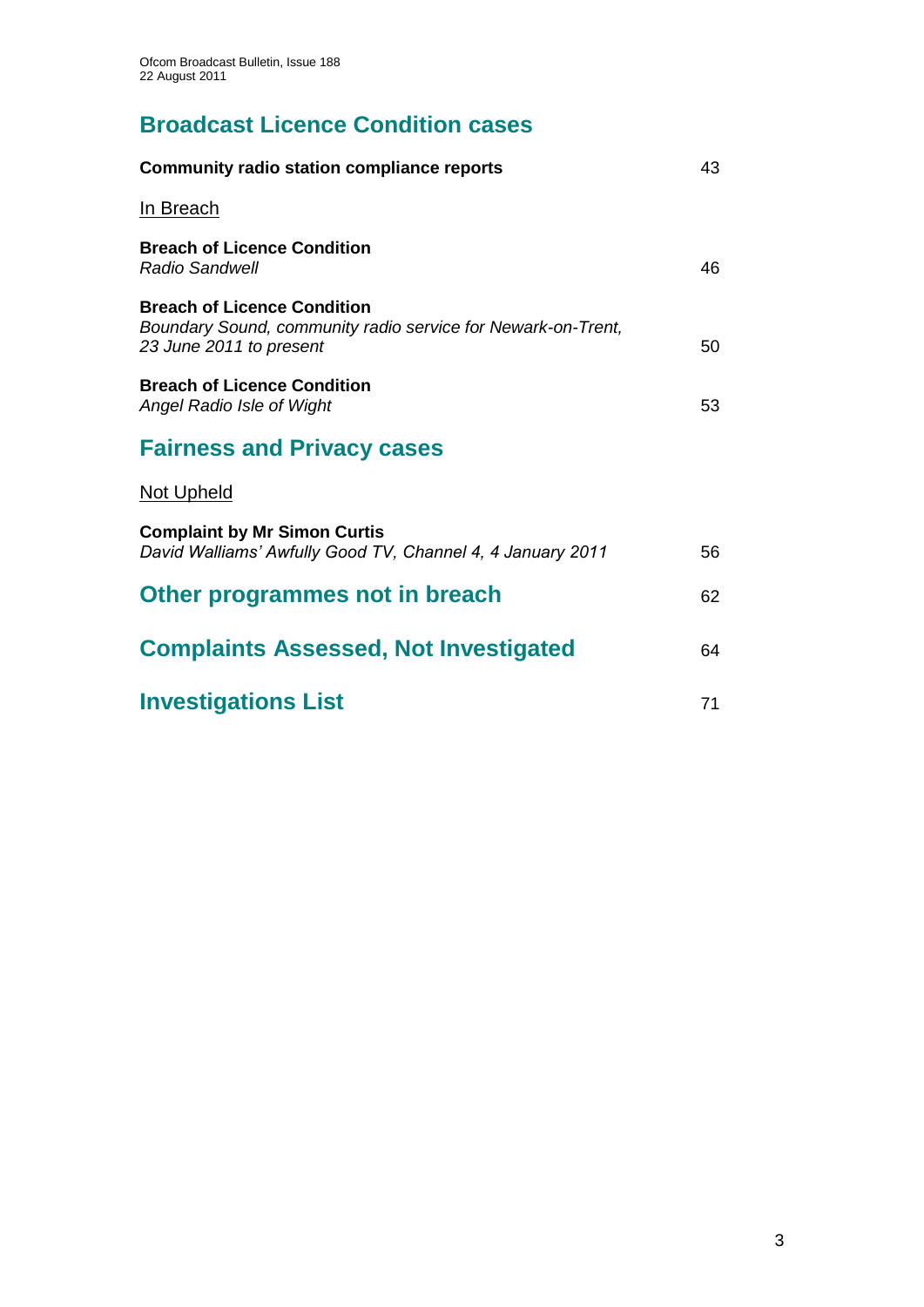## Broadcast Licence Condition cases

**Community radio station compliance reports** 43

In Breach

**Breach of Licence Condition**
*Radio Sandwell* 46

**Breach of Licence Condition**
*Boundary Sound, community radio service for Newark-on-Trent, 23 June 2011 to present* 50

**Breach of Licence Condition**
*Angel Radio Isle of Wight* 53

## Fairness and Privacy cases

Not Upheld

**Complaint by Mr Simon Curtis**
*David Walliams' Awfully Good TV, Channel 4, 4 January 2011* 56

## Other programmes not in breach 62

## Complaints Assessed, Not Investigated 64

## Investigations List 71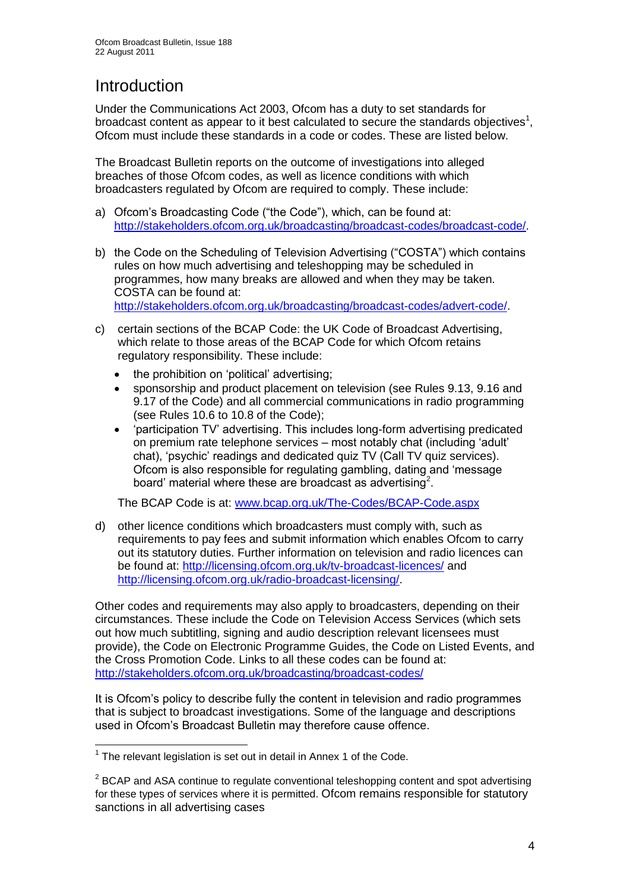# Introduction

Under the Communications Act 2003, Ofcom has a duty to set standards for broadcast content as appear to it best calculated to secure the standards objectives[1], Ofcom must include these standards in a code or codes. These are listed below.

The Broadcast Bulletin reports on the outcome of investigations into alleged breaches of those Ofcom codes, as well as licence conditions with which broadcasters regulated by Ofcom are required to comply. These include:

a) Ofcom's Broadcasting Code ("the Code"), which, can be found at: http://stakeholders.ofcom.org.uk/broadcasting/broadcast-codes/broadcast-code/.

b) the Code on the Scheduling of Television Advertising ("COSTA") which contains rules on how much advertising and teleshopping may be scheduled in programmes, how many breaks are allowed and when they may be taken. COSTA can be found at: http://stakeholders.ofcom.org.uk/broadcasting/broadcast-codes/advert-code/.

c) certain sections of the BCAP Code: the UK Code of Broadcast Advertising, which relate to those areas of the BCAP Code for which Ofcom retains regulatory responsibility. These include:

   - the prohibition on 'political' advertising;
   - sponsorship and product placement on television (see Rules 9.13, 9.16 and 9.17 of the Code) and all commercial communications in radio programming (see Rules 10.6 to 10.8 of the Code);
   - 'participation TV' advertising. This includes long-form advertising predicated on premium rate telephone services – most notably chat (including 'adult' chat), 'psychic' readings and dedicated quiz TV (Call TV quiz services). Ofcom is also responsible for regulating gambling, dating and 'message board' material where these are broadcast as advertising[2].

   The BCAP Code is at: www.bcap.org.uk/The-Codes/BCAP-Code.aspx

d) other licence conditions which broadcasters must comply with, such as requirements to pay fees and submit information which enables Ofcom to carry out its statutory duties. Further information on television and radio licences can be found at: http://licensing.ofcom.org.uk/tv-broadcast-licences/ and http://licensing.ofcom.org.uk/radio-broadcast-licensing/.

Other codes and requirements may also apply to broadcasters, depending on their circumstances. These include the Code on Television Access Services (which sets out how much subtitling, signing and audio description relevant licensees must provide), the Code on Electronic Programme Guides, the Code on Listed Events, and the Cross Promotion Code. Links to all these codes can be found at: http://stakeholders.ofcom.org.uk/broadcasting/broadcast-codes/

It is Ofcom's policy to describe fully the content in television and radio programmes that is subject to broadcast investigations. Some of the language and descriptions used in Ofcom's Broadcast Bulletin may therefore cause offence.

---

[1] The relevant legislation is set out in detail in Annex 1 of the Code.

[2] BCAP and ASA continue to regulate conventional teleshopping content and spot advertising for these types of services where it is permitted. Ofcom remains responsible for statutory sanctions in all advertising cases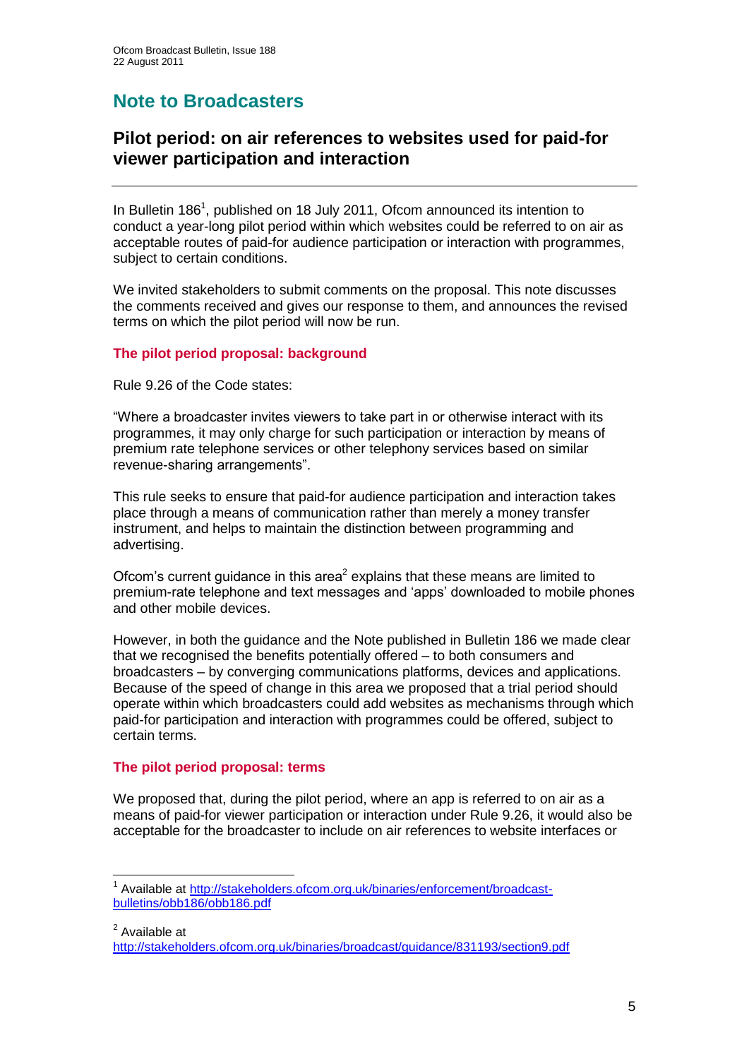# Note to Broadcasters

## Pilot period: on air references to websites used for paid-for viewer participation and interaction

In Bulletin 186[1], published on 18 July 2011, Ofcom announced its intention to conduct a year-long pilot period within which websites could be referred to on air as acceptable routes of paid-for audience participation or interaction with programmes, subject to certain conditions.

We invited stakeholders to submit comments on the proposal. This note discusses the comments received and gives our response to them, and announces the revised terms on which the pilot period will now be run.

### The pilot period proposal: background

Rule 9.26 of the Code states:

"Where a broadcaster invites viewers to take part in or otherwise interact with its programmes, it may only charge for such participation or interaction by means of premium rate telephone services or other telephony services based on similar revenue-sharing arrangements".

This rule seeks to ensure that paid-for audience participation and interaction takes place through a means of communication rather than merely a money transfer instrument, and helps to maintain the distinction between programming and advertising.

Ofcom's current guidance in this area[2] explains that these means are limited to premium-rate telephone and text messages and 'apps' downloaded to mobile phones and other mobile devices.

However, in both the guidance and the Note published in Bulletin 186 we made clear that we recognised the benefits potentially offered – to both consumers and broadcasters – by converging communications platforms, devices and applications. Because of the speed of change in this area we proposed that a trial period should operate within which broadcasters could add websites as mechanisms through which paid-for participation and interaction with programmes could be offered, subject to certain terms.

### The pilot period proposal: terms

We proposed that, during the pilot period, where an app is referred to on air as a means of paid-for viewer participation or interaction under Rule 9.26, it would also be acceptable for the broadcaster to include on air references to website interfaces or

---

[1] Available at http://stakeholders.ofcom.org.uk/binaries/enforcement/broadcast-bulletins/obb186/obb186.pdf

[2] Available at http://stakeholders.ofcom.org.uk/binaries/broadcast/guidance/831193/section9.pdf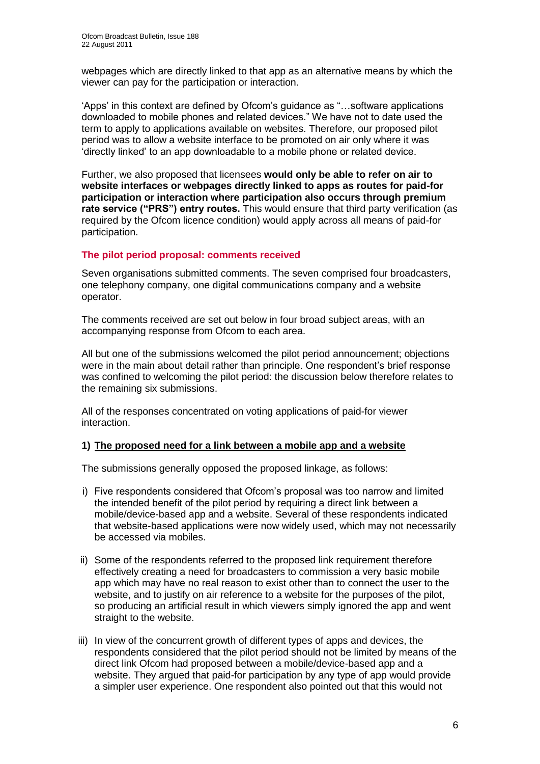webpages which are directly linked to that app as an alternative means by which the viewer can pay for the participation or interaction.

'Apps' in this context are defined by Ofcom's guidance as "…software applications downloaded to mobile phones and related devices." We have not to date used the term to apply to applications available on websites. Therefore, our proposed pilot period was to allow a website interface to be promoted on air only where it was 'directly linked' to an app downloadable to a mobile phone or related device.

Further, we also proposed that licensees **would only be able to refer on air to website interfaces or webpages directly linked to apps as routes for paid-for participation or interaction where participation also occurs through premium rate service ("PRS") entry routes.** This would ensure that third party verification (as required by the Ofcom licence condition) would apply across all means of paid-for participation.

### The pilot period proposal: comments received

Seven organisations submitted comments. The seven comprised four broadcasters, one telephony company, one digital communications company and a website operator.

The comments received are set out below in four broad subject areas, with an accompanying response from Ofcom to each area.

All but one of the submissions welcomed the pilot period announcement; objections were in the main about detail rather than principle. One respondent's brief response was confined to welcoming the pilot period: the discussion below therefore relates to the remaining six submissions.

All of the responses concentrated on voting applications of paid-for viewer interaction.

**1) The proposed need for a link between a mobile app and a website**

The submissions generally opposed the proposed linkage, as follows:

i) Five respondents considered that Ofcom's proposal was too narrow and limited the intended benefit of the pilot period by requiring a direct link between a mobile/device-based app and a website. Several of these respondents indicated that website-based applications were now widely used, which may not necessarily be accessed via mobiles.

ii) Some of the respondents referred to the proposed link requirement therefore effectively creating a need for broadcasters to commission a very basic mobile app which may have no real reason to exist other than to connect the user to the website, and to justify on air reference to a website for the purposes of the pilot, so producing an artificial result in which viewers simply ignored the app and went straight to the website.

iii) In view of the concurrent growth of different types of apps and devices, the respondents considered that the pilot period should not be limited by means of the direct link Ofcom had proposed between a mobile/device-based app and a website. They argued that paid-for participation by any type of app would provide a simpler user experience. One respondent also pointed out that this would not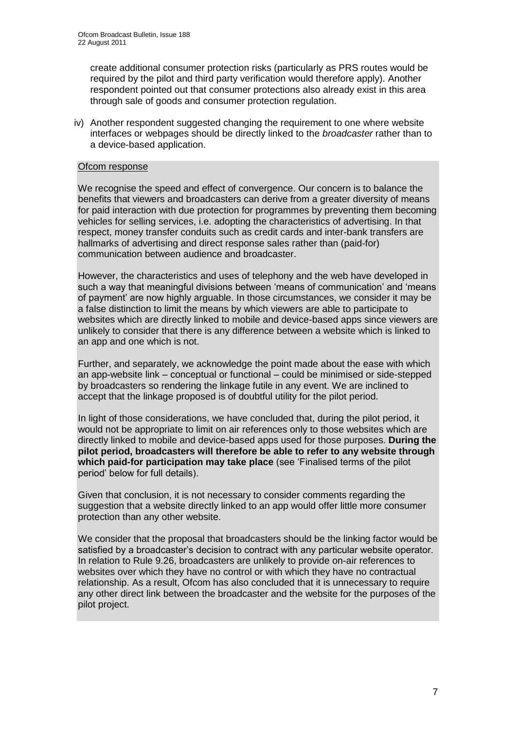create additional consumer protection risks (particularly as PRS routes would be required by the pilot and third party verification would therefore apply). Another respondent pointed out that consumer protections also already exist in this area through sale of goods and consumer protection regulation.

iv) Another respondent suggested changing the requirement to one where website interfaces or webpages should be directly linked to the *broadcaster* rather than to a device-based application.

Ofcom response

We recognise the speed and effect of convergence. Our concern is to balance the benefits that viewers and broadcasters can derive from a greater diversity of means for paid interaction with due protection for programmes by preventing them becoming vehicles for selling services, i.e. adopting the characteristics of advertising. In that respect, money transfer conduits such as credit cards and inter-bank transfers are hallmarks of advertising and direct response sales rather than (paid-for) communication between audience and broadcaster.

However, the characteristics and uses of telephony and the web have developed in such a way that meaningful divisions between 'means of communication' and 'means of payment' are now highly arguable. In those circumstances, we consider it may be a false distinction to limit the means by which viewers are able to participate to websites which are directly linked to mobile and device-based apps since viewers are unlikely to consider that there is any difference between a website which is linked to an app and one which is not.

Further, and separately, we acknowledge the point made about the ease with which an app-website link – conceptual or functional – could be minimised or side-stepped by broadcasters so rendering the linkage futile in any event. We are inclined to accept that the linkage proposed is of doubtful utility for the pilot period.

In light of those considerations, we have concluded that, during the pilot period, it would not be appropriate to limit on air references only to those websites which are directly linked to mobile and device-based apps used for those purposes. **During the pilot period, broadcasters will therefore be able to refer to any website through which paid-for participation may take place** (see 'Finalised terms of the pilot period' below for full details).

Given that conclusion, it is not necessary to consider comments regarding the suggestion that a website directly linked to an app would offer little more consumer protection than any other website.

We consider that the proposal that broadcasters should be the linking factor would be satisfied by a broadcaster's decision to contract with any particular website operator. In relation to Rule 9.26, broadcasters are unlikely to provide on-air references to websites over which they have no control or with which they have no contractual relationship. As a result, Ofcom has also concluded that it is unnecessary to require any other direct link between the broadcaster and the website for the purposes of the pilot project.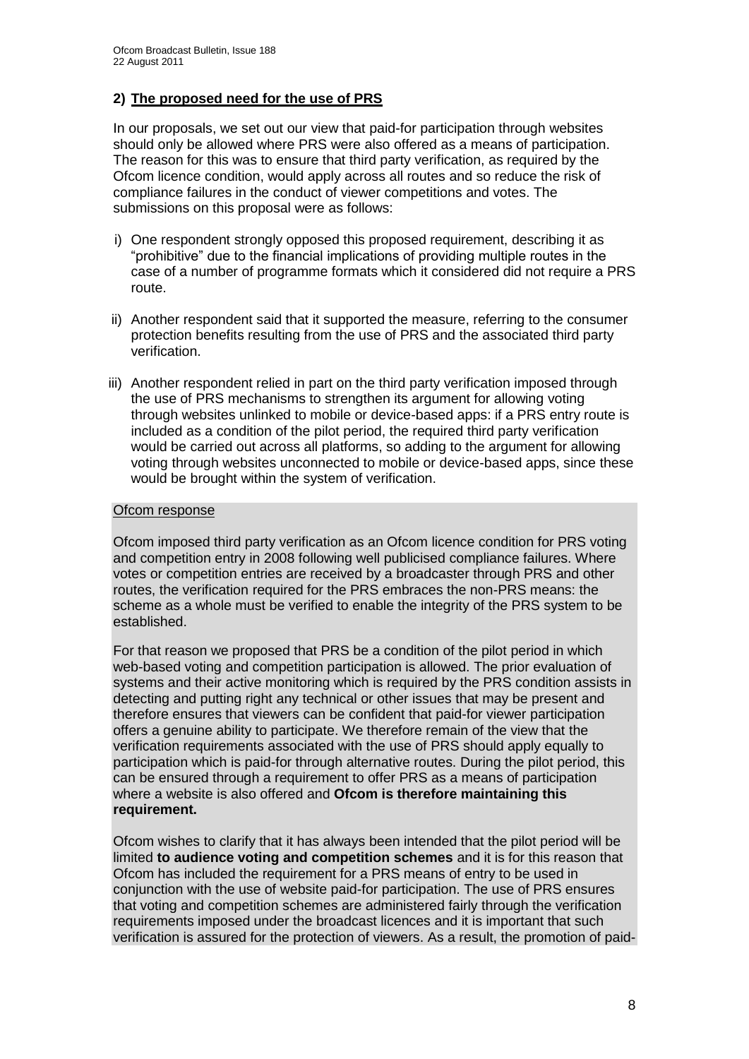## 2) The proposed need for the use of PRS

In our proposals, we set out our view that paid-for participation through websites should only be allowed where PRS were also offered as a means of participation. The reason for this was to ensure that third party verification, as required by the Ofcom licence condition, would apply across all routes and so reduce the risk of compliance failures in the conduct of viewer competitions and votes. The submissions on this proposal were as follows:

i) One respondent strongly opposed this proposed requirement, describing it as "prohibitive" due to the financial implications of providing multiple routes in the case of a number of programme formats which it considered did not require a PRS route.

ii) Another respondent said that it supported the measure, referring to the consumer protection benefits resulting from the use of PRS and the associated third party verification.

iii) Another respondent relied in part on the third party verification imposed through the use of PRS mechanisms to strengthen its argument for allowing voting through websites unlinked to mobile or device-based apps: if a PRS entry route is included as a condition of the pilot period, the required third party verification would be carried out across all platforms, so adding to the argument for allowing voting through websites unconnected to mobile or device-based apps, since these would be brought within the system of verification.

Ofcom response

Ofcom imposed third party verification as an Ofcom licence condition for PRS voting and competition entry in 2008 following well publicised compliance failures. Where votes or competition entries are received by a broadcaster through PRS and other routes, the verification required for the PRS embraces the non-PRS means: the scheme as a whole must be verified to enable the integrity of the PRS system to be established.

For that reason we proposed that PRS be a condition of the pilot period in which web-based voting and competition participation is allowed. The prior evaluation of systems and their active monitoring which is required by the PRS condition assists in detecting and putting right any technical or other issues that may be present and therefore ensures that viewers can be confident that paid-for viewer participation offers a genuine ability to participate. We therefore remain of the view that the verification requirements associated with the use of PRS should apply equally to participation which is paid-for through alternative routes. During the pilot period, this can be ensured through a requirement to offer PRS as a means of participation where a website is also offered and **Ofcom is therefore maintaining this requirement.**

Ofcom wishes to clarify that it has always been intended that the pilot period will be limited **to audience voting and competition schemes** and it is for this reason that Ofcom has included the requirement for a PRS means of entry to be used in conjunction with the use of website paid-for participation. The use of PRS ensures that voting and competition schemes are administered fairly through the verification requirements imposed under the broadcast licences and it is important that such verification is assured for the protection of viewers. As a result, the promotion of paid-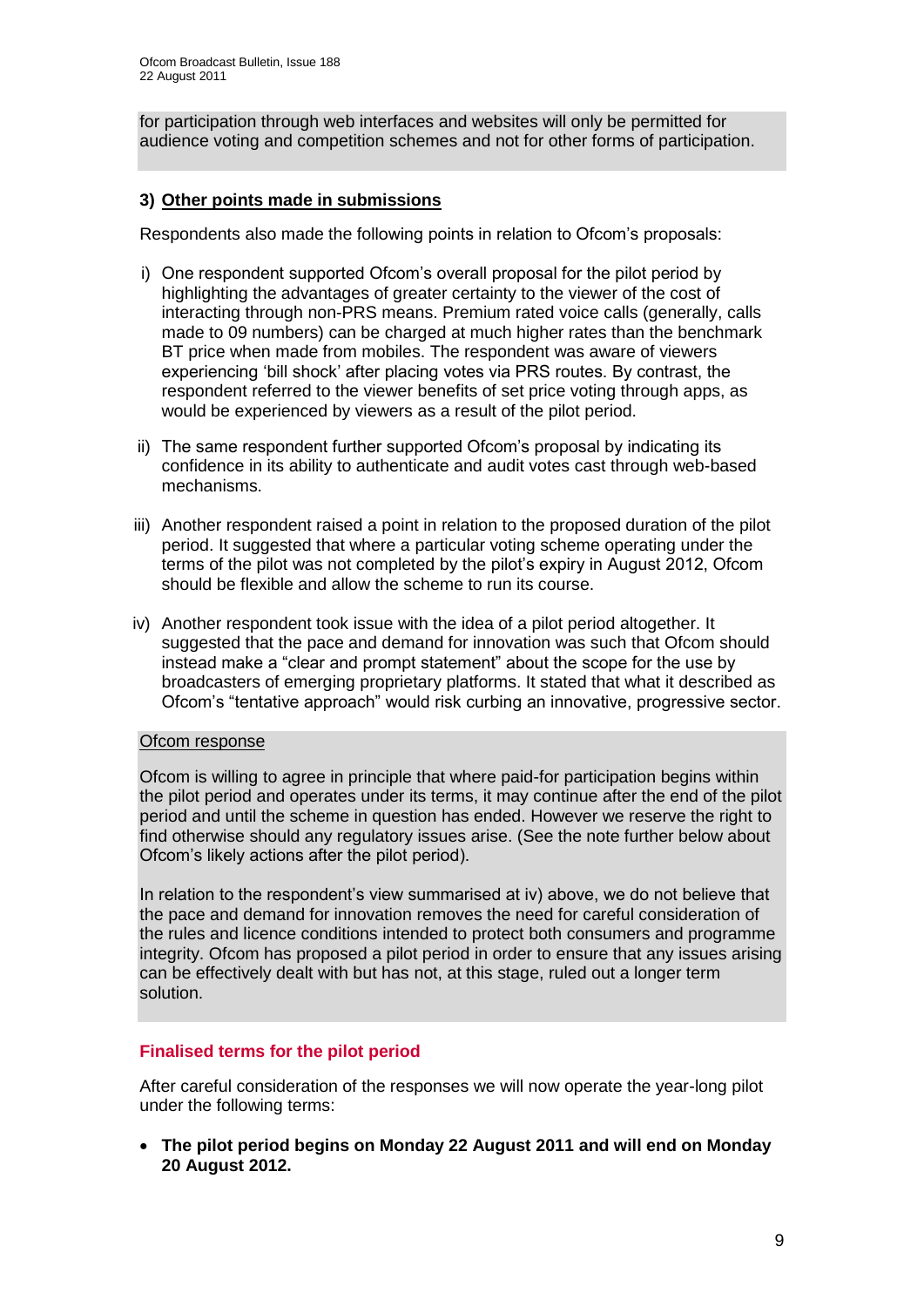for participation through web interfaces and websites will only be permitted for audience voting and competition schemes and not for other forms of participation.

### 3) Other points made in submissions

Respondents also made the following points in relation to Ofcom's proposals:

i) One respondent supported Ofcom's overall proposal for the pilot period by highlighting the advantages of greater certainty to the viewer of the cost of interacting through non-PRS means. Premium rated voice calls (generally, calls made to 09 numbers) can be charged at much higher rates than the benchmark BT price when made from mobiles. The respondent was aware of viewers experiencing 'bill shock' after placing votes via PRS routes. By contrast, the respondent referred to the viewer benefits of set price voting through apps, as would be experienced by viewers as a result of the pilot period.

ii) The same respondent further supported Ofcom's proposal by indicating its confidence in its ability to authenticate and audit votes cast through web-based mechanisms.

iii) Another respondent raised a point in relation to the proposed duration of the pilot period. It suggested that where a particular voting scheme operating under the terms of the pilot was not completed by the pilot's expiry in August 2012, Ofcom should be flexible and allow the scheme to run its course.

iv) Another respondent took issue with the idea of a pilot period altogether. It suggested that the pace and demand for innovation was such that Ofcom should instead make a "clear and prompt statement" about the scope for the use by broadcasters of emerging proprietary platforms. It stated that what it described as Ofcom's "tentative approach" would risk curbing an innovative, progressive sector.

Ofcom response

Ofcom is willing to agree in principle that where paid-for participation begins within the pilot period and operates under its terms, it may continue after the end of the pilot period and until the scheme in question has ended. However we reserve the right to find otherwise should any regulatory issues arise. (See the note further below about Ofcom's likely actions after the pilot period).

In relation to the respondent's view summarised at iv) above, we do not believe that the pace and demand for innovation removes the need for careful consideration of the rules and licence conditions intended to protect both consumers and programme integrity. Ofcom has proposed a pilot period in order to ensure that any issues arising can be effectively dealt with but has not, at this stage, ruled out a longer term solution.

## Finalised terms for the pilot period

After careful consideration of the responses we will now operate the year-long pilot under the following terms:

- **The pilot period begins on Monday 22 August 2011 and will end on Monday 20 August 2012.**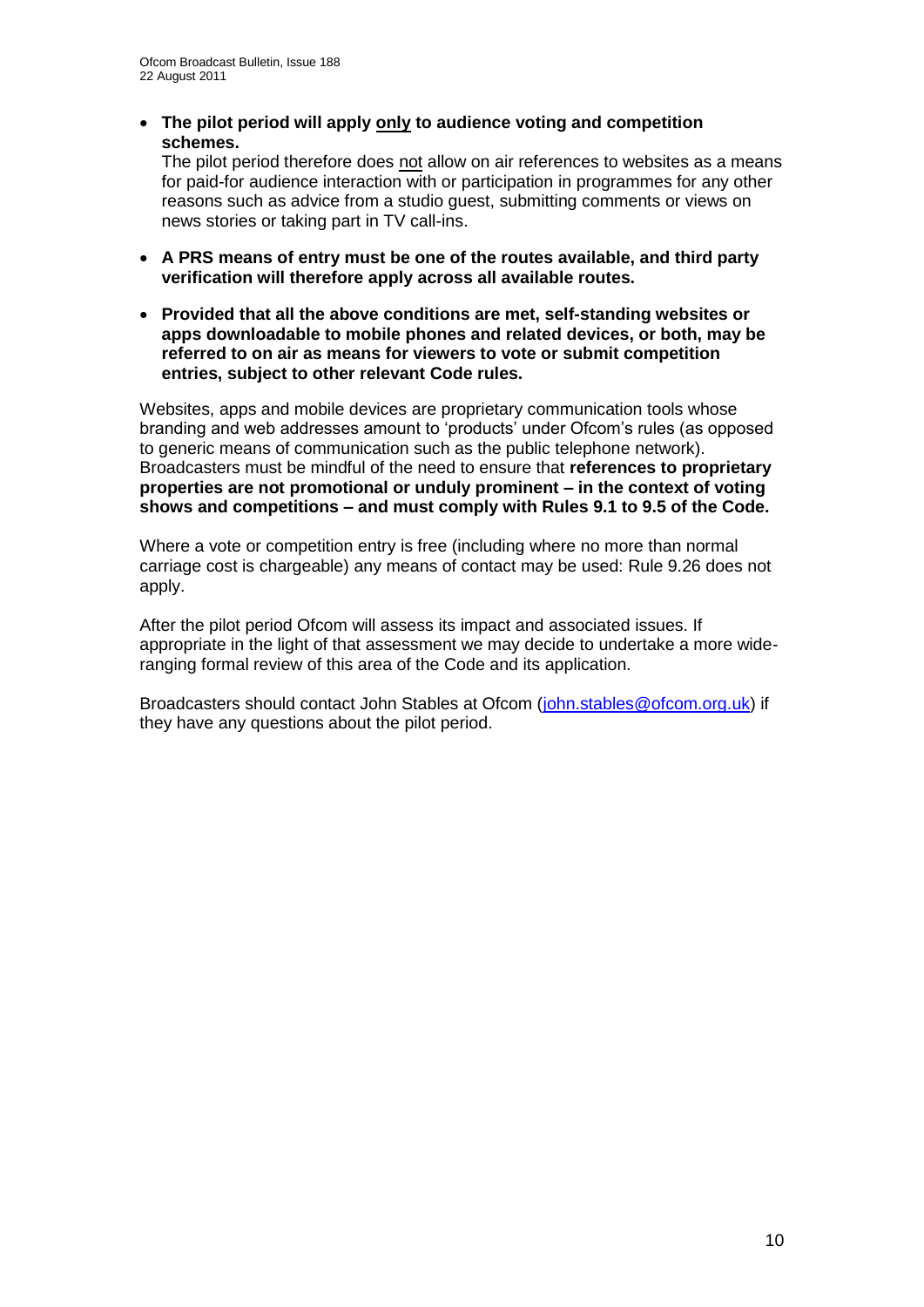- **The pilot period will apply only to audience voting and competition schemes.**
  The pilot period therefore does not allow on air references to websites as a means for paid-for audience interaction with or participation in programmes for any other reasons such as advice from a studio guest, submitting comments or views on news stories or taking part in TV call-ins.

- **A PRS means of entry must be one of the routes available, and third party verification will therefore apply across all available routes.**

- **Provided that all the above conditions are met, self-standing websites or apps downloadable to mobile phones and related devices, or both, may be referred to on air as means for viewers to vote or submit competition entries, subject to other relevant Code rules.**

Websites, apps and mobile devices are proprietary communication tools whose branding and web addresses amount to 'products' under Ofcom's rules (as opposed to generic means of communication such as the public telephone network). Broadcasters must be mindful of the need to ensure that **references to proprietary properties are not promotional or unduly prominent – in the context of voting shows and competitions – and must comply with Rules 9.1 to 9.5 of the Code.**

Where a vote or competition entry is free (including where no more than normal carriage cost is chargeable) any means of contact may be used: Rule 9.26 does not apply.

After the pilot period Ofcom will assess its impact and associated issues. If appropriate in the light of that assessment we may decide to undertake a more wide-ranging formal review of this area of the Code and its application.

Broadcasters should contact John Stables at Ofcom (john.stables@ofcom.org.uk) if they have any questions about the pilot period.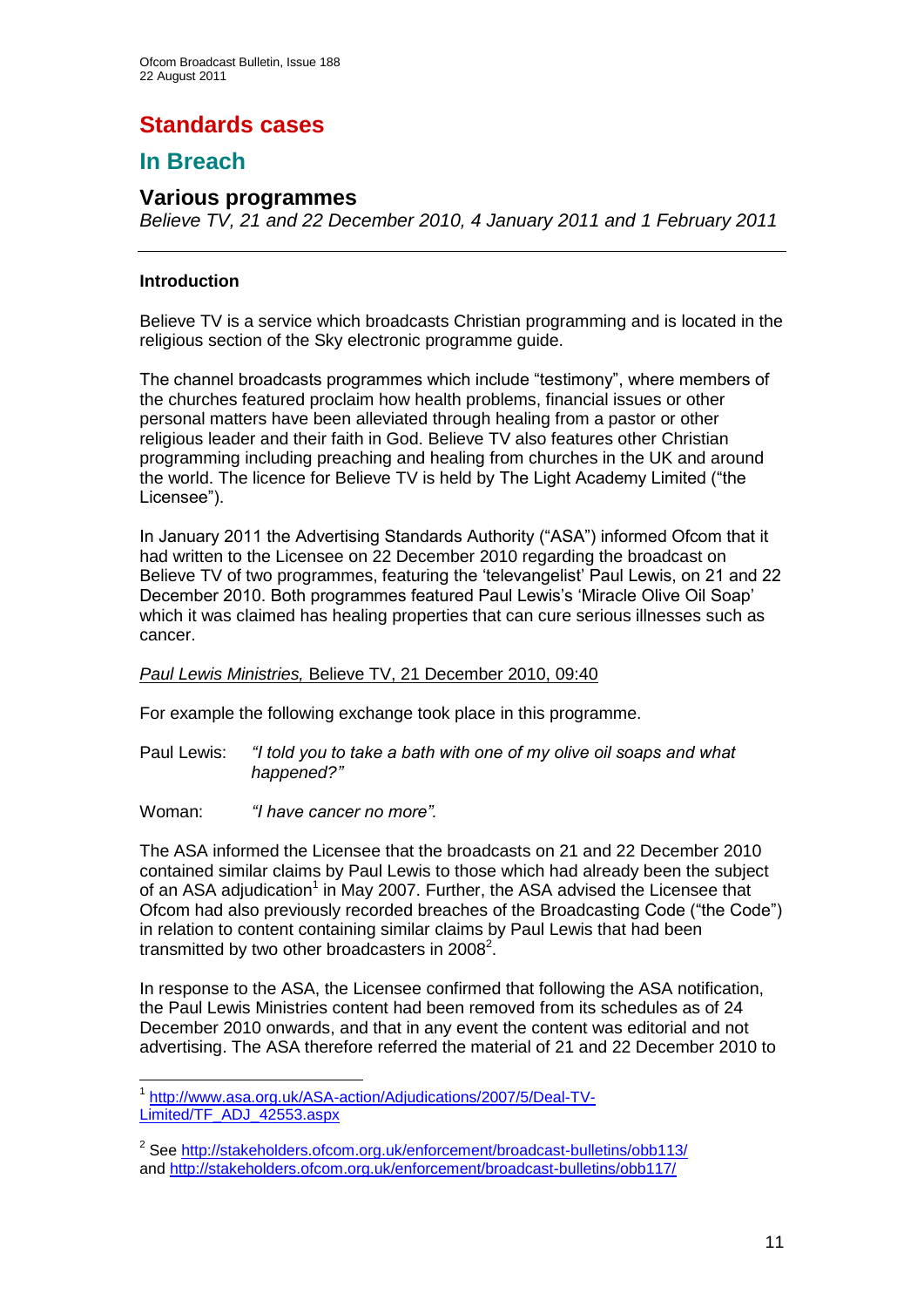# Standards cases

## In Breach

### Various programmes

*Believe TV, 21 and 22 December 2010, 4 January 2011 and 1 February 2011*

---

**Introduction**

Believe TV is a service which broadcasts Christian programming and is located in the religious section of the Sky electronic programme guide.

The channel broadcasts programmes which include "testimony", where members of the churches featured proclaim how health problems, financial issues or other personal matters have been alleviated through healing from a pastor or other religious leader and their faith in God. Believe TV also features other Christian programming including preaching and healing from churches in the UK and around the world. The licence for Believe TV is held by The Light Academy Limited ("the Licensee").

In January 2011 the Advertising Standards Authority ("ASA") informed Ofcom that it had written to the Licensee on 22 December 2010 regarding the broadcast on Believe TV of two programmes, featuring the 'televangelist' Paul Lewis, on 21 and 22 December 2010. Both programmes featured Paul Lewis's 'Miracle Olive Oil Soap' which it was claimed has healing properties that can cure serious illnesses such as cancer.

*Paul Lewis Ministries,* Believe TV, 21 December 2010, 09:40

For example the following exchange took place in this programme.

Paul Lewis: *"I told you to take a bath with one of my olive oil soaps and what happened?"*

Woman: *"I have cancer no more".*

The ASA informed the Licensee that the broadcasts on 21 and 22 December 2010 contained similar claims by Paul Lewis to those which had already been the subject of an ASA adjudication[1] in May 2007. Further, the ASA advised the Licensee that Ofcom had also previously recorded breaches of the Broadcasting Code ("the Code") in relation to content containing similar claims by Paul Lewis that had been transmitted by two other broadcasters in 2008[2].

In response to the ASA, the Licensee confirmed that following the ASA notification, the Paul Lewis Ministries content had been removed from its schedules as of 24 December 2010 onwards, and that in any event the content was editorial and not advertising. The ASA therefore referred the material of 21 and 22 December 2010 to

---

[1] http://www.asa.org.uk/ASA-action/Adjudications/2007/5/Deal-TV-Limited/TF_ADJ_42553.aspx

[2] See http://stakeholders.ofcom.org.uk/enforcement/broadcast-bulletins/obb113/ and http://stakeholders.ofcom.org.uk/enforcement/broadcast-bulletins/obb117/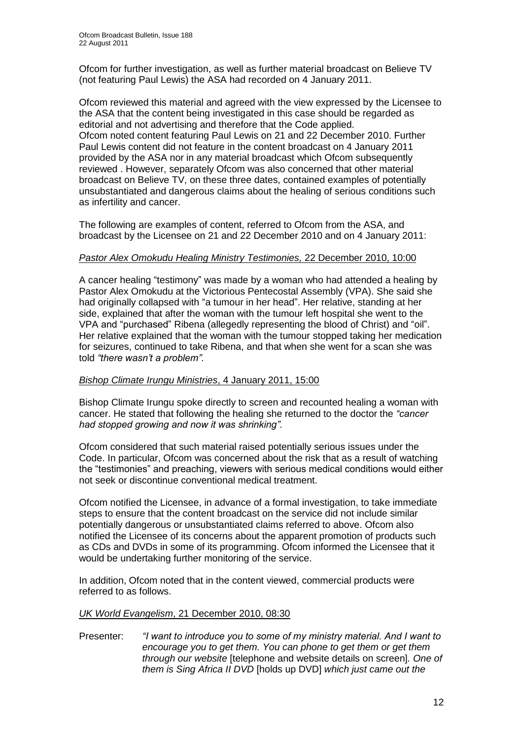Ofcom for further investigation, as well as further material broadcast on Believe TV (not featuring Paul Lewis) the ASA had recorded on 4 January 2011.

Ofcom reviewed this material and agreed with the view expressed by the Licensee to the ASA that the content being investigated in this case should be regarded as editorial and not advertising and therefore that the Code applied.
Ofcom noted content featuring Paul Lewis on 21 and 22 December 2010. Further Paul Lewis content did not feature in the content broadcast on 4 January 2011 provided by the ASA nor in any material broadcast which Ofcom subsequently reviewed . However, separately Ofcom was also concerned that other material broadcast on Believe TV, on these three dates, contained examples of potentially unsubstantiated and dangerous claims about the healing of serious conditions such as infertility and cancer.

The following are examples of content, referred to Ofcom from the ASA, and broadcast by the Licensee on 21 and 22 December 2010 and on 4 January 2011:

*Pastor Alex Omokudu Healing Ministry Testimonies,* 22 December 2010, 10:00

A cancer healing "testimony" was made by a woman who had attended a healing by Pastor Alex Omokudu at the Victorious Pentecostal Assembly (VPA). She said she had originally collapsed with "a tumour in her head". Her relative, standing at her side, explained that after the woman with the tumour left hospital she went to the VPA and "purchased" Ribena (allegedly representing the blood of Christ) and "oil". Her relative explained that the woman with the tumour stopped taking her medication for seizures, continued to take Ribena, and that when she went for a scan she was told *"there wasn't a problem"*.

*Bishop Climate Irungu Ministries*, 4 January 2011, 15:00

Bishop Climate Irungu spoke directly to screen and recounted healing a woman with cancer. He stated that following the healing she returned to the doctor the *"cancer had stopped growing and now it was shrinking"*.

Ofcom considered that such material raised potentially serious issues under the Code. In particular, Ofcom was concerned about the risk that as a result of watching the "testimonies" and preaching, viewers with serious medical conditions would either not seek or discontinue conventional medical treatment.

Ofcom notified the Licensee, in advance of a formal investigation, to take immediate steps to ensure that the content broadcast on the service did not include similar potentially dangerous or unsubstantiated claims referred to above. Ofcom also notified the Licensee of its concerns about the apparent promotion of products such as CDs and DVDs in some of its programming. Ofcom informed the Licensee that it would be undertaking further monitoring of the service.

In addition, Ofcom noted that in the content viewed, commercial products were referred to as follows.

*UK World Evangelism*, 21 December 2010, 08:30

Presenter: *"I want to introduce you to some of my ministry material. And I want to encourage you to get them. You can phone to get them or get them through our website* [telephone and website details on screen]*. One of them is Sing Africa II DVD* [holds up DVD] *which just came out the*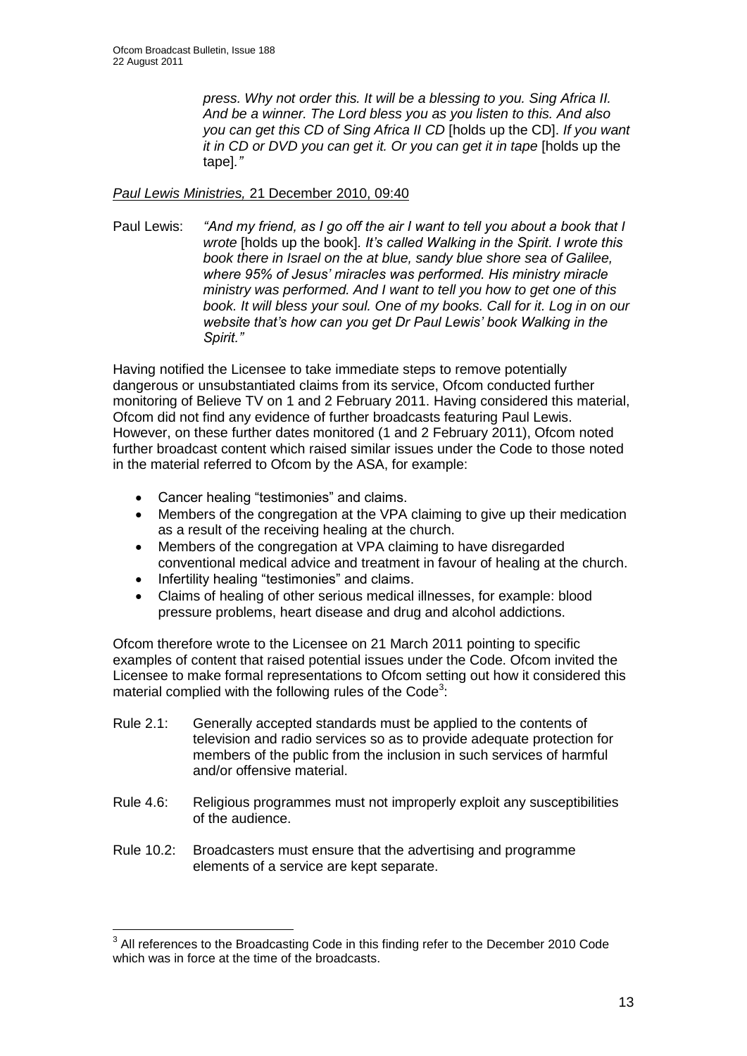> *press. Why not order this. It will be a blessing to you. Sing Africa II. And be a winner. The Lord bless you as you listen to this. And also you can get this CD of Sing Africa II CD* [holds up the CD]. *If you want it in CD or DVD you can get it. Or you can get it in tape* [holds up the tape]*."*

*Paul Lewis Ministries,* 21 December 2010, 09:40

Paul Lewis: *"And my friend, as I go off the air I want to tell you about a book that I wrote* [holds up the book]*. It's called Walking in the Spirit. I wrote this book there in Israel on the at blue, sandy blue shore sea of Galilee, where 95% of Jesus' miracles was performed. His ministry miracle ministry was performed. And I want to tell you how to get one of this book. It will bless your soul. One of my books. Call for it. Log in on our website that's how can you get Dr Paul Lewis' book Walking in the Spirit."*

Having notified the Licensee to take immediate steps to remove potentially dangerous or unsubstantiated claims from its service, Ofcom conducted further monitoring of Believe TV on 1 and 2 February 2011. Having considered this material, Ofcom did not find any evidence of further broadcasts featuring Paul Lewis. However, on these further dates monitored (1 and 2 February 2011), Ofcom noted further broadcast content which raised similar issues under the Code to those noted in the material referred to Ofcom by the ASA, for example:

- Cancer healing "testimonies" and claims.
- Members of the congregation at the VPA claiming to give up their medication as a result of the receiving healing at the church.
- Members of the congregation at VPA claiming to have disregarded conventional medical advice and treatment in favour of healing at the church.
- Infertility healing "testimonies" and claims.
- Claims of healing of other serious medical illnesses, for example: blood pressure problems, heart disease and drug and alcohol addictions.

Ofcom therefore wrote to the Licensee on 21 March 2011 pointing to specific examples of content that raised potential issues under the Code. Ofcom invited the Licensee to make formal representations to Ofcom setting out how it considered this material complied with the following rules of the Code[3]:

Rule 2.1: Generally accepted standards must be applied to the contents of television and radio services so as to provide adequate protection for members of the public from the inclusion in such services of harmful and/or offensive material.

Rule 4.6: Religious programmes must not improperly exploit any susceptibilities of the audience.

Rule 10.2: Broadcasters must ensure that the advertising and programme elements of a service are kept separate.

---

[3] All references to the Broadcasting Code in this finding refer to the December 2010 Code which was in force at the time of the broadcasts.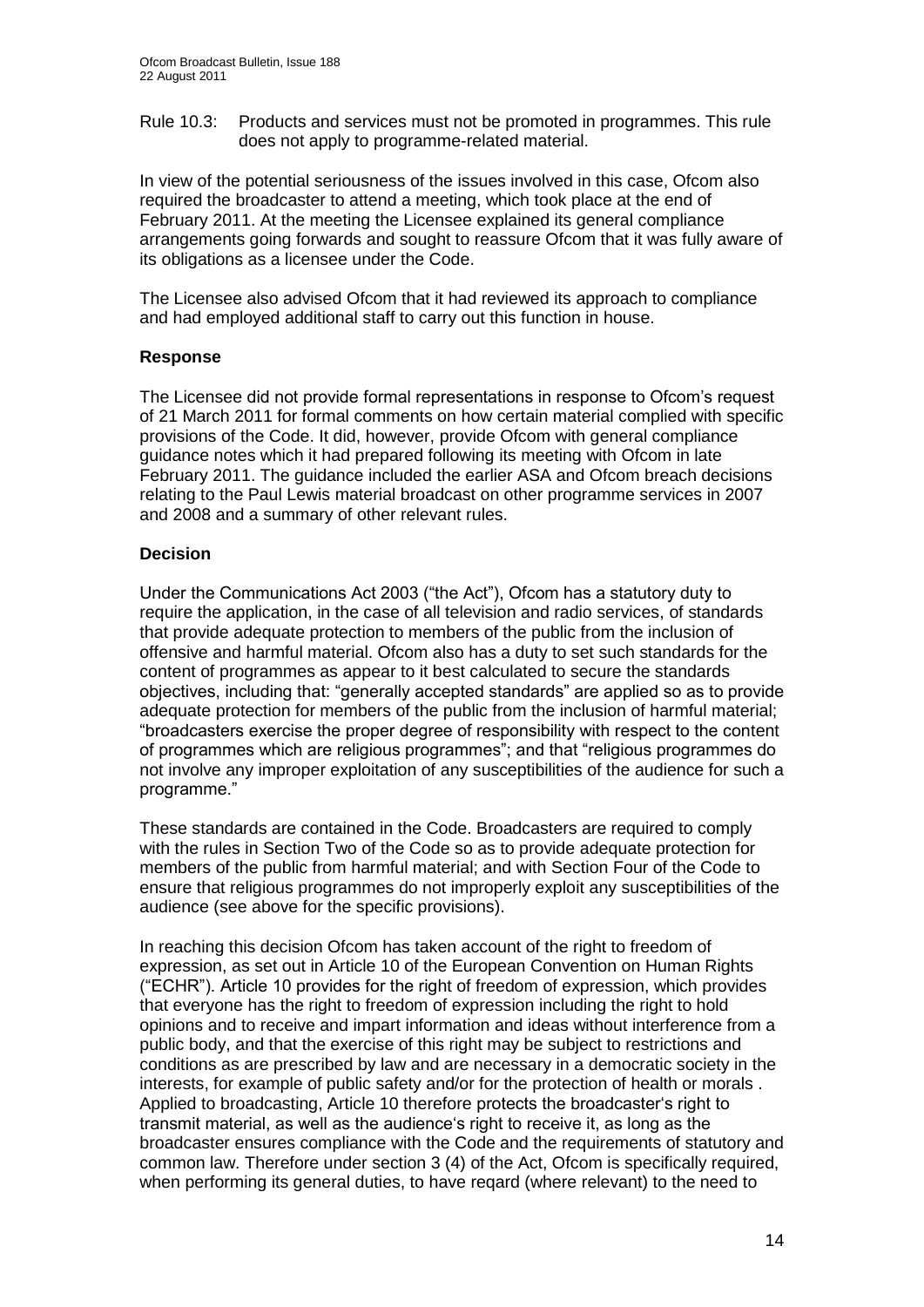Rule 10.3: Products and services must not be promoted in programmes. This rule does not apply to programme-related material.

In view of the potential seriousness of the issues involved in this case, Ofcom also required the broadcaster to attend a meeting, which took place at the end of February 2011. At the meeting the Licensee explained its general compliance arrangements going forwards and sought to reassure Ofcom that it was fully aware of its obligations as a licensee under the Code.

The Licensee also advised Ofcom that it had reviewed its approach to compliance and had employed additional staff to carry out this function in house.

**Response**

The Licensee did not provide formal representations in response to Ofcom's request of 21 March 2011 for formal comments on how certain material complied with specific provisions of the Code. It did, however, provide Ofcom with general compliance guidance notes which it had prepared following its meeting with Ofcom in late February 2011. The guidance included the earlier ASA and Ofcom breach decisions relating to the Paul Lewis material broadcast on other programme services in 2007 and 2008 and a summary of other relevant rules.

**Decision**

Under the Communications Act 2003 ("the Act"), Ofcom has a statutory duty to require the application, in the case of all television and radio services, of standards that provide adequate protection to members of the public from the inclusion of offensive and harmful material. Ofcom also has a duty to set such standards for the content of programmes as appear to it best calculated to secure the standards objectives, including that: "generally accepted standards" are applied so as to provide adequate protection for members of the public from the inclusion of harmful material; "broadcasters exercise the proper degree of responsibility with respect to the content of programmes which are religious programmes"; and that "religious programmes do not involve any improper exploitation of any susceptibilities of the audience for such a programme."

These standards are contained in the Code. Broadcasters are required to comply with the rules in Section Two of the Code so as to provide adequate protection for members of the public from harmful material; and with Section Four of the Code to ensure that religious programmes do not improperly exploit any susceptibilities of the audience (see above for the specific provisions).

In reaching this decision Ofcom has taken account of the right to freedom of expression, as set out in Article 10 of the European Convention on Human Rights ("ECHR"). Article 10 provides for the right of freedom of expression, which provides that everyone has the right to freedom of expression including the right to hold opinions and to receive and impart information and ideas without interference from a public body, and that the exercise of this right may be subject to restrictions and conditions as are prescribed by law and are necessary in a democratic society in the interests, for example of public safety and/or for the protection of health or morals . Applied to broadcasting, Article 10 therefore protects the broadcaster's right to transmit material, as well as the audience's right to receive it, as long as the broadcaster ensures compliance with the Code and the requirements of statutory and common law. Therefore under section 3 (4) of the Act, Ofcom is specifically required, when performing its general duties, to have regard (where relevant) to the need to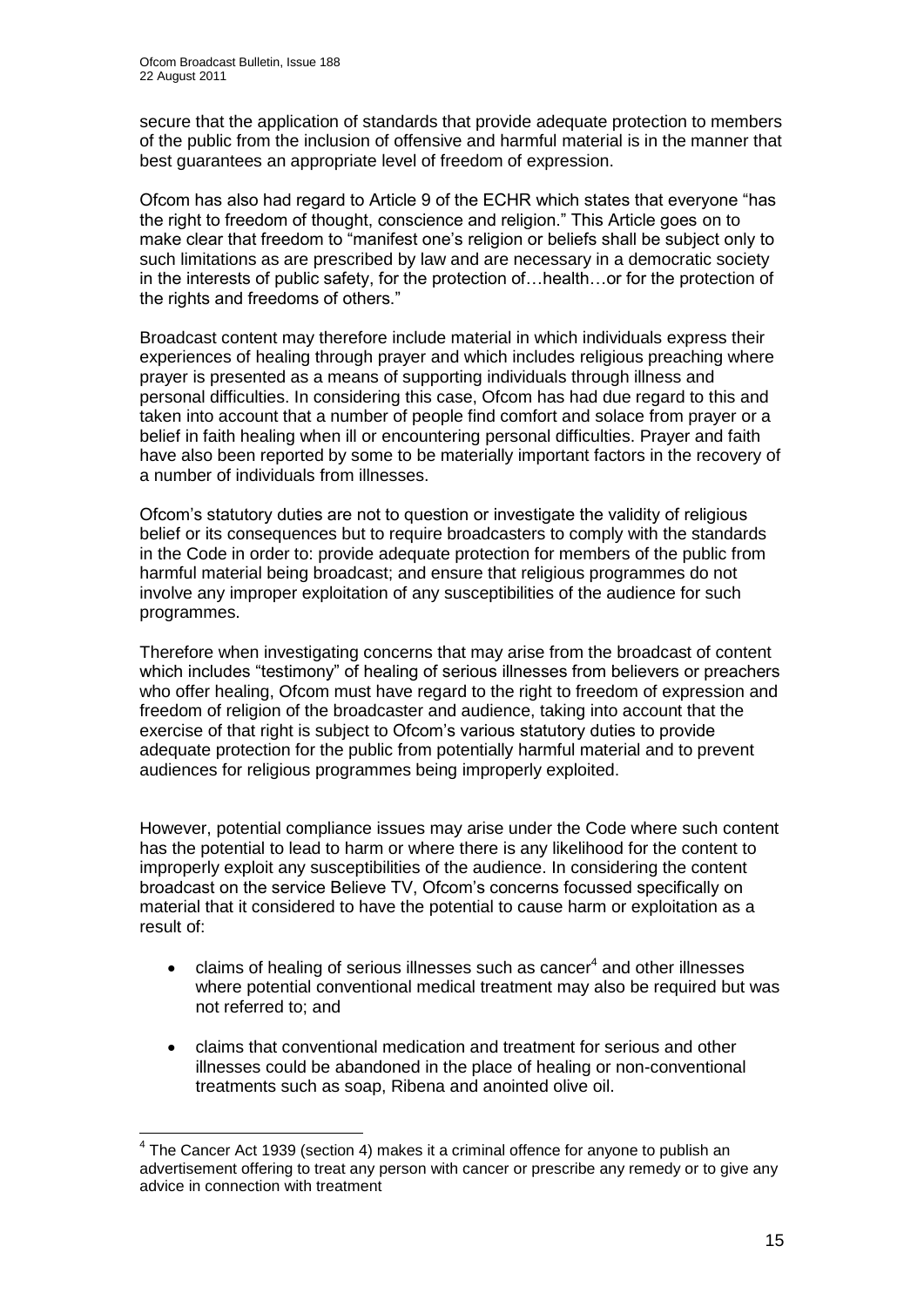secure that the application of standards that provide adequate protection to members of the public from the inclusion of offensive and harmful material is in the manner that best guarantees an appropriate level of freedom of expression.

Ofcom has also had regard to Article 9 of the ECHR which states that everyone "has the right to freedom of thought, conscience and religion." This Article goes on to make clear that freedom to "manifest one's religion or beliefs shall be subject only to such limitations as are prescribed by law and are necessary in a democratic society in the interests of public safety, for the protection of…health…or for the protection of the rights and freedoms of others."

Broadcast content may therefore include material in which individuals express their experiences of healing through prayer and which includes religious preaching where prayer is presented as a means of supporting individuals through illness and personal difficulties. In considering this case, Ofcom has had due regard to this and taken into account that a number of people find comfort and solace from prayer or a belief in faith healing when ill or encountering personal difficulties. Prayer and faith have also been reported by some to be materially important factors in the recovery of a number of individuals from illnesses.

Ofcom's statutory duties are not to question or investigate the validity of religious belief or its consequences but to require broadcasters to comply with the standards in the Code in order to: provide adequate protection for members of the public from harmful material being broadcast; and ensure that religious programmes do not involve any improper exploitation of any susceptibilities of the audience for such programmes.

Therefore when investigating concerns that may arise from the broadcast of content which includes "testimony" of healing of serious illnesses from believers or preachers who offer healing, Ofcom must have regard to the right to freedom of expression and freedom of religion of the broadcaster and audience, taking into account that the exercise of that right is subject to Ofcom's various statutory duties to provide adequate protection for the public from potentially harmful material and to prevent audiences for religious programmes being improperly exploited.

However, potential compliance issues may arise under the Code where such content has the potential to lead to harm or where there is any likelihood for the content to improperly exploit any susceptibilities of the audience. In considering the content broadcast on the service Believe TV, Ofcom's concerns focussed specifically on material that it considered to have the potential to cause harm or exploitation as a result of:

- claims of healing of serious illnesses such as cancer[4] and other illnesses where potential conventional medical treatment may also be required but was not referred to; and
- claims that conventional medication and treatment for serious and other illnesses could be abandoned in the place of healing or non-conventional treatments such as soap, Ribena and anointed olive oil.

[4] The Cancer Act 1939 (section 4) makes it a criminal offence for anyone to publish an advertisement offering to treat any person with cancer or prescribe any remedy or to give any advice in connection with treatment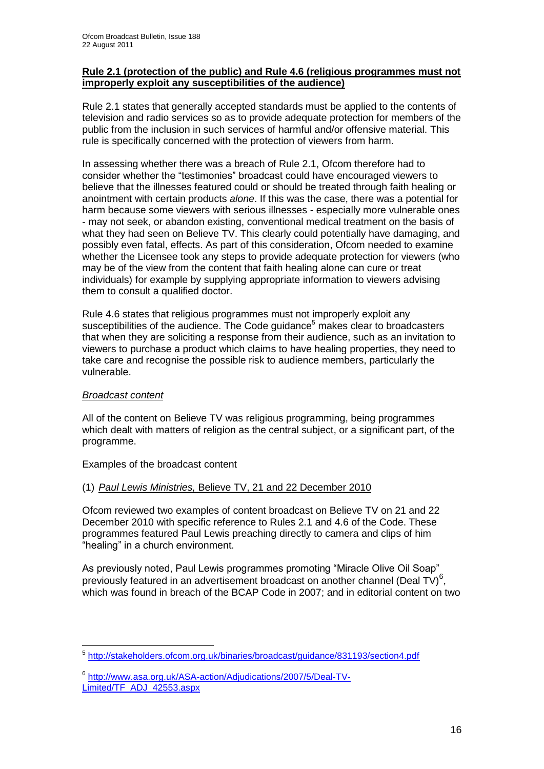**Rule 2.1 (protection of the public) and Rule 4.6 (religious programmes must not improperly exploit any susceptibilities of the audience)**

Rule 2.1 states that generally accepted standards must be applied to the contents of television and radio services so as to provide adequate protection for members of the public from the inclusion in such services of harmful and/or offensive material. This rule is specifically concerned with the protection of viewers from harm.

In assessing whether there was a breach of Rule 2.1, Ofcom therefore had to consider whether the "testimonies" broadcast could have encouraged viewers to believe that the illnesses featured could or should be treated through faith healing or anointment with certain products *alone*. If this was the case, there was a potential for harm because some viewers with serious illnesses - especially more vulnerable ones - may not seek, or abandon existing, conventional medical treatment on the basis of what they had seen on Believe TV. This clearly could potentially have damaging, and possibly even fatal, effects. As part of this consideration, Ofcom needed to examine whether the Licensee took any steps to provide adequate protection for viewers (who may be of the view from the content that faith healing alone can cure or treat individuals) for example by supplying appropriate information to viewers advising them to consult a qualified doctor.

Rule 4.6 states that religious programmes must not improperly exploit any susceptibilities of the audience. The Code guidance[5] makes clear to broadcasters that when they are soliciting a response from their audience, such as an invitation to viewers to purchase a product which claims to have healing properties, they need to take care and recognise the possible risk to audience members, particularly the vulnerable.

*Broadcast content*

All of the content on Believe TV was religious programming, being programmes which dealt with matters of religion as the central subject, or a significant part, of the programme.

Examples of the broadcast content

(1) *Paul Lewis Ministries,* Believe TV, 21 and 22 December 2010

Ofcom reviewed two examples of content broadcast on Believe TV on 21 and 22 December 2010 with specific reference to Rules 2.1 and 4.6 of the Code. These programmes featured Paul Lewis preaching directly to camera and clips of him "healing" in a church environment.

As previously noted, Paul Lewis programmes promoting "Miracle Olive Oil Soap" previously featured in an advertisement broadcast on another channel (Deal TV)[6], which was found in breach of the BCAP Code in 2007; and in editorial content on two

---

[5] http://stakeholders.ofcom.org.uk/binaries/broadcast/guidance/831193/section4.pdf

[6] http://www.asa.org.uk/ASA-action/Adjudications/2007/5/Deal-TV-Limited/TF_ADJ_42553.aspx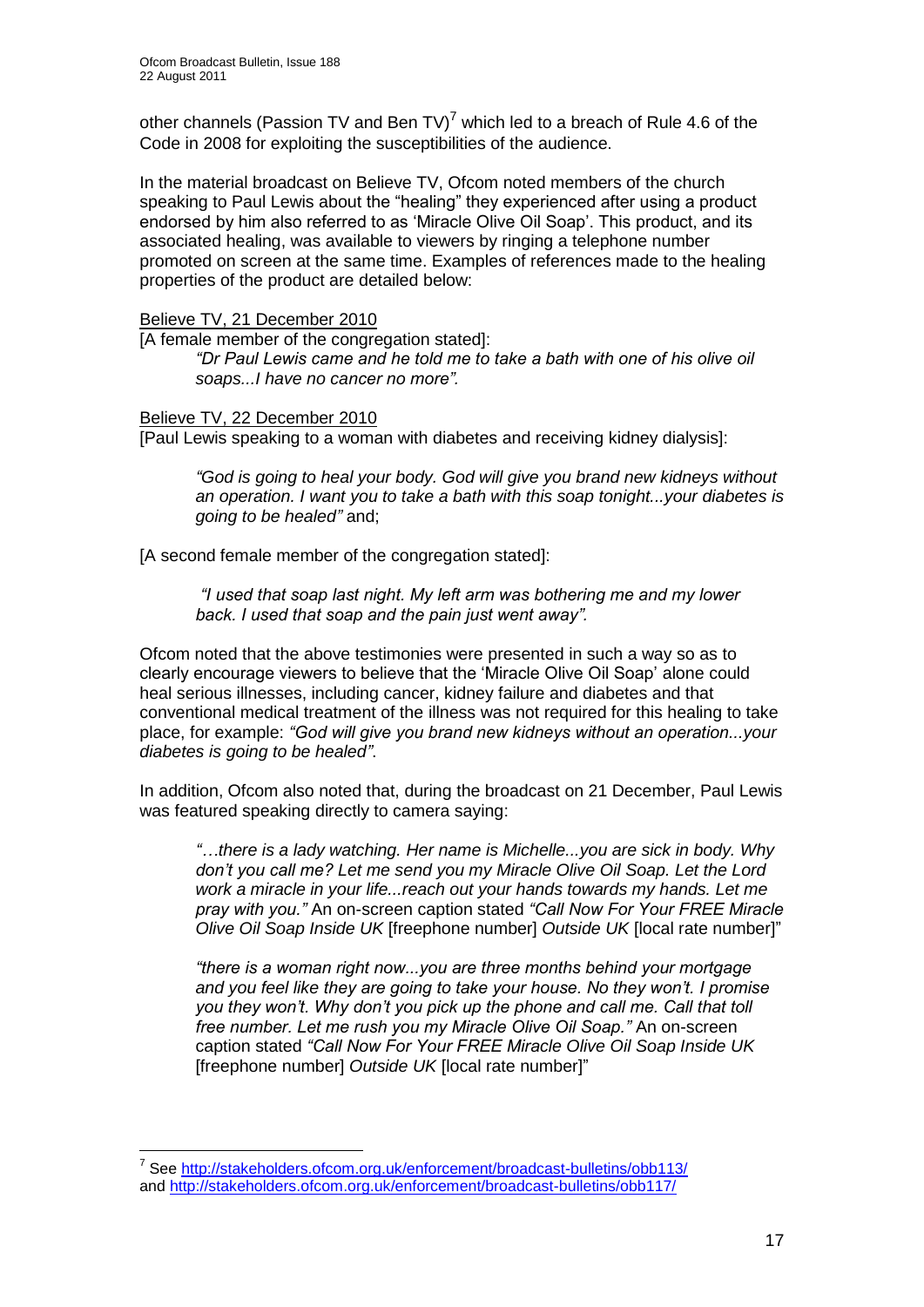other channels (Passion TV and Ben TV)[7] which led to a breach of Rule 4.6 of the Code in 2008 for exploiting the susceptibilities of the audience.

In the material broadcast on Believe TV, Ofcom noted members of the church speaking to Paul Lewis about the "healing" they experienced after using a product endorsed by him also referred to as 'Miracle Olive Oil Soap'. This product, and its associated healing, was available to viewers by ringing a telephone number promoted on screen at the same time. Examples of references made to the healing properties of the product are detailed below:

Believe TV, 21 December 2010

[A female member of the congregation stated]:

> *"Dr Paul Lewis came and he told me to take a bath with one of his olive oil soaps...I have no cancer no more".*

Believe TV, 22 December 2010

[Paul Lewis speaking to a woman with diabetes and receiving kidney dialysis]:

> *"God is going to heal your body. God will give you brand new kidneys without an operation. I want you to take a bath with this soap tonight...your diabetes is going to be healed"* and;

[A second female member of the congregation stated]:

> *"I used that soap last night. My left arm was bothering me and my lower back. I used that soap and the pain just went away".*

Ofcom noted that the above testimonies were presented in such a way so as to clearly encourage viewers to believe that the 'Miracle Olive Oil Soap' alone could heal serious illnesses, including cancer, kidney failure and diabetes and that conventional medical treatment of the illness was not required for this healing to take place, for example: *"God will give you brand new kidneys without an operation...your diabetes is going to be healed"*.

In addition, Ofcom also noted that, during the broadcast on 21 December, Paul Lewis was featured speaking directly to camera saying:

> *"…there is a lady watching. Her name is Michelle...you are sick in body. Why don't you call me? Let me send you my Miracle Olive Oil Soap. Let the Lord work a miracle in your life...reach out your hands towards my hands. Let me pray with you."* An on-screen caption stated *"Call Now For Your FREE Miracle Olive Oil Soap Inside UK* [freephone number] *Outside UK* [local rate number]"
>
> *"there is a woman right now...you are three months behind your mortgage and you feel like they are going to take your house. No they won't. I promise you they won't. Why don't you pick up the phone and call me. Call that toll free number. Let me rush you my Miracle Olive Oil Soap."* An on-screen caption stated *"Call Now For Your FREE Miracle Olive Oil Soap Inside UK* [freephone number] *Outside UK* [local rate number]"

---

[7] See http://stakeholders.ofcom.org.uk/enforcement/broadcast-bulletins/obb113/ and http://stakeholders.ofcom.org.uk/enforcement/broadcast-bulletins/obb117/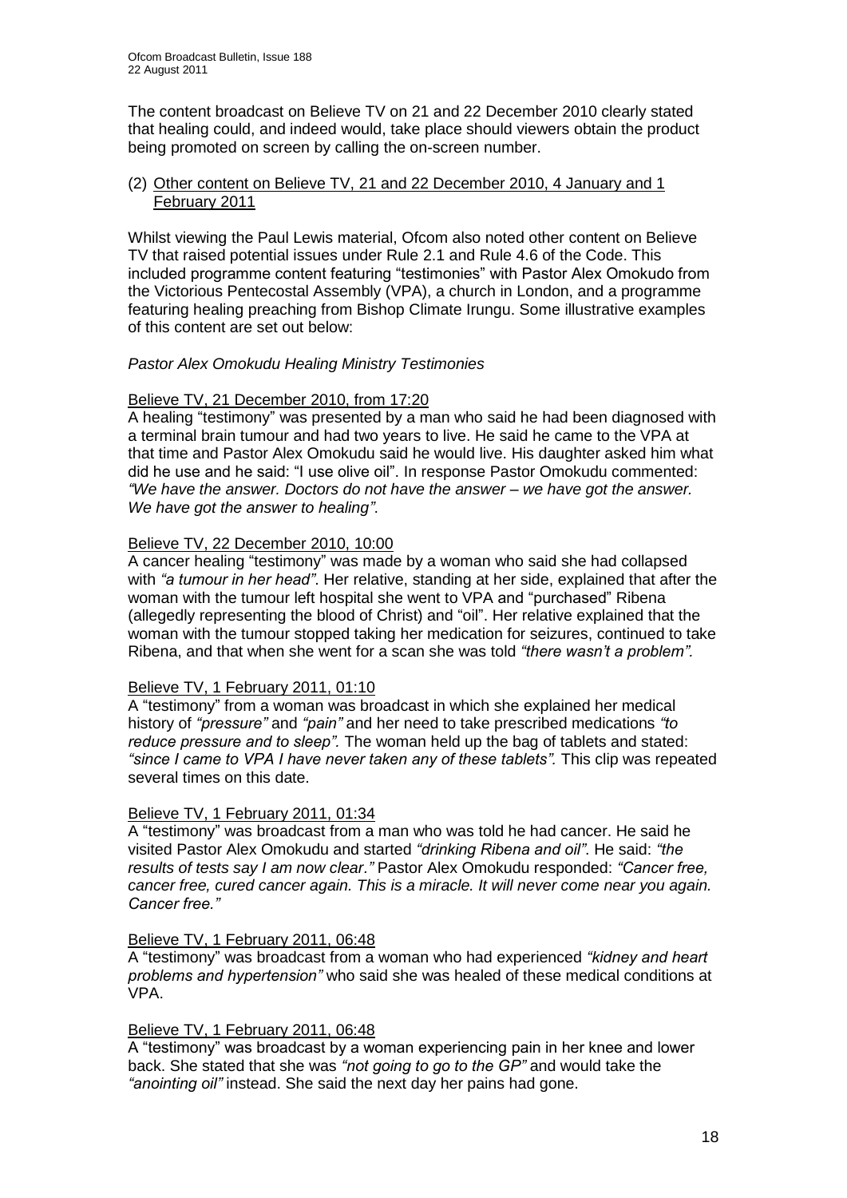The content broadcast on Believe TV on 21 and 22 December 2010 clearly stated that healing could, and indeed would, take place should viewers obtain the product being promoted on screen by calling the on-screen number.

(2) Other content on Believe TV, 21 and 22 December 2010, 4 January and 1 February 2011

Whilst viewing the Paul Lewis material, Ofcom also noted other content on Believe TV that raised potential issues under Rule 2.1 and Rule 4.6 of the Code. This included programme content featuring "testimonies" with Pastor Alex Omokudo from the Victorious Pentecostal Assembly (VPA), a church in London, and a programme featuring healing preaching from Bishop Climate Irungu. Some illustrative examples of this content are set out below:

*Pastor Alex Omokudu Healing Ministry Testimonies*

Believe TV, 21 December 2010, from 17:20

A healing "testimony" was presented by a man who said he had been diagnosed with a terminal brain tumour and had two years to live. He said he came to the VPA at that time and Pastor Alex Omokudu said he would live. His daughter asked him what did he use and he said: "I use olive oil". In response Pastor Omokudu commented: *"We have the answer. Doctors do not have the answer – we have got the answer. We have got the answer to healing"*.

Believe TV, 22 December 2010, 10:00

A cancer healing "testimony" was made by a woman who said she had collapsed with *"a tumour in her head"*. Her relative, standing at her side, explained that after the woman with the tumour left hospital she went to VPA and "purchased" Ribena (allegedly representing the blood of Christ) and "oil". Her relative explained that the woman with the tumour stopped taking her medication for seizures, continued to take Ribena, and that when she went for a scan she was told *"there wasn't a problem"*.

Believe TV, 1 February 2011, 01:10

A "testimony" from a woman was broadcast in which she explained her medical history of *"pressure"* and *"pain"* and her need to take prescribed medications *"to reduce pressure and to sleep"*. The woman held up the bag of tablets and stated: *"since I came to VPA I have never taken any of these tablets"*. This clip was repeated several times on this date.

Believe TV, 1 February 2011, 01:34

A "testimony" was broadcast from a man who was told he had cancer. He said he visited Pastor Alex Omokudu and started *"drinking Ribena and oil"*. He said: *"the results of tests say I am now clear."* Pastor Alex Omokudu responded: *"Cancer free, cancer free, cured cancer again. This is a miracle. It will never come near you again. Cancer free."*

Believe TV, 1 February 2011, 06:48

A "testimony" was broadcast from a woman who had experienced *"kidney and heart problems and hypertension"* who said she was healed of these medical conditions at VPA.

Believe TV, 1 February 2011, 06:48

A "testimony" was broadcast by a woman experiencing pain in her knee and lower back. She stated that she was *"not going to go to the GP"* and would take the *"anointing oil"* instead. She said the next day her pains had gone.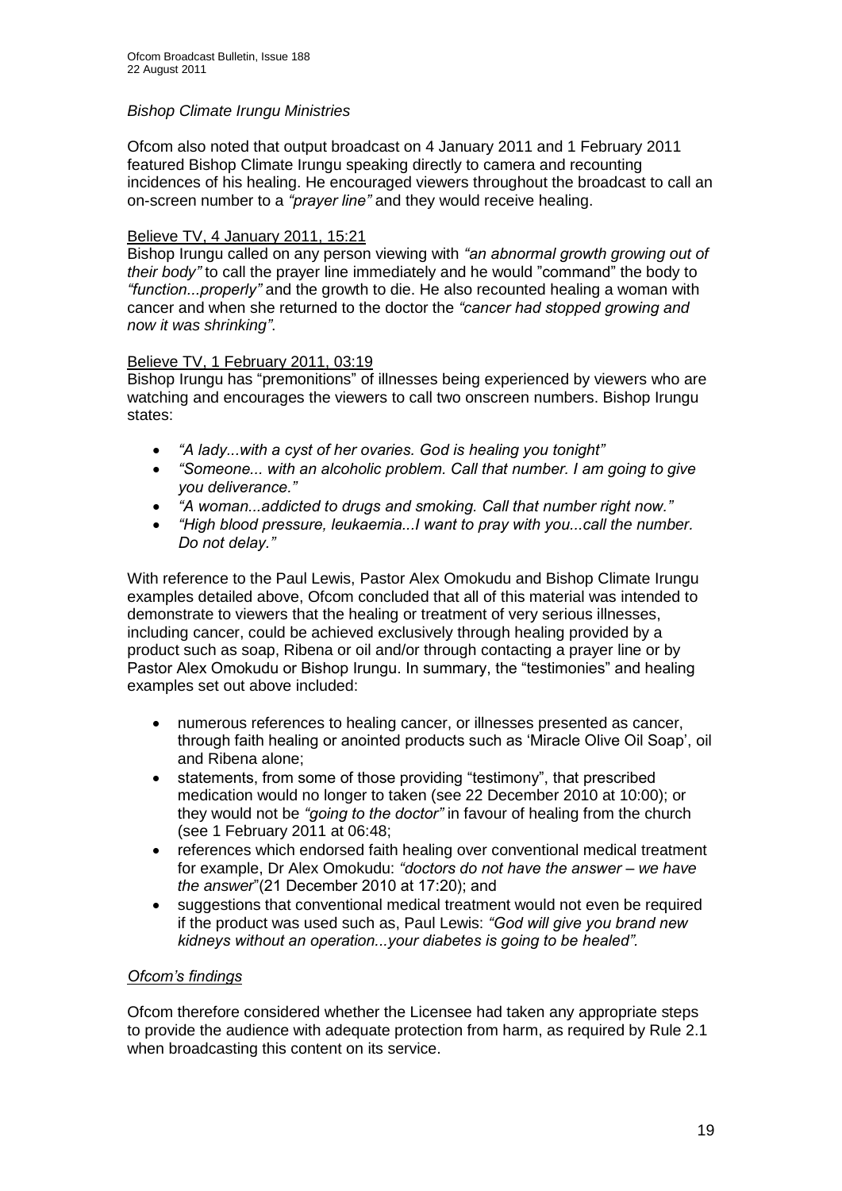*Bishop Climate Irungu Ministries*

Ofcom also noted that output broadcast on 4 January 2011 and 1 February 2011 featured Bishop Climate Irungu speaking directly to camera and recounting incidences of his healing. He encouraged viewers throughout the broadcast to call an on-screen number to a *"prayer line"* and they would receive healing.

Believe TV, 4 January 2011, 15:21

Bishop Irungu called on any person viewing with *"an abnormal growth growing out of their body"* to call the prayer line immediately and he would "command" the body to *"function...properly"* and the growth to die. He also recounted healing a woman with cancer and when she returned to the doctor the *"cancer had stopped growing and now it was shrinking"*.

Believe TV, 1 February 2011, 03:19

Bishop Irungu has "premonitions" of illnesses being experienced by viewers who are watching and encourages the viewers to call two onscreen numbers. Bishop Irungu states:

- *"A lady...with a cyst of her ovaries. God is healing you tonight"*
- *"Someone... with an alcoholic problem. Call that number. I am going to give you deliverance."*
- *"A woman...addicted to drugs and smoking. Call that number right now."*
- *"High blood pressure, leukaemia...I want to pray with you...call the number. Do not delay."*

With reference to the Paul Lewis, Pastor Alex Omokudu and Bishop Climate Irungu examples detailed above, Ofcom concluded that all of this material was intended to demonstrate to viewers that the healing or treatment of very serious illnesses, including cancer, could be achieved exclusively through healing provided by a product such as soap, Ribena or oil and/or through contacting a prayer line or by Pastor Alex Omokudu or Bishop Irungu. In summary, the "testimonies" and healing examples set out above included:

- numerous references to healing cancer, or illnesses presented as cancer, through faith healing or anointed products such as 'Miracle Olive Oil Soap', oil and Ribena alone;
- statements, from some of those providing "testimony", that prescribed medication would no longer to taken (see 22 December 2010 at 10:00); or they would not be *"going to the doctor"* in favour of healing from the church (see 1 February 2011 at 06:48;
- references which endorsed faith healing over conventional medical treatment for example, Dr Alex Omokudu: *"doctors do not have the answer – we have the answer"*(21 December 2010 at 17:20); and
- suggestions that conventional medical treatment would not even be required if the product was used such as, Paul Lewis: *"God will give you brand new kidneys without an operation...your diabetes is going to be healed".*

*Ofcom's findings*

Ofcom therefore considered whether the Licensee had taken any appropriate steps to provide the audience with adequate protection from harm, as required by Rule 2.1 when broadcasting this content on its service.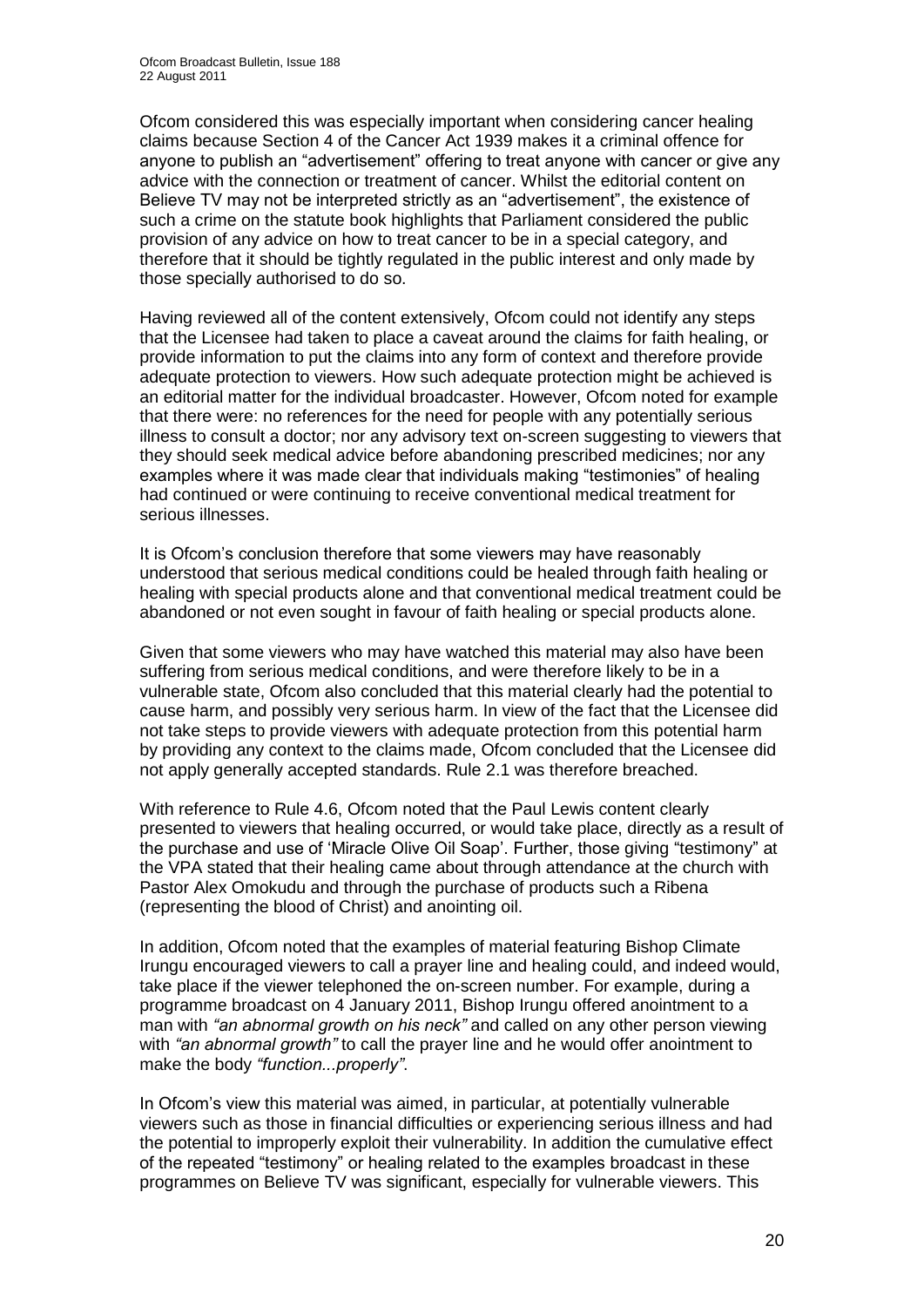Ofcom considered this was especially important when considering cancer healing claims because Section 4 of the Cancer Act 1939 makes it a criminal offence for anyone to publish an "advertisement" offering to treat anyone with cancer or give any advice with the connection or treatment of cancer. Whilst the editorial content on Believe TV may not be interpreted strictly as an "advertisement", the existence of such a crime on the statute book highlights that Parliament considered the public provision of any advice on how to treat cancer to be in a special category, and therefore that it should be tightly regulated in the public interest and only made by those specially authorised to do so.

Having reviewed all of the content extensively, Ofcom could not identify any steps that the Licensee had taken to place a caveat around the claims for faith healing, or provide information to put the claims into any form of context and therefore provide adequate protection to viewers. How such adequate protection might be achieved is an editorial matter for the individual broadcaster. However, Ofcom noted for example that there were: no references for the need for people with any potentially serious illness to consult a doctor; nor any advisory text on-screen suggesting to viewers that they should seek medical advice before abandoning prescribed medicines; nor any examples where it was made clear that individuals making "testimonies" of healing had continued or were continuing to receive conventional medical treatment for serious illnesses.

It is Ofcom's conclusion therefore that some viewers may have reasonably understood that serious medical conditions could be healed through faith healing or healing with special products alone and that conventional medical treatment could be abandoned or not even sought in favour of faith healing or special products alone.

Given that some viewers who may have watched this material may also have been suffering from serious medical conditions, and were therefore likely to be in a vulnerable state, Ofcom also concluded that this material clearly had the potential to cause harm, and possibly very serious harm. In view of the fact that the Licensee did not take steps to provide viewers with adequate protection from this potential harm by providing any context to the claims made, Ofcom concluded that the Licensee did not apply generally accepted standards. Rule 2.1 was therefore breached.

With reference to Rule 4.6, Ofcom noted that the Paul Lewis content clearly presented to viewers that healing occurred, or would take place, directly as a result of the purchase and use of 'Miracle Olive Oil Soap'. Further, those giving "testimony" at the VPA stated that their healing came about through attendance at the church with Pastor Alex Omokudu and through the purchase of products such a Ribena (representing the blood of Christ) and anointing oil.

In addition, Ofcom noted that the examples of material featuring Bishop Climate Irungu encouraged viewers to call a prayer line and healing could, and indeed would, take place if the viewer telephoned the on-screen number. For example, during a programme broadcast on 4 January 2011, Bishop Irungu offered anointment to a man with *"an abnormal growth on his neck"* and called on any other person viewing with *"an abnormal growth"* to call the prayer line and he would offer anointment to make the body *"function...properly"*.

In Ofcom's view this material was aimed, in particular, at potentially vulnerable viewers such as those in financial difficulties or experiencing serious illness and had the potential to improperly exploit their vulnerability. In addition the cumulative effect of the repeated "testimony" or healing related to the examples broadcast in these programmes on Believe TV was significant, especially for vulnerable viewers. This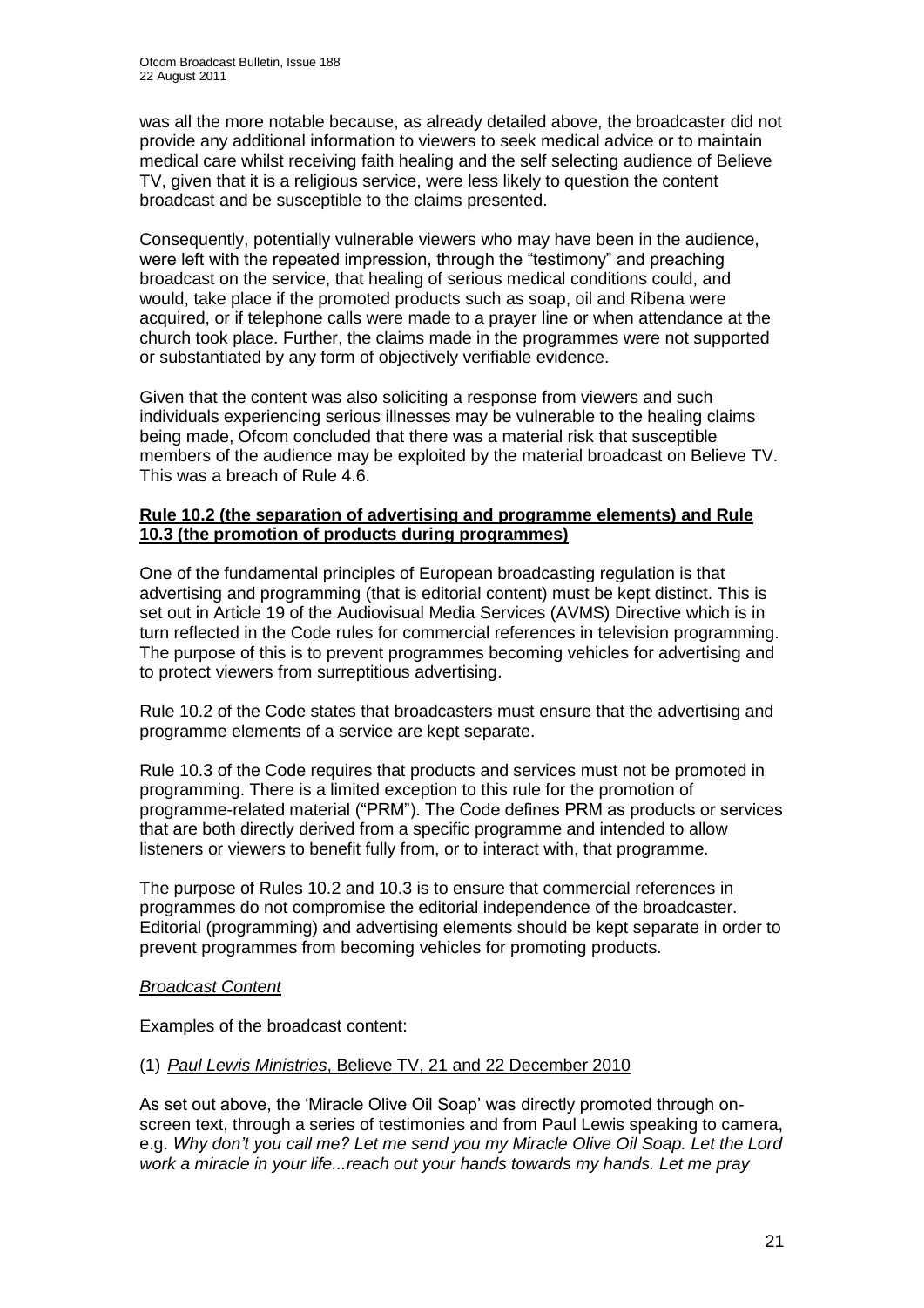was all the more notable because, as already detailed above, the broadcaster did not provide any additional information to viewers to seek medical advice or to maintain medical care whilst receiving faith healing and the self selecting audience of Believe TV, given that it is a religious service, were less likely to question the content broadcast and be susceptible to the claims presented.

Consequently, potentially vulnerable viewers who may have been in the audience, were left with the repeated impression, through the "testimony" and preaching broadcast on the service, that healing of serious medical conditions could, and would, take place if the promoted products such as soap, oil and Ribena were acquired, or if telephone calls were made to a prayer line or when attendance at the church took place. Further, the claims made in the programmes were not supported or substantiated by any form of objectively verifiable evidence.

Given that the content was also soliciting a response from viewers and such individuals experiencing serious illnesses may be vulnerable to the healing claims being made, Ofcom concluded that there was a material risk that susceptible members of the audience may be exploited by the material broadcast on Believe TV. This was a breach of Rule 4.6.

**Rule 10.2 (the separation of advertising and programme elements) and Rule 10.3 (the promotion of products during programmes)**

One of the fundamental principles of European broadcasting regulation is that advertising and programming (that is editorial content) must be kept distinct. This is set out in Article 19 of the Audiovisual Media Services (AVMS) Directive which is in turn reflected in the Code rules for commercial references in television programming. The purpose of this is to prevent programmes becoming vehicles for advertising and to protect viewers from surreptitious advertising.

Rule 10.2 of the Code states that broadcasters must ensure that the advertising and programme elements of a service are kept separate.

Rule 10.3 of the Code requires that products and services must not be promoted in programming. There is a limited exception to this rule for the promotion of programme-related material ("PRM"). The Code defines PRM as products or services that are both directly derived from a specific programme and intended to allow listeners or viewers to benefit fully from, or to interact with, that programme.

The purpose of Rules 10.2 and 10.3 is to ensure that commercial references in programmes do not compromise the editorial independence of the broadcaster. Editorial (programming) and advertising elements should be kept separate in order to prevent programmes from becoming vehicles for promoting products.

*Broadcast Content*

Examples of the broadcast content:

(1) *Paul Lewis Ministries*, Believe TV, 21 and 22 December 2010

As set out above, the 'Miracle Olive Oil Soap' was directly promoted through on-screen text, through a series of testimonies and from Paul Lewis speaking to camera, e.g. *Why don't you call me? Let me send you my Miracle Olive Oil Soap. Let the Lord work a miracle in your life...reach out your hands towards my hands. Let me pray*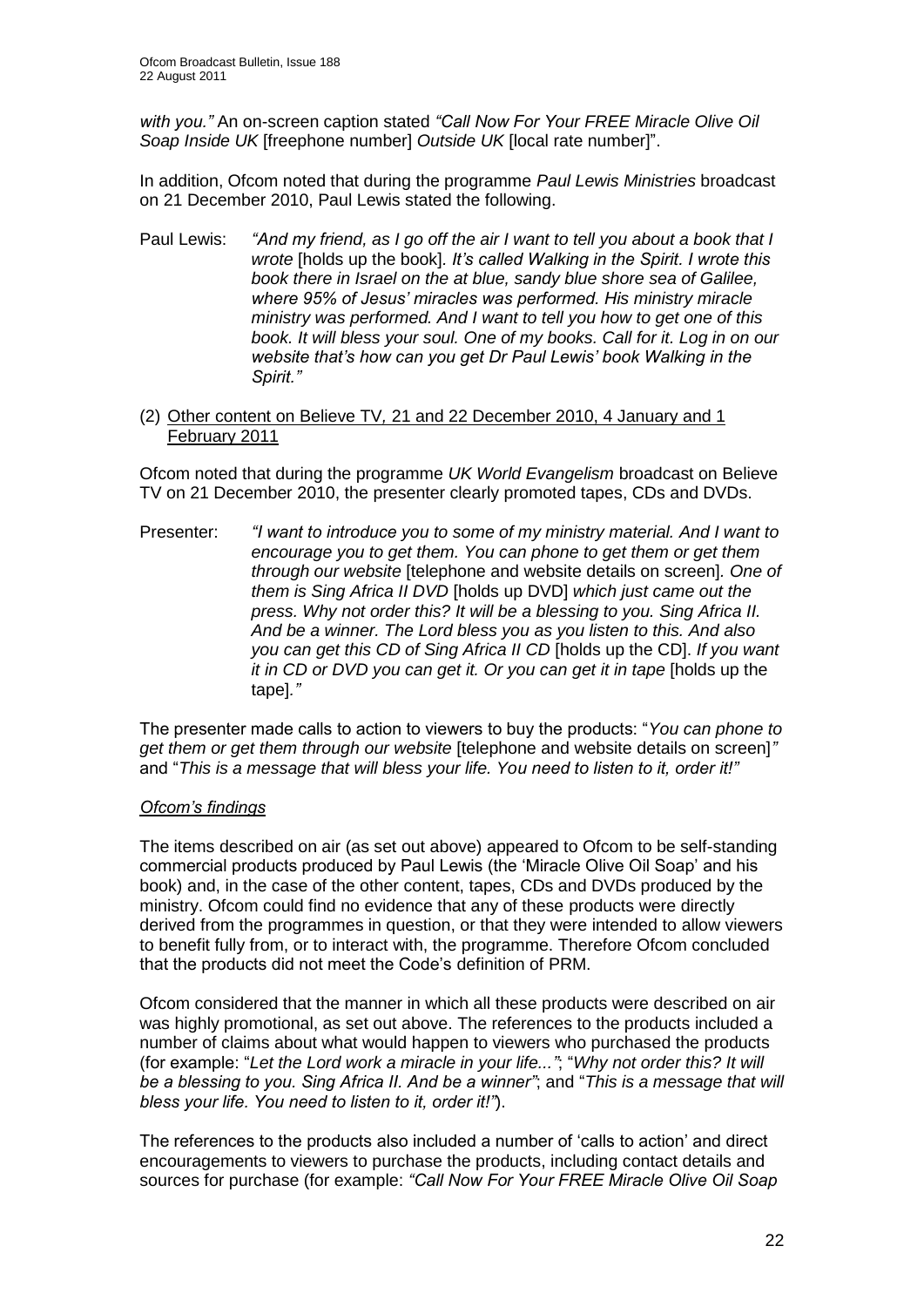*with you."* An on-screen caption stated *"Call Now For Your FREE Miracle Olive Oil Soap Inside UK* [freephone number] *Outside UK* [local rate number]".

In addition, Ofcom noted that during the programme *Paul Lewis Ministries* broadcast on 21 December 2010, Paul Lewis stated the following.

Paul Lewis: *"And my friend, as I go off the air I want to tell you about a book that I wrote* [holds up the book]*. It's called Walking in the Spirit. I wrote this book there in Israel on the at blue, sandy blue shore sea of Galilee, where 95% of Jesus' miracles was performed. His ministry miracle ministry was performed. And I want to tell you how to get one of this book. It will bless your soul. One of my books. Call for it. Log in on our website that's how can you get Dr Paul Lewis' book Walking in the Spirit."*

(2) Other content on Believe TV, 21 and 22 December 2010, 4 January and 1 February 2011

Ofcom noted that during the programme *UK World Evangelism* broadcast on Believe TV on 21 December 2010, the presenter clearly promoted tapes, CDs and DVDs.

Presenter: *"I want to introduce you to some of my ministry material. And I want to encourage you to get them. You can phone to get them or get them through our website* [telephone and website details on screen]*. One of them is Sing Africa II DVD* [holds up DVD] *which just came out the press. Why not order this? It will be a blessing to you. Sing Africa II. And be a winner. The Lord bless you as you listen to this. And also you can get this CD of Sing Africa II CD* [holds up the CD]. *If you want it in CD or DVD you can get it. Or you can get it in tape* [holds up the tape]*."*

The presenter made calls to action to viewers to buy the products: "*You can phone to get them or get them through our website* [telephone and website details on screen]*"* and "*This is a message that will bless your life. You need to listen to it, order it!"*

*Ofcom's findings*

The items described on air (as set out above) appeared to Ofcom to be self-standing commercial products produced by Paul Lewis (the 'Miracle Olive Oil Soap' and his book) and, in the case of the other content, tapes, CDs and DVDs produced by the ministry. Ofcom could find no evidence that any of these products were directly derived from the programmes in question, or that they were intended to allow viewers to benefit fully from, or to interact with, the programme. Therefore Ofcom concluded that the products did not meet the Code's definition of PRM.

Ofcom considered that the manner in which all these products were described on air was highly promotional, as set out above. The references to the products included a number of claims about what would happen to viewers who purchased the products (for example: "*Let the Lord work a miracle in your life..."*; "*Why not order this? It will be a blessing to you. Sing Africa II. And be a winner"*; and "*This is a message that will bless your life. You need to listen to it, order it!"*).

The references to the products also included a number of 'calls to action' and direct encouragements to viewers to purchase the products, including contact details and sources for purchase (for example: *"Call Now For Your FREE Miracle Olive Oil Soap*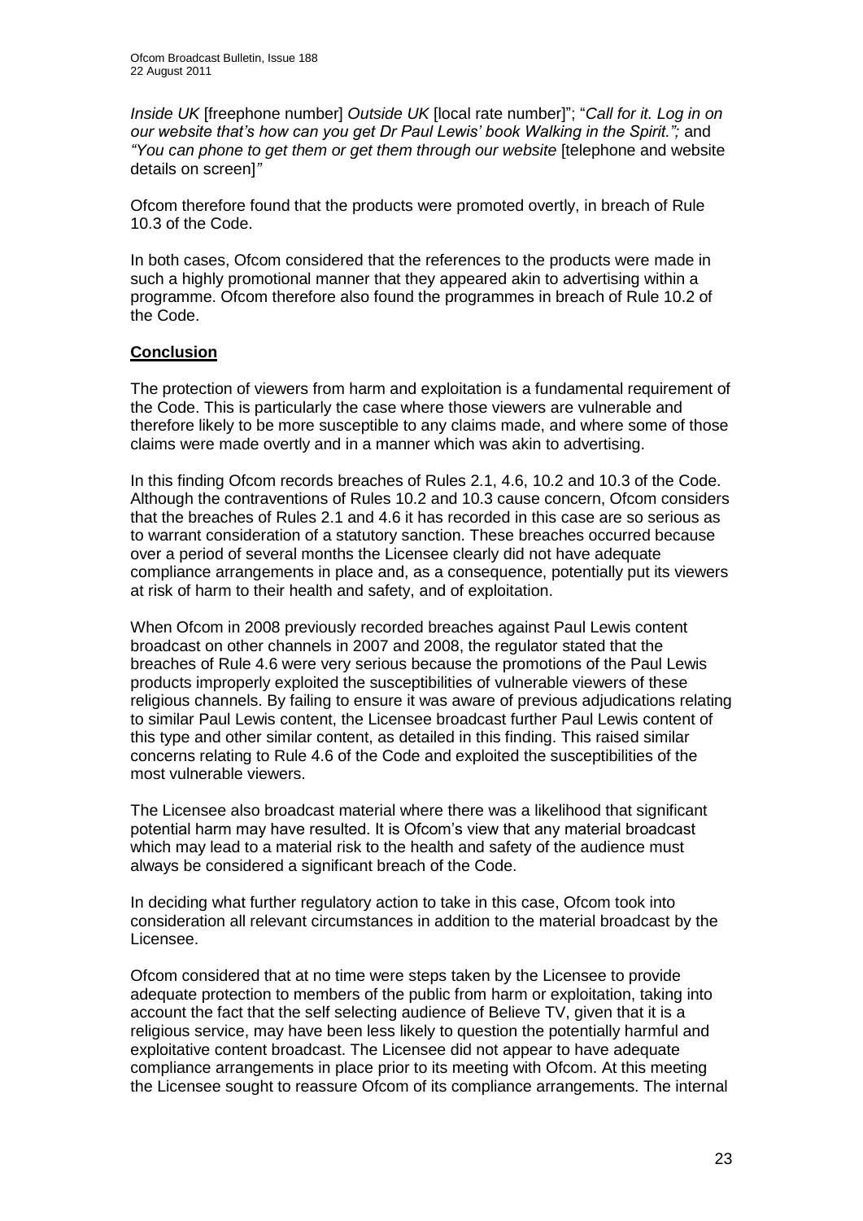*Inside UK* [freephone number] *Outside UK* [local rate number]"; "*Call for it. Log in on our website that's how can you get Dr Paul Lewis' book Walking in the Spirit.";* and *"You can phone to get them or get them through our website* [telephone and website details on screen]*"*

Ofcom therefore found that the products were promoted overtly, in breach of Rule 10.3 of the Code.

In both cases, Ofcom considered that the references to the products were made in such a highly promotional manner that they appeared akin to advertising within a programme. Ofcom therefore also found the programmes in breach of Rule 10.2 of the Code.

**Conclusion**

The protection of viewers from harm and exploitation is a fundamental requirement of the Code. This is particularly the case where those viewers are vulnerable and therefore likely to be more susceptible to any claims made, and where some of those claims were made overtly and in a manner which was akin to advertising.

In this finding Ofcom records breaches of Rules 2.1, 4.6, 10.2 and 10.3 of the Code. Although the contraventions of Rules 10.2 and 10.3 cause concern, Ofcom considers that the breaches of Rules 2.1 and 4.6 it has recorded in this case are so serious as to warrant consideration of a statutory sanction. These breaches occurred because over a period of several months the Licensee clearly did not have adequate compliance arrangements in place and, as a consequence, potentially put its viewers at risk of harm to their health and safety, and of exploitation.

When Ofcom in 2008 previously recorded breaches against Paul Lewis content broadcast on other channels in 2007 and 2008, the regulator stated that the breaches of Rule 4.6 were very serious because the promotions of the Paul Lewis products improperly exploited the susceptibilities of vulnerable viewers of these religious channels. By failing to ensure it was aware of previous adjudications relating to similar Paul Lewis content, the Licensee broadcast further Paul Lewis content of this type and other similar content, as detailed in this finding. This raised similar concerns relating to Rule 4.6 of the Code and exploited the susceptibilities of the most vulnerable viewers.

The Licensee also broadcast material where there was a likelihood that significant potential harm may have resulted. It is Ofcom's view that any material broadcast which may lead to a material risk to the health and safety of the audience must always be considered a significant breach of the Code.

In deciding what further regulatory action to take in this case, Ofcom took into consideration all relevant circumstances in addition to the material broadcast by the Licensee.

Ofcom considered that at no time were steps taken by the Licensee to provide adequate protection to members of the public from harm or exploitation, taking into account the fact that the self selecting audience of Believe TV, given that it is a religious service, may have been less likely to question the potentially harmful and exploitative content broadcast. The Licensee did not appear to have adequate compliance arrangements in place prior to its meeting with Ofcom. At this meeting the Licensee sought to reassure Ofcom of its compliance arrangements. The internal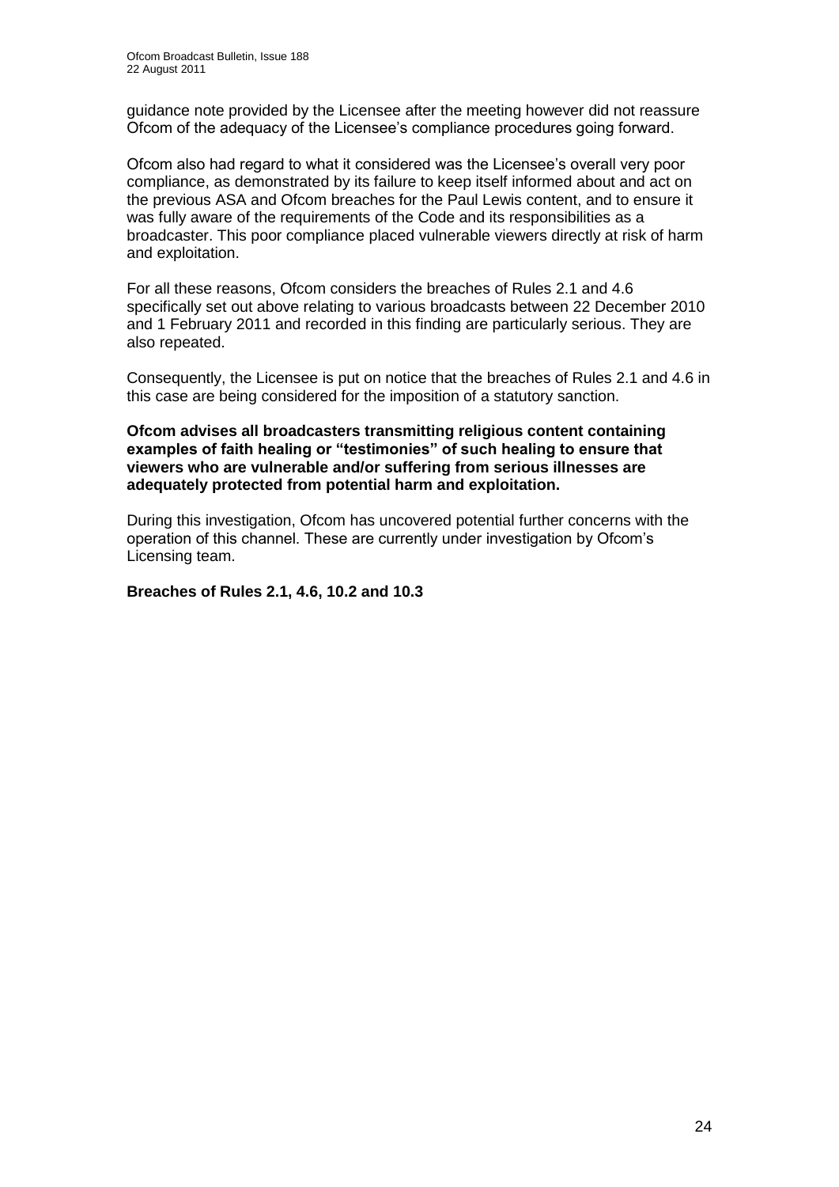guidance note provided by the Licensee after the meeting however did not reassure Ofcom of the adequacy of the Licensee's compliance procedures going forward.

Ofcom also had regard to what it considered was the Licensee's overall very poor compliance, as demonstrated by its failure to keep itself informed about and act on the previous ASA and Ofcom breaches for the Paul Lewis content, and to ensure it was fully aware of the requirements of the Code and its responsibilities as a broadcaster. This poor compliance placed vulnerable viewers directly at risk of harm and exploitation.

For all these reasons, Ofcom considers the breaches of Rules 2.1 and 4.6 specifically set out above relating to various broadcasts between 22 December 2010 and 1 February 2011 and recorded in this finding are particularly serious. They are also repeated.

Consequently, the Licensee is put on notice that the breaches of Rules 2.1 and 4.6 in this case are being considered for the imposition of a statutory sanction.

**Ofcom advises all broadcasters transmitting religious content containing examples of faith healing or "testimonies" of such healing to ensure that viewers who are vulnerable and/or suffering from serious illnesses are adequately protected from potential harm and exploitation.**

During this investigation, Ofcom has uncovered potential further concerns with the operation of this channel. These are currently under investigation by Ofcom's Licensing team.

**Breaches of Rules 2.1, 4.6, 10.2 and 10.3**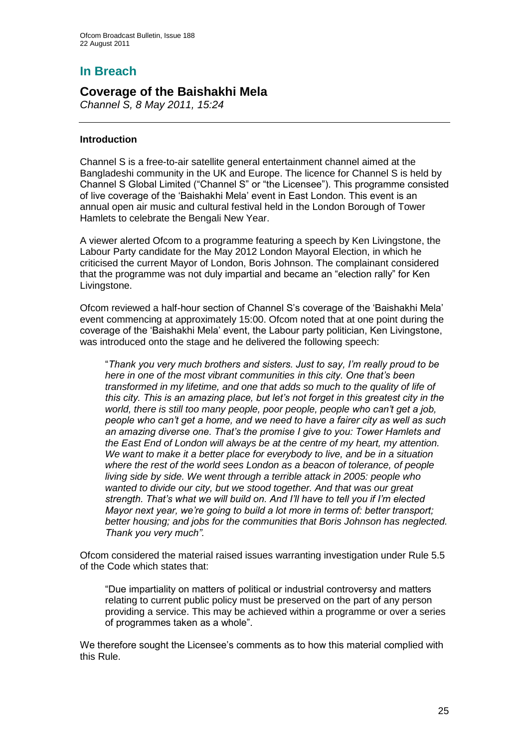## In Breach

### Coverage of the Baishakhi Mela

*Channel S, 8 May 2011, 15:24*

---

**Introduction**

Channel S is a free-to-air satellite general entertainment channel aimed at the Bangladeshi community in the UK and Europe. The licence for Channel S is held by Channel S Global Limited ("Channel S" or "the Licensee"). This programme consisted of live coverage of the 'Baishakhi Mela' event in East London. This event is an annual open air music and cultural festival held in the London Borough of Tower Hamlets to celebrate the Bengali New Year.

A viewer alerted Ofcom to a programme featuring a speech by Ken Livingstone, the Labour Party candidate for the May 2012 London Mayoral Election, in which he criticised the current Mayor of London, Boris Johnson. The complainant considered that the programme was not duly impartial and became an "election rally" for Ken Livingstone.

Ofcom reviewed a half-hour section of Channel S's coverage of the 'Baishakhi Mela' event commencing at approximately 15:00. Ofcom noted that at one point during the coverage of the 'Baishakhi Mela' event, the Labour party politician, Ken Livingstone, was introduced onto the stage and he delivered the following speech:

> "*Thank you very much brothers and sisters. Just to say, I'm really proud to be here in one of the most vibrant communities in this city. One that's been transformed in my lifetime, and one that adds so much to the quality of life of this city. This is an amazing place, but let's not forget in this greatest city in the world, there is still too many people, poor people, people who can't get a job, people who can't get a home, and we need to have a fairer city as well as such an amazing diverse one. That's the promise I give to you: Tower Hamlets and the East End of London will always be at the centre of my heart, my attention. We want to make it a better place for everybody to live, and be in a situation where the rest of the world sees London as a beacon of tolerance, of people living side by side. We went through a terrible attack in 2005: people who wanted to divide our city, but we stood together. And that was our great strength. That's what we will build on. And I'll have to tell you if I'm elected Mayor next year, we're going to build a lot more in terms of: better transport; better housing; and jobs for the communities that Boris Johnson has neglected. Thank you very much".*

Ofcom considered the material raised issues warranting investigation under Rule 5.5 of the Code which states that:

> "Due impartiality on matters of political or industrial controversy and matters relating to current public policy must be preserved on the part of any person providing a service. This may be achieved within a programme or over a series of programmes taken as a whole".

We therefore sought the Licensee's comments as to how this material complied with this Rule.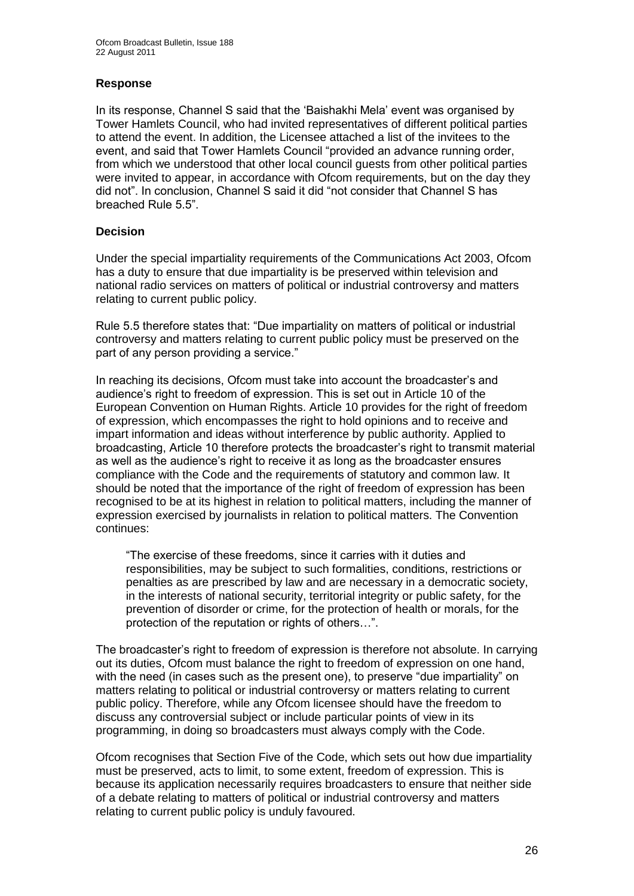### Response

In its response, Channel S said that the 'Baishakhi Mela' event was organised by Tower Hamlets Council, who had invited representatives of different political parties to attend the event. In addition, the Licensee attached a list of the invitees to the event, and said that Tower Hamlets Council "provided an advance running order, from which we understood that other local council guests from other political parties were invited to appear, in accordance with Ofcom requirements, but on the day they did not". In conclusion, Channel S said it did "not consider that Channel S has breached Rule 5.5".

### Decision

Under the special impartiality requirements of the Communications Act 2003, Ofcom has a duty to ensure that due impartiality is be preserved within television and national radio services on matters of political or industrial controversy and matters relating to current public policy.

Rule 5.5 therefore states that: "Due impartiality on matters of political or industrial controversy and matters relating to current public policy must be preserved on the part of any person providing a service."

In reaching its decisions, Ofcom must take into account the broadcaster's and audience's right to freedom of expression. This is set out in Article 10 of the European Convention on Human Rights. Article 10 provides for the right of freedom of expression, which encompasses the right to hold opinions and to receive and impart information and ideas without interference by public authority. Applied to broadcasting, Article 10 therefore protects the broadcaster's right to transmit material as well as the audience's right to receive it as long as the broadcaster ensures compliance with the Code and the requirements of statutory and common law. It should be noted that the importance of the right of freedom of expression has been recognised to be at its highest in relation to political matters, including the manner of expression exercised by journalists in relation to political matters. The Convention continues:

> "The exercise of these freedoms, since it carries with it duties and responsibilities, may be subject to such formalities, conditions, restrictions or penalties as are prescribed by law and are necessary in a democratic society, in the interests of national security, territorial integrity or public safety, for the prevention of disorder or crime, for the protection of health or morals, for the protection of the reputation or rights of others…".

The broadcaster's right to freedom of expression is therefore not absolute. In carrying out its duties, Ofcom must balance the right to freedom of expression on one hand, with the need (in cases such as the present one), to preserve "due impartiality" on matters relating to political or industrial controversy or matters relating to current public policy. Therefore, while any Ofcom licensee should have the freedom to discuss any controversial subject or include particular points of view in its programming, in doing so broadcasters must always comply with the Code.

Ofcom recognises that Section Five of the Code, which sets out how due impartiality must be preserved, acts to limit, to some extent, freedom of expression. This is because its application necessarily requires broadcasters to ensure that neither side of a debate relating to matters of political or industrial controversy and matters relating to current public policy is unduly favoured.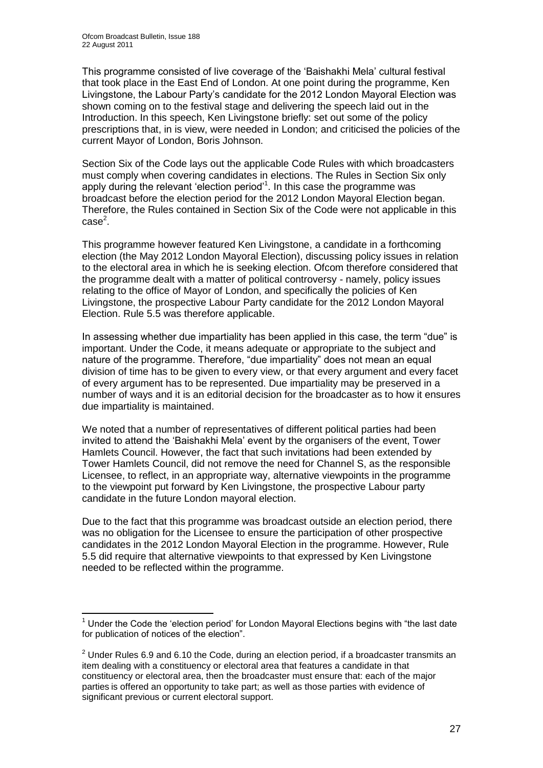This programme consisted of live coverage of the 'Baishakhi Mela' cultural festival that took place in the East End of London. At one point during the programme, Ken Livingstone, the Labour Party's candidate for the 2012 London Mayoral Election was shown coming on to the festival stage and delivering the speech laid out in the Introduction. In this speech, Ken Livingstone briefly: set out some of the policy prescriptions that, in is view, were needed in London; and criticised the policies of the current Mayor of London, Boris Johnson.

Section Six of the Code lays out the applicable Code Rules with which broadcasters must comply when covering candidates in elections. The Rules in Section Six only apply during the relevant 'election period'[1]. In this case the programme was broadcast before the election period for the 2012 London Mayoral Election began. Therefore, the Rules contained in Section Six of the Code were not applicable in this case[2].

This programme however featured Ken Livingstone, a candidate in a forthcoming election (the May 2012 London Mayoral Election), discussing policy issues in relation to the electoral area in which he is seeking election. Ofcom therefore considered that the programme dealt with a matter of political controversy - namely, policy issues relating to the office of Mayor of London, and specifically the policies of Ken Livingstone, the prospective Labour Party candidate for the 2012 London Mayoral Election. Rule 5.5 was therefore applicable.

In assessing whether due impartiality has been applied in this case, the term "due" is important. Under the Code, it means adequate or appropriate to the subject and nature of the programme. Therefore, "due impartiality" does not mean an equal division of time has to be given to every view, or that every argument and every facet of every argument has to be represented. Due impartiality may be preserved in a number of ways and it is an editorial decision for the broadcaster as to how it ensures due impartiality is maintained.

We noted that a number of representatives of different political parties had been invited to attend the 'Baishakhi Mela' event by the organisers of the event, Tower Hamlets Council. However, the fact that such invitations had been extended by Tower Hamlets Council, did not remove the need for Channel S, as the responsible Licensee, to reflect, in an appropriate way, alternative viewpoints in the programme to the viewpoint put forward by Ken Livingstone, the prospective Labour party candidate in the future London mayoral election.

Due to the fact that this programme was broadcast outside an election period, there was no obligation for the Licensee to ensure the participation of other prospective candidates in the 2012 London Mayoral Election in the programme. However, Rule 5.5 did require that alternative viewpoints to that expressed by Ken Livingstone needed to be reflected within the programme.

---

[1] Under the Code the 'election period' for London Mayoral Elections begins with "the last date for publication of notices of the election".

[2] Under Rules 6.9 and 6.10 the Code, during an election period, if a broadcaster transmits an item dealing with a constituency or electoral area that features a candidate in that constituency or electoral area, then the broadcaster must ensure that: each of the major parties is offered an opportunity to take part; as well as those parties with evidence of significant previous or current electoral support.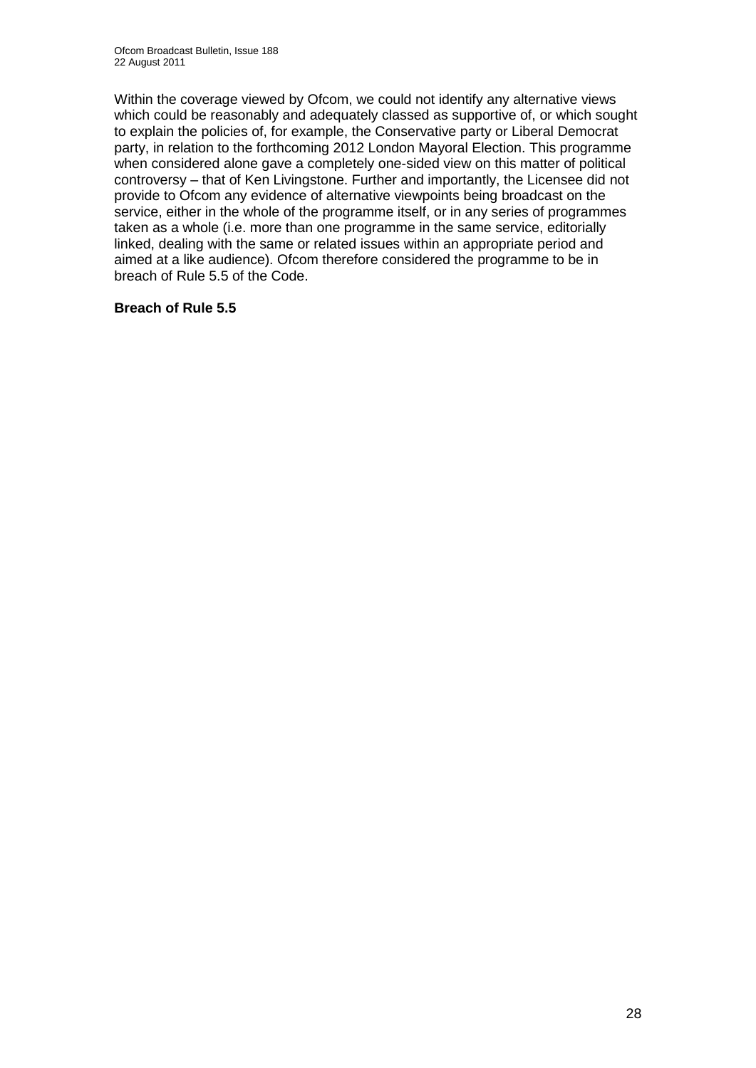Within the coverage viewed by Ofcom, we could not identify any alternative views which could be reasonably and adequately classed as supportive of, or which sought to explain the policies of, for example, the Conservative party or Liberal Democrat party, in relation to the forthcoming 2012 London Mayoral Election. This programme when considered alone gave a completely one-sided view on this matter of political controversy – that of Ken Livingstone. Further and importantly, the Licensee did not provide to Ofcom any evidence of alternative viewpoints being broadcast on the service, either in the whole of the programme itself, or in any series of programmes taken as a whole (i.e. more than one programme in the same service, editorially linked, dealing with the same or related issues within an appropriate period and aimed at a like audience). Ofcom therefore considered the programme to be in breach of Rule 5.5 of the Code.

**Breach of Rule 5.5**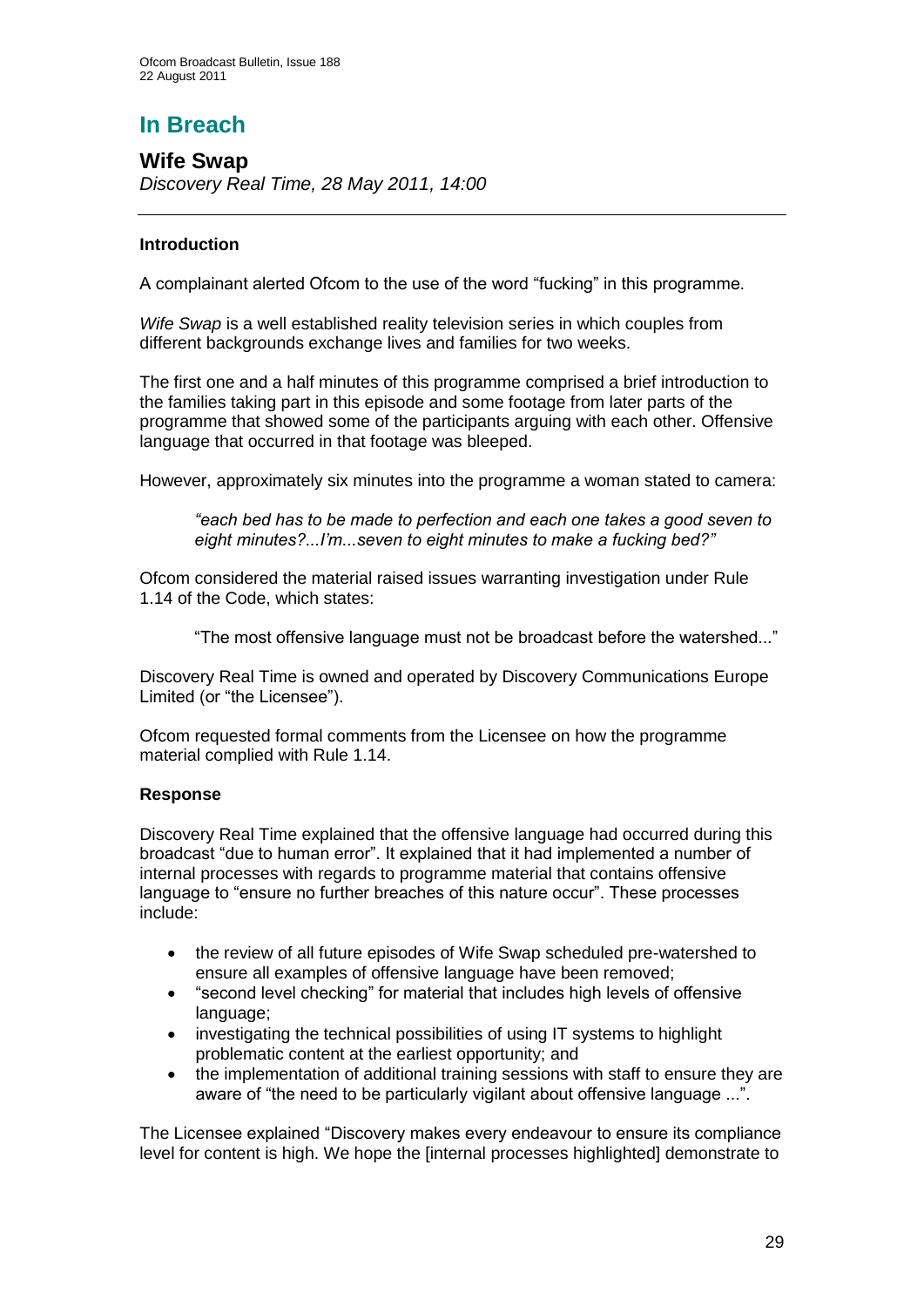# In Breach

## Wife Swap

*Discovery Real Time, 28 May 2011, 14:00*

---

### Introduction

A complainant alerted Ofcom to the use of the word "fucking" in this programme.

*Wife Swap* is a well established reality television series in which couples from different backgrounds exchange lives and families for two weeks.

The first one and a half minutes of this programme comprised a brief introduction to the families taking part in this episode and some footage from later parts of the programme that showed some of the participants arguing with each other. Offensive language that occurred in that footage was bleeped.

However, approximately six minutes into the programme a woman stated to camera:

> *"each bed has to be made to perfection and each one takes a good seven to eight minutes?...I'm...seven to eight minutes to make a fucking bed?"*

Ofcom considered the material raised issues warranting investigation under Rule 1.14 of the Code, which states:

> "The most offensive language must not be broadcast before the watershed..."

Discovery Real Time is owned and operated by Discovery Communications Europe Limited (or "the Licensee").

Ofcom requested formal comments from the Licensee on how the programme material complied with Rule 1.14.

### Response

Discovery Real Time explained that the offensive language had occurred during this broadcast "due to human error". It explained that it had implemented a number of internal processes with regards to programme material that contains offensive language to "ensure no further breaches of this nature occur". These processes include:

- the review of all future episodes of Wife Swap scheduled pre-watershed to ensure all examples of offensive language have been removed;
- "second level checking" for material that includes high levels of offensive language;
- investigating the technical possibilities of using IT systems to highlight problematic content at the earliest opportunity; and
- the implementation of additional training sessions with staff to ensure they are aware of "the need to be particularly vigilant about offensive language ...".

The Licensee explained "Discovery makes every endeavour to ensure its compliance level for content is high. We hope the [internal processes highlighted] demonstrate to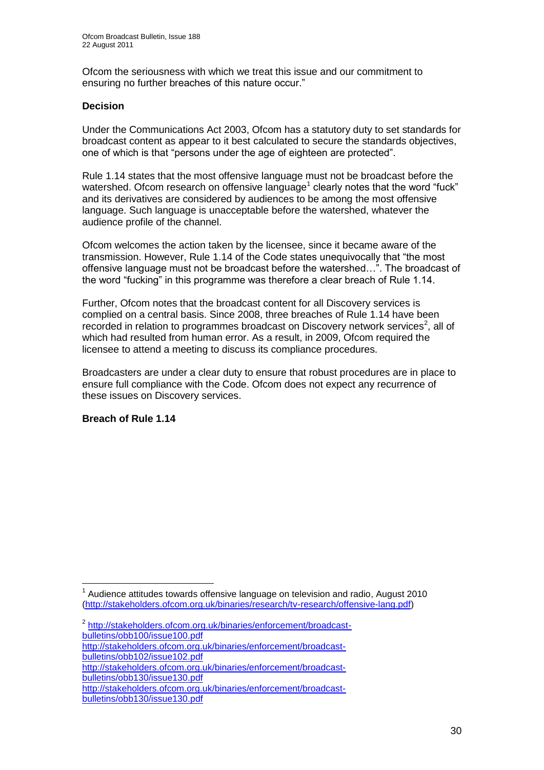Ofcom the seriousness with which we treat this issue and our commitment to ensuring no further breaches of this nature occur."

**Decision**

Under the Communications Act 2003, Ofcom has a statutory duty to set standards for broadcast content as appear to it best calculated to secure the standards objectives, one of which is that "persons under the age of eighteen are protected".

Rule 1.14 states that the most offensive language must not be broadcast before the watershed. Ofcom research on offensive language[1] clearly notes that the word "fuck" and its derivatives are considered by audiences to be among the most offensive language. Such language is unacceptable before the watershed, whatever the audience profile of the channel.

Ofcom welcomes the action taken by the licensee, since it became aware of the transmission. However, Rule 1.14 of the Code states unequivocally that "the most offensive language must not be broadcast before the watershed…". The broadcast of the word "fucking" in this programme was therefore a clear breach of Rule 1.14.

Further, Ofcom notes that the broadcast content for all Discovery services is complied on a central basis. Since 2008, three breaches of Rule 1.14 have been recorded in relation to programmes broadcast on Discovery network services[2], all of which had resulted from human error. As a result, in 2009, Ofcom required the licensee to attend a meeting to discuss its compliance procedures.

Broadcasters are under a clear duty to ensure that robust procedures are in place to ensure full compliance with the Code. Ofcom does not expect any recurrence of these issues on Discovery services.

**Breach of Rule 1.14**

---

[1] Audience attitudes towards offensive language on television and radio, August 2010 (http://stakeholders.ofcom.org.uk/binaries/research/tv-research/offensive-lang.pdf)

[2] http://stakeholders.ofcom.org.uk/binaries/enforcement/broadcast-bulletins/obb100/issue100.pdf
http://stakeholders.ofcom.org.uk/binaries/enforcement/broadcast-bulletins/obb102/issue102.pdf
http://stakeholders.ofcom.org.uk/binaries/enforcement/broadcast-bulletins/obb130/issue130.pdf
http://stakeholders.ofcom.org.uk/binaries/enforcement/broadcast-bulletins/obb130/issue130.pdf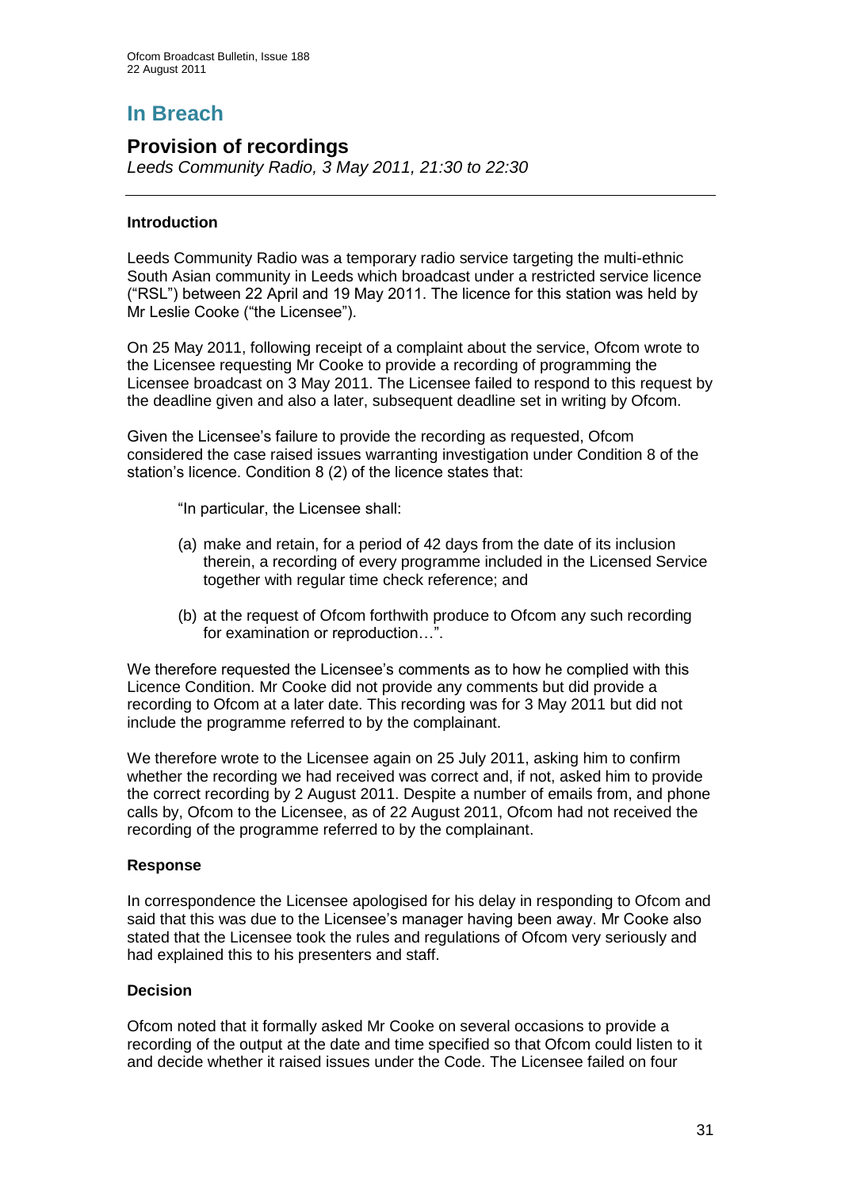# In Breach

## Provision of recordings

*Leeds Community Radio, 3 May 2011, 21:30 to 22:30*

---

**Introduction**

Leeds Community Radio was a temporary radio service targeting the multi-ethnic South Asian community in Leeds which broadcast under a restricted service licence ("RSL") between 22 April and 19 May 2011. The licence for this station was held by Mr Leslie Cooke ("the Licensee").

On 25 May 2011, following receipt of a complaint about the service, Ofcom wrote to the Licensee requesting Mr Cooke to provide a recording of programming the Licensee broadcast on 3 May 2011. The Licensee failed to respond to this request by the deadline given and also a later, subsequent deadline set in writing by Ofcom.

Given the Licensee's failure to provide the recording as requested, Ofcom considered the case raised issues warranting investigation under Condition 8 of the station's licence. Condition 8 (2) of the licence states that:

> "In particular, the Licensee shall:
>
> (a) make and retain, for a period of 42 days from the date of its inclusion therein, a recording of every programme included in the Licensed Service together with regular time check reference; and
>
> (b) at the request of Ofcom forthwith produce to Ofcom any such recording for examination or reproduction…".

We therefore requested the Licensee's comments as to how he complied with this Licence Condition. Mr Cooke did not provide any comments but did provide a recording to Ofcom at a later date. This recording was for 3 May 2011 but did not include the programme referred to by the complainant.

We therefore wrote to the Licensee again on 25 July 2011, asking him to confirm whether the recording we had received was correct and, if not, asked him to provide the correct recording by 2 August 2011. Despite a number of emails from, and phone calls by, Ofcom to the Licensee, as of 22 August 2011, Ofcom had not received the recording of the programme referred to by the complainant.

**Response**

In correspondence the Licensee apologised for his delay in responding to Ofcom and said that this was due to the Licensee's manager having been away. Mr Cooke also stated that the Licensee took the rules and regulations of Ofcom very seriously and had explained this to his presenters and staff.

**Decision**

Ofcom noted that it formally asked Mr Cooke on several occasions to provide a recording of the output at the date and time specified so that Ofcom could listen to it and decide whether it raised issues under the Code. The Licensee failed on four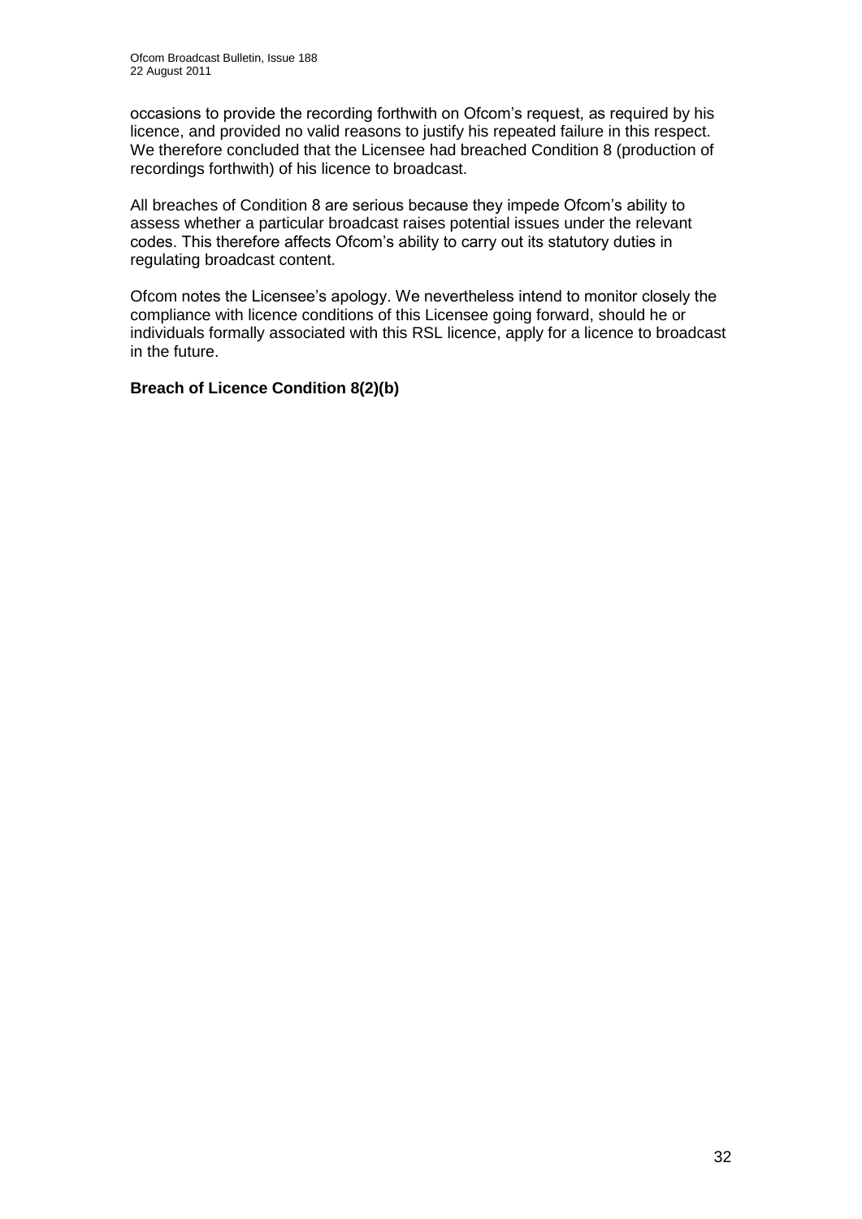occasions to provide the recording forthwith on Ofcom's request, as required by his licence, and provided no valid reasons to justify his repeated failure in this respect. We therefore concluded that the Licensee had breached Condition 8 (production of recordings forthwith) of his licence to broadcast.

All breaches of Condition 8 are serious because they impede Ofcom's ability to assess whether a particular broadcast raises potential issues under the relevant codes. This therefore affects Ofcom's ability to carry out its statutory duties in regulating broadcast content.

Ofcom notes the Licensee's apology. We nevertheless intend to monitor closely the compliance with licence conditions of this Licensee going forward, should he or individuals formally associated with this RSL licence, apply for a licence to broadcast in the future.

**Breach of Licence Condition 8(2)(b)**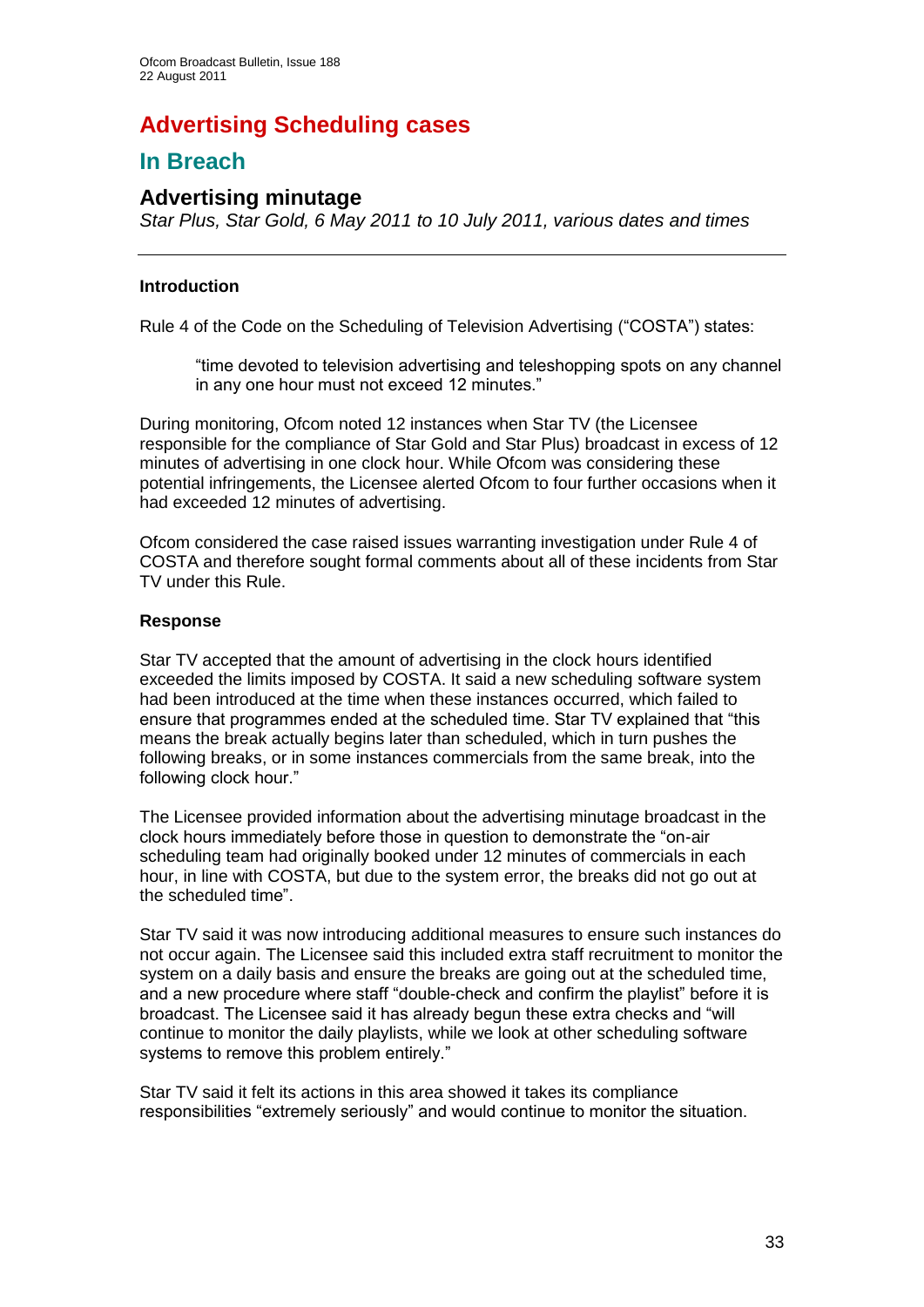# Advertising Scheduling cases

## In Breach

### Advertising minutage

*Star Plus, Star Gold, 6 May 2011 to 10 July 2011, various dates and times*

---

**Introduction**

Rule 4 of the Code on the Scheduling of Television Advertising ("COSTA") states:

> "time devoted to television advertising and teleshopping spots on any channel in any one hour must not exceed 12 minutes."

During monitoring, Ofcom noted 12 instances when Star TV (the Licensee responsible for the compliance of Star Gold and Star Plus) broadcast in excess of 12 minutes of advertising in one clock hour. While Ofcom was considering these potential infringements, the Licensee alerted Ofcom to four further occasions when it had exceeded 12 minutes of advertising.

Ofcom considered the case raised issues warranting investigation under Rule 4 of COSTA and therefore sought formal comments about all of these incidents from Star TV under this Rule.

**Response**

Star TV accepted that the amount of advertising in the clock hours identified exceeded the limits imposed by COSTA. It said a new scheduling software system had been introduced at the time when these instances occurred, which failed to ensure that programmes ended at the scheduled time. Star TV explained that "this means the break actually begins later than scheduled, which in turn pushes the following breaks, or in some instances commercials from the same break, into the following clock hour."

The Licensee provided information about the advertising minutage broadcast in the clock hours immediately before those in question to demonstrate the "on-air scheduling team had originally booked under 12 minutes of commercials in each hour, in line with COSTA, but due to the system error, the breaks did not go out at the scheduled time".

Star TV said it was now introducing additional measures to ensure such instances do not occur again. The Licensee said this included extra staff recruitment to monitor the system on a daily basis and ensure the breaks are going out at the scheduled time, and a new procedure where staff "double-check and confirm the playlist" before it is broadcast. The Licensee said it has already begun these extra checks and "will continue to monitor the daily playlists, while we look at other scheduling software systems to remove this problem entirely."

Star TV said it felt its actions in this area showed it takes its compliance responsibilities "extremely seriously" and would continue to monitor the situation.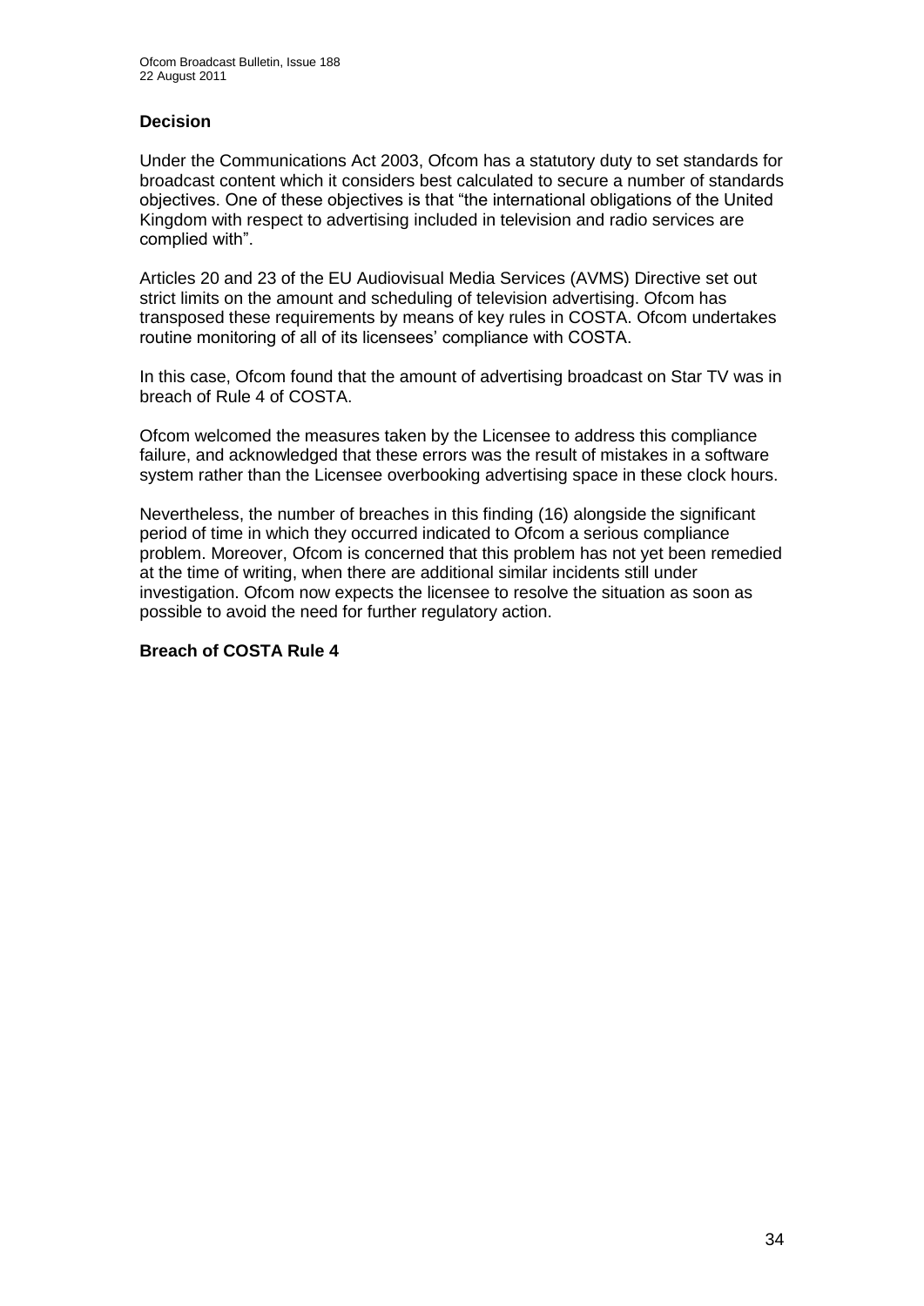### Decision

Under the Communications Act 2003, Ofcom has a statutory duty to set standards for broadcast content which it considers best calculated to secure a number of standards objectives. One of these objectives is that "the international obligations of the United Kingdom with respect to advertising included in television and radio services are complied with".

Articles 20 and 23 of the EU Audiovisual Media Services (AVMS) Directive set out strict limits on the amount and scheduling of television advertising. Ofcom has transposed these requirements by means of key rules in COSTA. Ofcom undertakes routine monitoring of all of its licensees' compliance with COSTA.

In this case, Ofcom found that the amount of advertising broadcast on Star TV was in breach of Rule 4 of COSTA.

Ofcom welcomed the measures taken by the Licensee to address this compliance failure, and acknowledged that these errors was the result of mistakes in a software system rather than the Licensee overbooking advertising space in these clock hours.

Nevertheless, the number of breaches in this finding (16) alongside the significant period of time in which they occurred indicated to Ofcom a serious compliance problem. Moreover, Ofcom is concerned that this problem has not yet been remedied at the time of writing, when there are additional similar incidents still under investigation. Ofcom now expects the licensee to resolve the situation as soon as possible to avoid the need for further regulatory action.

**Breach of COSTA Rule 4**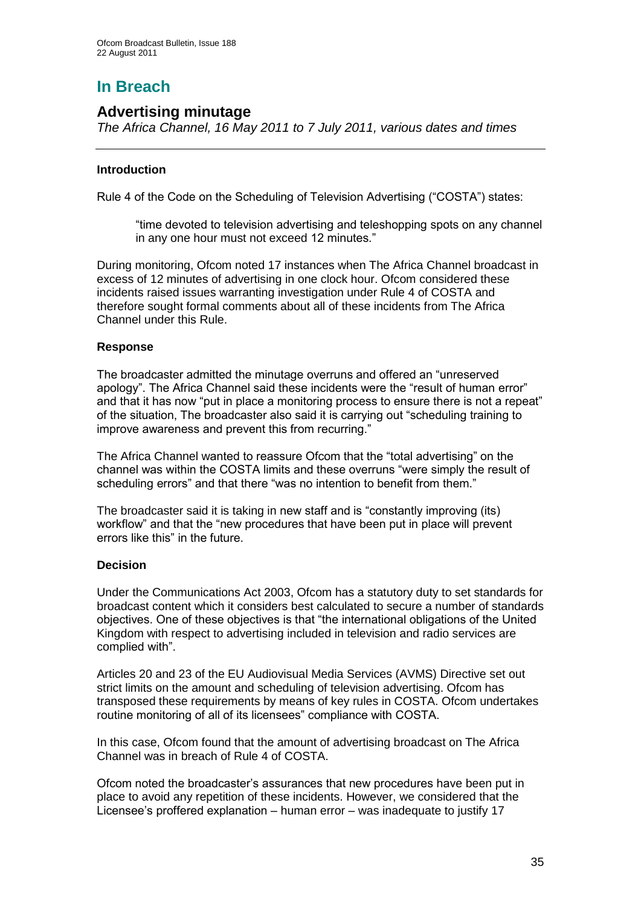# In Breach

## Advertising minutage

*The Africa Channel, 16 May 2011 to 7 July 2011, various dates and times*

---

### Introduction

Rule 4 of the Code on the Scheduling of Television Advertising ("COSTA") states:

> "time devoted to television advertising and teleshopping spots on any channel in any one hour must not exceed 12 minutes."

During monitoring, Ofcom noted 17 instances when The Africa Channel broadcast in excess of 12 minutes of advertising in one clock hour. Ofcom considered these incidents raised issues warranting investigation under Rule 4 of COSTA and therefore sought formal comments about all of these incidents from The Africa Channel under this Rule.

### Response

The broadcaster admitted the minutage overruns and offered an "unreserved apology". The Africa Channel said these incidents were the "result of human error" and that it has now "put in place a monitoring process to ensure there is not a repeat" of the situation, The broadcaster also said it is carrying out "scheduling training to improve awareness and prevent this from recurring."

The Africa Channel wanted to reassure Ofcom that the "total advertising" on the channel was within the COSTA limits and these overruns "were simply the result of scheduling errors" and that there "was no intention to benefit from them."

The broadcaster said it is taking in new staff and is "constantly improving (its) workflow" and that the "new procedures that have been put in place will prevent errors like this" in the future.

### Decision

Under the Communications Act 2003, Ofcom has a statutory duty to set standards for broadcast content which it considers best calculated to secure a number of standards objectives. One of these objectives is that "the international obligations of the United Kingdom with respect to advertising included in television and radio services are complied with".

Articles 20 and 23 of the EU Audiovisual Media Services (AVMS) Directive set out strict limits on the amount and scheduling of television advertising. Ofcom has transposed these requirements by means of key rules in COSTA. Ofcom undertakes routine monitoring of all of its licensees" compliance with COSTA.

In this case, Ofcom found that the amount of advertising broadcast on The Africa Channel was in breach of Rule 4 of COSTA.

Ofcom noted the broadcaster's assurances that new procedures have been put in place to avoid any repetition of these incidents. However, we considered that the Licensee's proffered explanation – human error – was inadequate to justify 17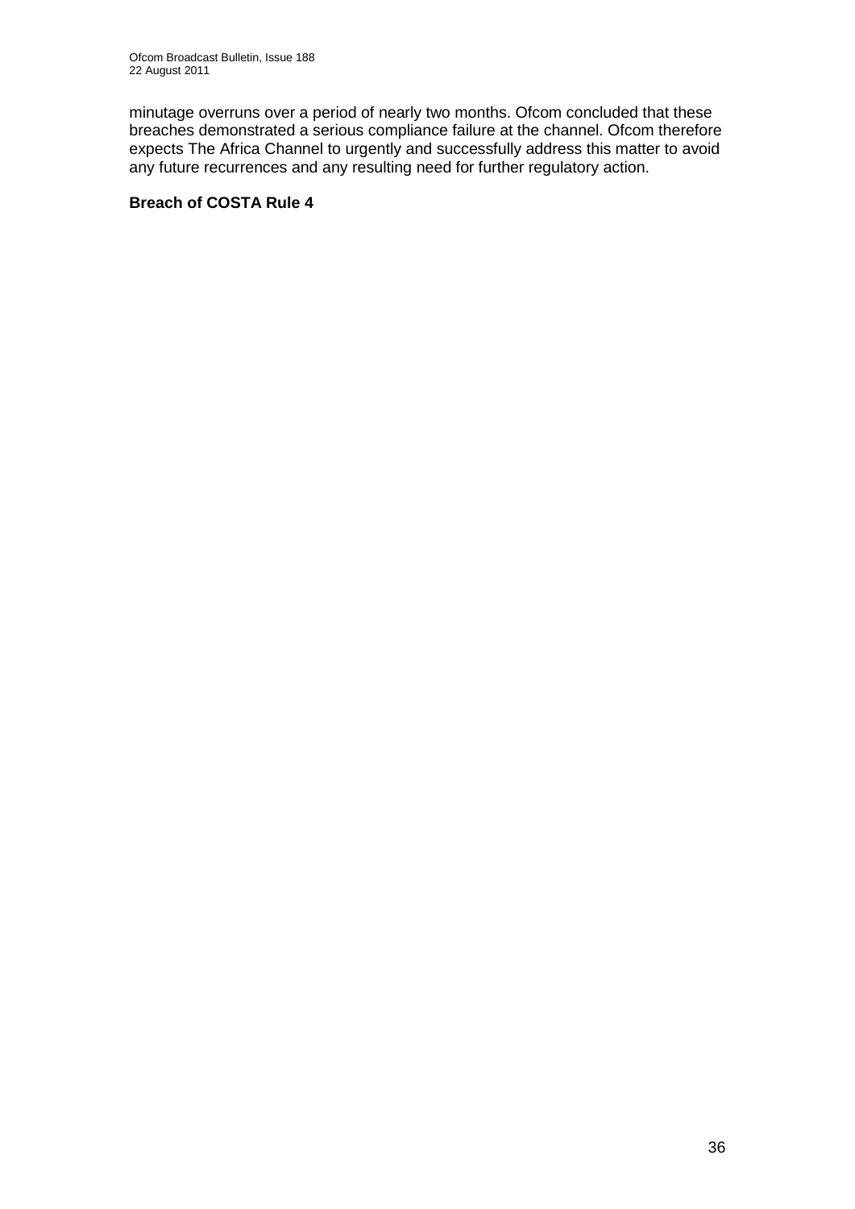minutage overruns over a period of nearly two months. Ofcom concluded that these breaches demonstrated a serious compliance failure at the channel. Ofcom therefore expects The Africa Channel to urgently and successfully address this matter to avoid any future recurrences and any resulting need for further regulatory action.

**Breach of COSTA Rule 4**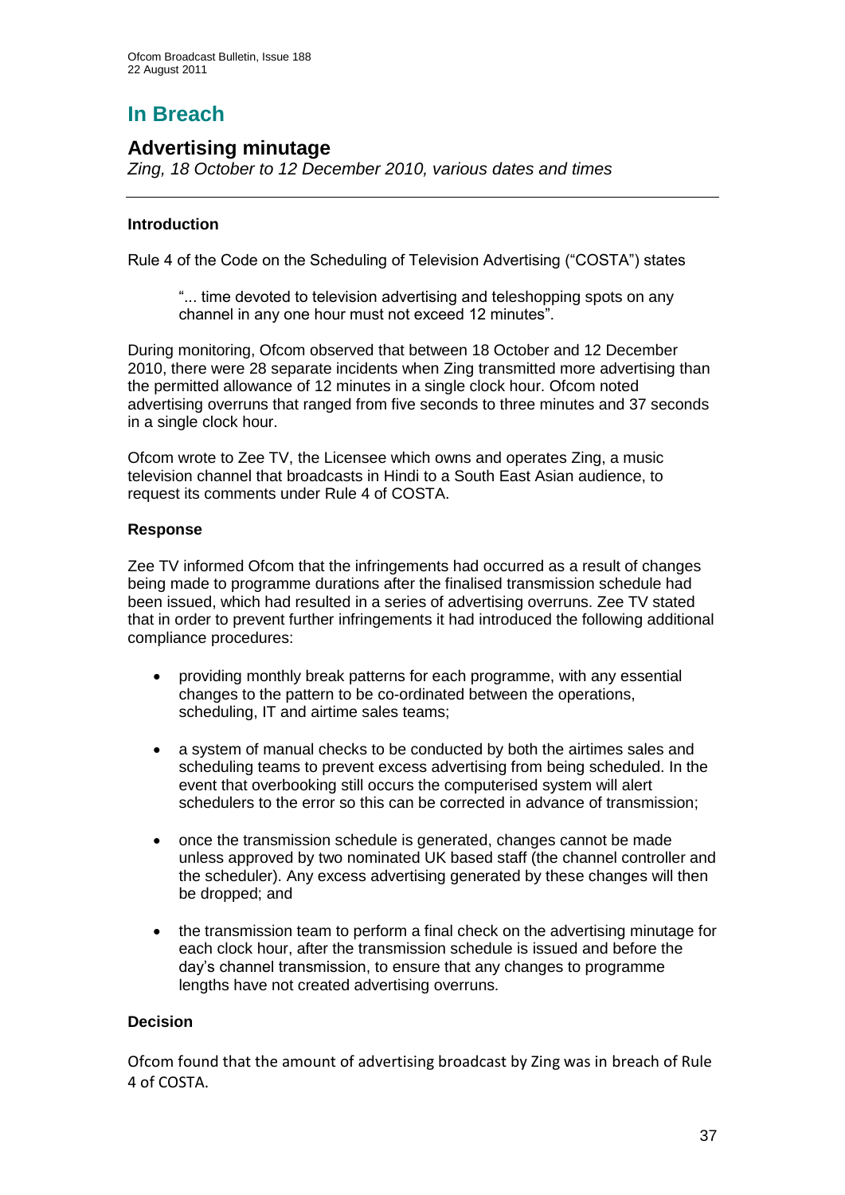# In Breach

## Advertising minutage

*Zing, 18 October to 12 December 2010, various dates and times*

### Introduction

Rule 4 of the Code on the Scheduling of Television Advertising ("COSTA") states

> "... time devoted to television advertising and teleshopping spots on any channel in any one hour must not exceed 12 minutes".

During monitoring, Ofcom observed that between 18 October and 12 December 2010, there were 28 separate incidents when Zing transmitted more advertising than the permitted allowance of 12 minutes in a single clock hour. Ofcom noted advertising overruns that ranged from five seconds to three minutes and 37 seconds in a single clock hour.

Ofcom wrote to Zee TV, the Licensee which owns and operates Zing, a music television channel that broadcasts in Hindi to a South East Asian audience, to request its comments under Rule 4 of COSTA.

### Response

Zee TV informed Ofcom that the infringements had occurred as a result of changes being made to programme durations after the finalised transmission schedule had been issued, which had resulted in a series of advertising overruns. Zee TV stated that in order to prevent further infringements it had introduced the following additional compliance procedures:

- providing monthly break patterns for each programme, with any essential changes to the pattern to be co-ordinated between the operations, scheduling, IT and airtime sales teams;
- a system of manual checks to be conducted by both the airtimes sales and scheduling teams to prevent excess advertising from being scheduled. In the event that overbooking still occurs the computerised system will alert schedulers to the error so this can be corrected in advance of transmission;
- once the transmission schedule is generated, changes cannot be made unless approved by two nominated UK based staff (the channel controller and the scheduler). Any excess advertising generated by these changes will then be dropped; and
- the transmission team to perform a final check on the advertising minutage for each clock hour, after the transmission schedule is issued and before the day's channel transmission, to ensure that any changes to programme lengths have not created advertising overruns.

### Decision

Ofcom found that the amount of advertising broadcast by Zing was in breach of Rule 4 of COSTA.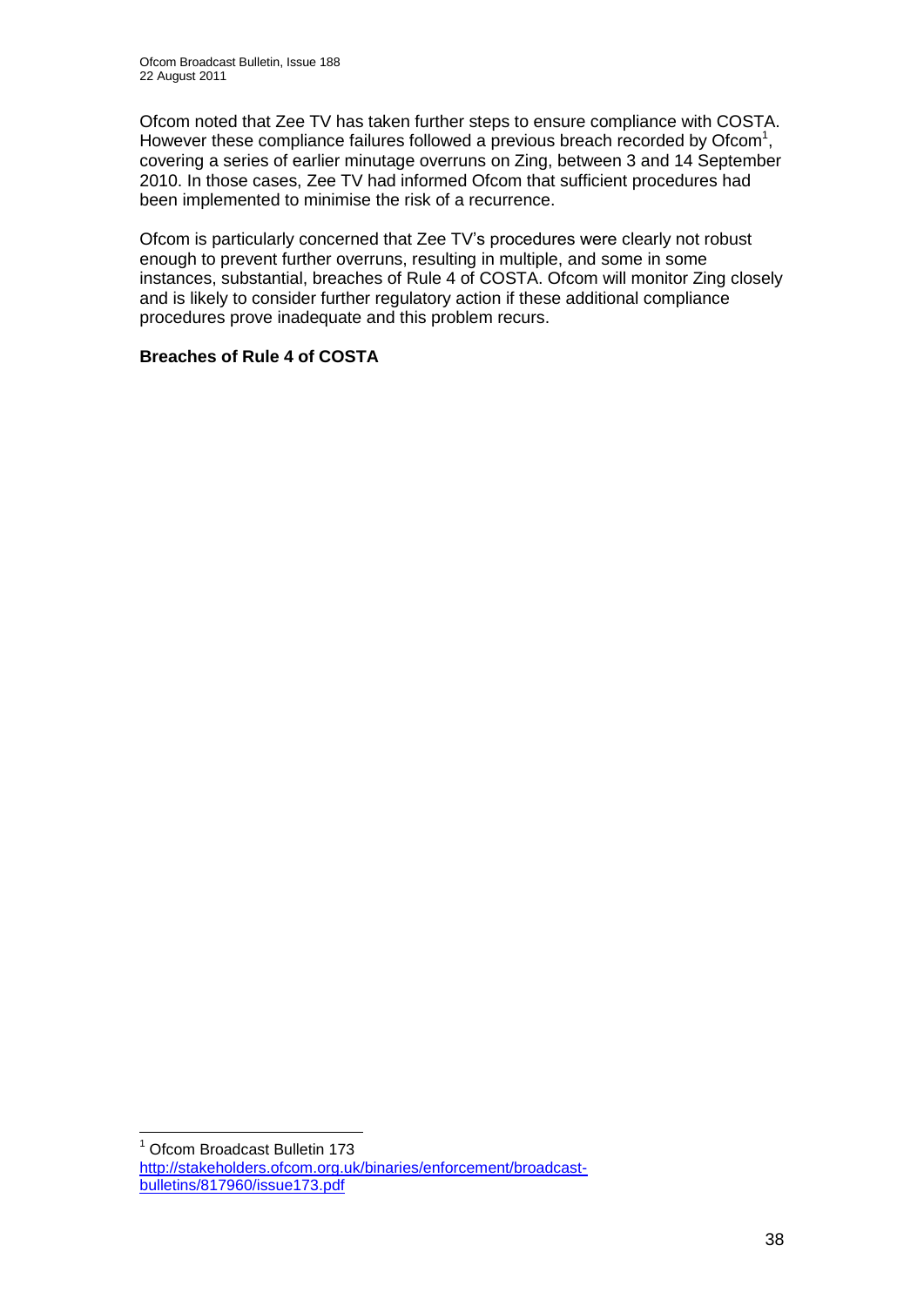Ofcom noted that Zee TV has taken further steps to ensure compliance with COSTA. However these compliance failures followed a previous breach recorded by Ofcom[1], covering a series of earlier minutage overruns on Zing, between 3 and 14 September 2010. In those cases, Zee TV had informed Ofcom that sufficient procedures had been implemented to minimise the risk of a recurrence.

Ofcom is particularly concerned that Zee TV's procedures were clearly not robust enough to prevent further overruns, resulting in multiple, and some in some instances, substantial, breaches of Rule 4 of COSTA. Ofcom will monitor Zing closely and is likely to consider further regulatory action if these additional compliance procedures prove inadequate and this problem recurs.

**Breaches of Rule 4 of COSTA**

[1] Ofcom Broadcast Bulletin 173 http://stakeholders.ofcom.org.uk/binaries/enforcement/broadcast-bulletins/817960/issue173.pdf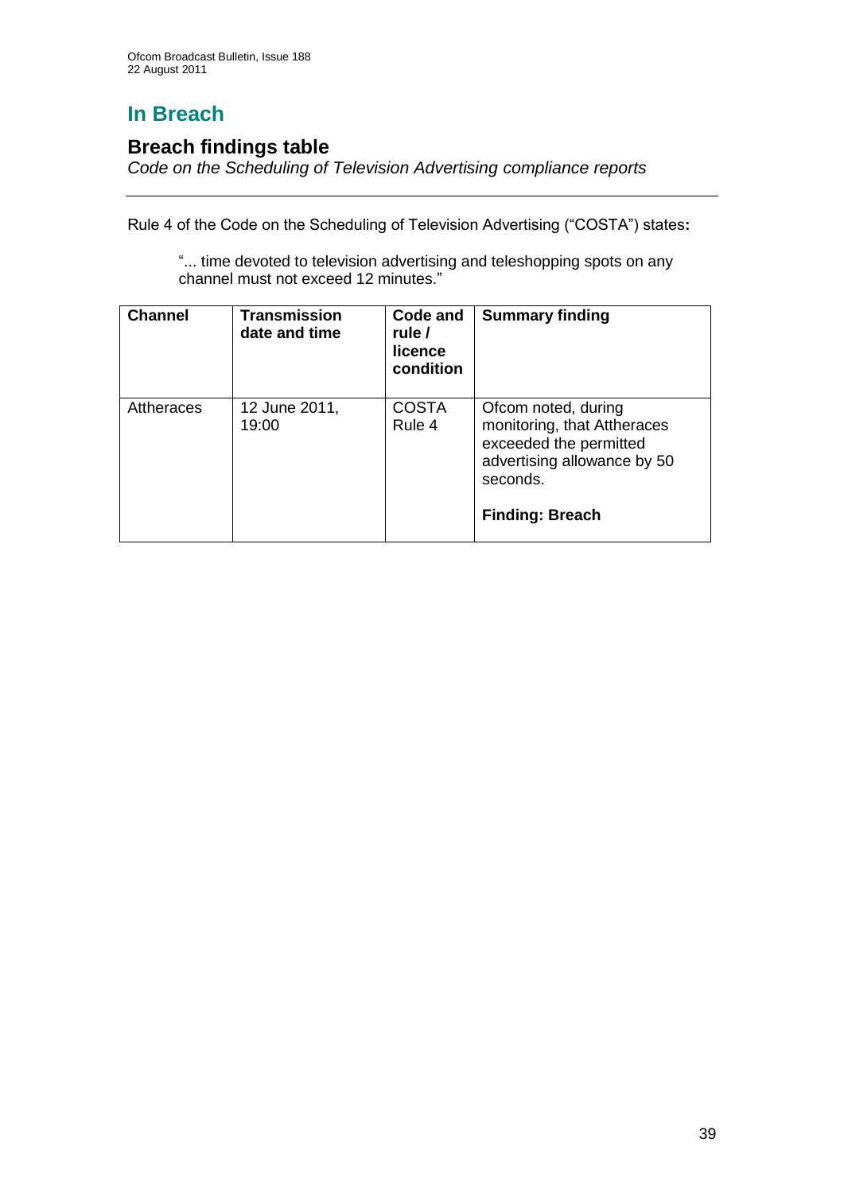# In Breach

## Breach findings table

*Code on the Scheduling of Television Advertising compliance reports*

Rule 4 of the Code on the Scheduling of Television Advertising ("COSTA") states**:**

> "... time devoted to television advertising and teleshopping spots on any channel must not exceed 12 minutes."

| Channel | Transmission date and time | Code and rule / licence condition | Summary finding |
| --- | --- | --- | --- |
| Attheraces | 12 June 2011, 19:00 | COSTA Rule 4 | Ofcom noted, during monitoring, that Attheraces exceeded the permitted advertising allowance by 50 seconds. **Finding: Breach** |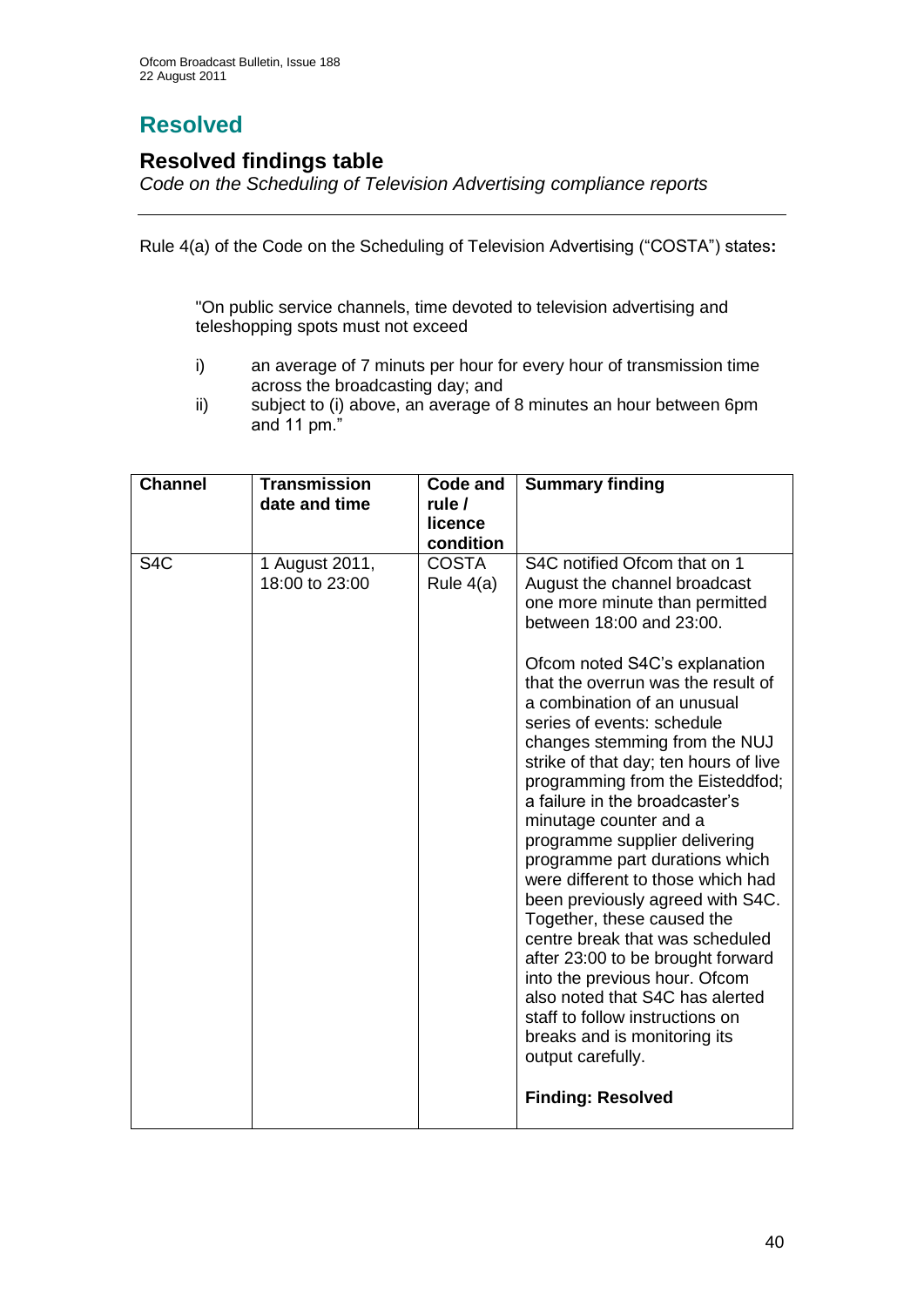# Resolved

## Resolved findings table

*Code on the Scheduling of Television Advertising compliance reports*

---

Rule 4(a) of the Code on the Scheduling of Television Advertising ("COSTA") states**:**

> "On public service channels, time devoted to television advertising and teleshopping spots must not exceed
>
> i) an average of 7 minuts per hour for every hour of transmission time across the broadcasting day; and
>
> ii) subject to (i) above, an average of 8 minutes an hour between 6pm and 11 pm."

| Channel | Transmission date and time | Code and rule / licence condition | Summary finding |
|---|---|---|---|
| S4C | 1 August 2011, 18:00 to 23:00 | COSTA Rule 4(a) | S4C notified Ofcom that on 1 August the channel broadcast one more minute than permitted between 18:00 and 23:00.<br><br>Ofcom noted S4C's explanation that the overrun was the result of a combination of an unusual series of events: schedule changes stemming from the NUJ strike of that day; ten hours of live programming from the Eisteddfod; a failure in the broadcaster's minutage counter and a programme supplier delivering programme part durations which were different to those which had been previously agreed with S4C. Together, these caused the centre break that was scheduled after 23:00 to be brought forward into the previous hour. Ofcom also noted that S4C has alerted staff to follow instructions on breaks and is monitoring its output carefully.<br><br>**Finding: Resolved** |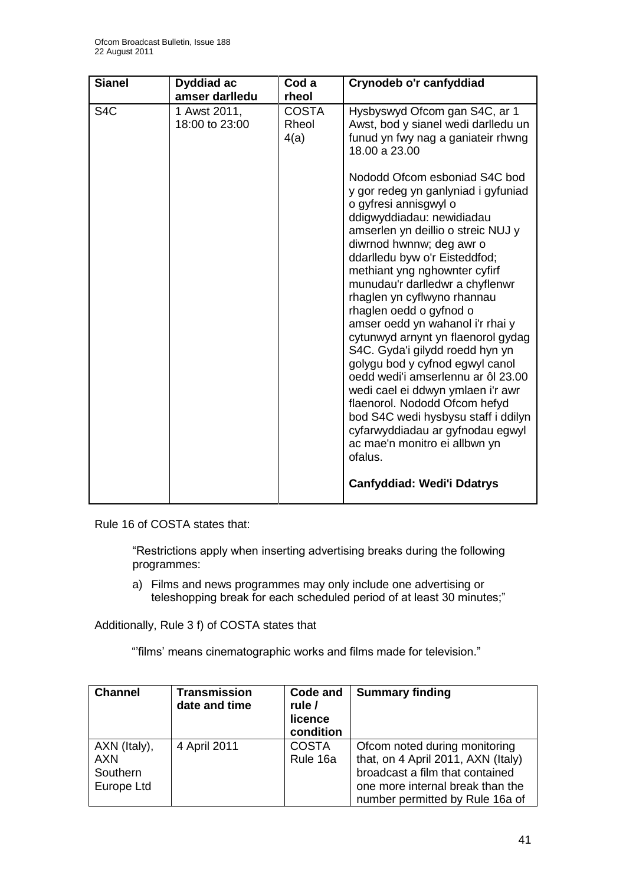| Sianel | Dyddiad ac amser darlledu | Cod a rheol | Crynodeb o'r canfyddiad |
|---|---|---|---|
| S4C | 1 Awst 2011, 18:00 to 23:00 | COSTA Rheol 4(a) | Hysbyswyd Ofcom gan S4C, ar 1 Awst, bod y sianel wedi darlledu un funud yn fwy nag a ganiateir rhwng 18.00 a 23.00<br><br>Nododd Ofcom esboniad S4C bod y gor redeg yn ganlyniad i gyfuniad o gyfresi annisgwyl o ddigwyddiadau: newidiadau amserlen yn deillio o streic NUJ y diwrnod hwnnw; deg awr o ddarlledu byw o'r Eisteddfod; methiant yng nghownter cyfirf munudau'r darlledwr a chyflenwr rhaglen yn cyflwyno rhannau rhaglen oedd o gyfnod o amser oedd yn wahanol i'r rhai y cytunwyd arnynt yn flaenorol gydag S4C. Gyda'i gilydd roedd hyn yn golygu bod y cyfnod egwyl canol oedd wedi'i amserlennu ar ôl 23.00 wedi cael ei ddwyn ymlaen i'r awr flaenorol. Nododd Ofcom hefyd bod S4C wedi hysbysu staff i ddilyn cyfarwyddiadau ar gyfnodau egwyl ac mae'n monitro ei allbwn yn ofalus.<br><br>**Canfyddiad: Wedi'i Ddatrys** |

Rule 16 of COSTA states that:

> "Restrictions apply when inserting advertising breaks during the following programmes:
>
> a) Films and news programmes may only include one advertising or teleshopping break for each scheduled period of at least 30 minutes;"

Additionally, Rule 3 f) of COSTA states that

> "'films' means cinematographic works and films made for television."

| Channel | Transmission date and time | Code and rule / licence condition | Summary finding |
|---|---|---|---|
| AXN (Italy), AXN Southern Europe Ltd | 4 April 2011 | COSTA Rule 16a | Ofcom noted during monitoring that, on 4 April 2011, AXN (Italy) broadcast a film that contained one more internal break than the number permitted by Rule 16a of |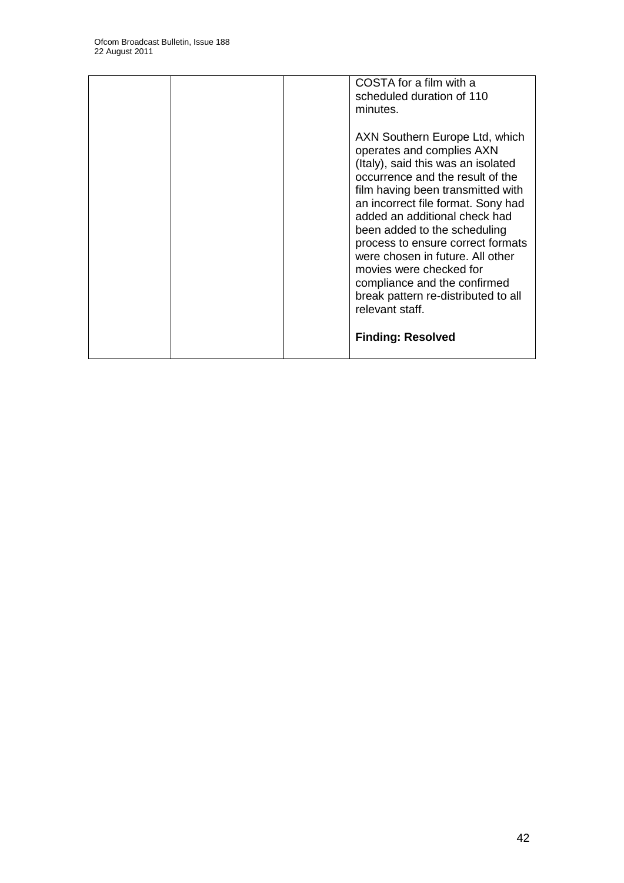| | | | COSTA for a film with a scheduled duration of 110 minutes.<br><br>AXN Southern Europe Ltd, which operates and complies AXN (Italy), said this was an isolated occurrence and the result of the film having been transmitted with an incorrect file format. Sony had added an additional check had been added to the scheduling process to ensure correct formats were chosen in future. All other movies were checked for compliance and the confirmed break pattern re-distributed to all relevant staff.<br><br>**Finding: Resolved** |
|---|---|---|---|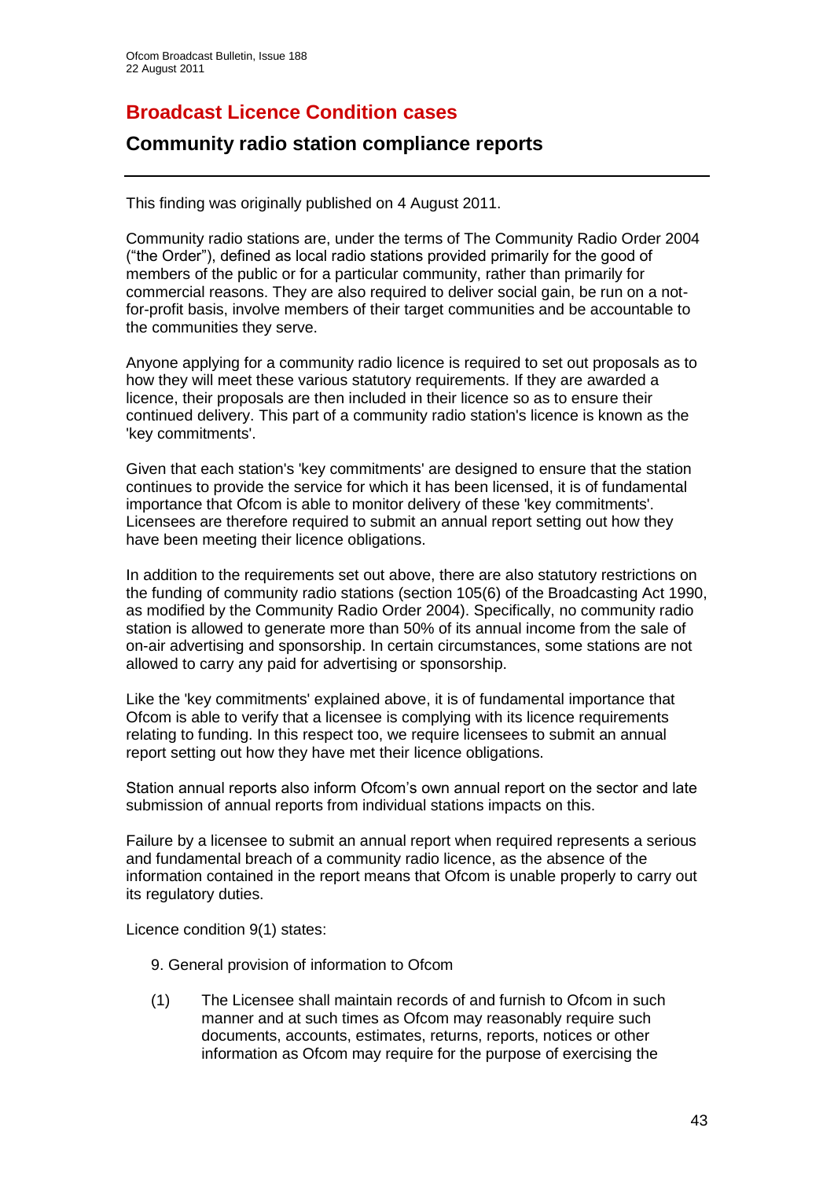# Broadcast Licence Condition cases

## Community radio station compliance reports

This finding was originally published on 4 August 2011.

Community radio stations are, under the terms of The Community Radio Order 2004 ("the Order"), defined as local radio stations provided primarily for the good of members of the public or for a particular community, rather than primarily for commercial reasons. They are also required to deliver social gain, be run on a not-for-profit basis, involve members of their target communities and be accountable to the communities they serve.

Anyone applying for a community radio licence is required to set out proposals as to how they will meet these various statutory requirements. If they are awarded a licence, their proposals are then included in their licence so as to ensure their continued delivery. This part of a community radio station's licence is known as the 'key commitments'.

Given that each station's 'key commitments' are designed to ensure that the station continues to provide the service for which it has been licensed, it is of fundamental importance that Ofcom is able to monitor delivery of these 'key commitments'. Licensees are therefore required to submit an annual report setting out how they have been meeting their licence obligations.

In addition to the requirements set out above, there are also statutory restrictions on the funding of community radio stations (section 105(6) of the Broadcasting Act 1990, as modified by the Community Radio Order 2004). Specifically, no community radio station is allowed to generate more than 50% of its annual income from the sale of on-air advertising and sponsorship. In certain circumstances, some stations are not allowed to carry any paid for advertising or sponsorship.

Like the 'key commitments' explained above, it is of fundamental importance that Ofcom is able to verify that a licensee is complying with its licence requirements relating to funding. In this respect too, we require licensees to submit an annual report setting out how they have met their licence obligations.

Station annual reports also inform Ofcom's own annual report on the sector and late submission of annual reports from individual stations impacts on this.

Failure by a licensee to submit an annual report when required represents a serious and fundamental breach of a community radio licence, as the absence of the information contained in the report means that Ofcom is unable properly to carry out its regulatory duties.

Licence condition 9(1) states:

> 9. General provision of information to Ofcom
>
> (1) The Licensee shall maintain records of and furnish to Ofcom in such manner and at such times as Ofcom may reasonably require such documents, accounts, estimates, returns, reports, notices or other information as Ofcom may require for the purpose of exercising the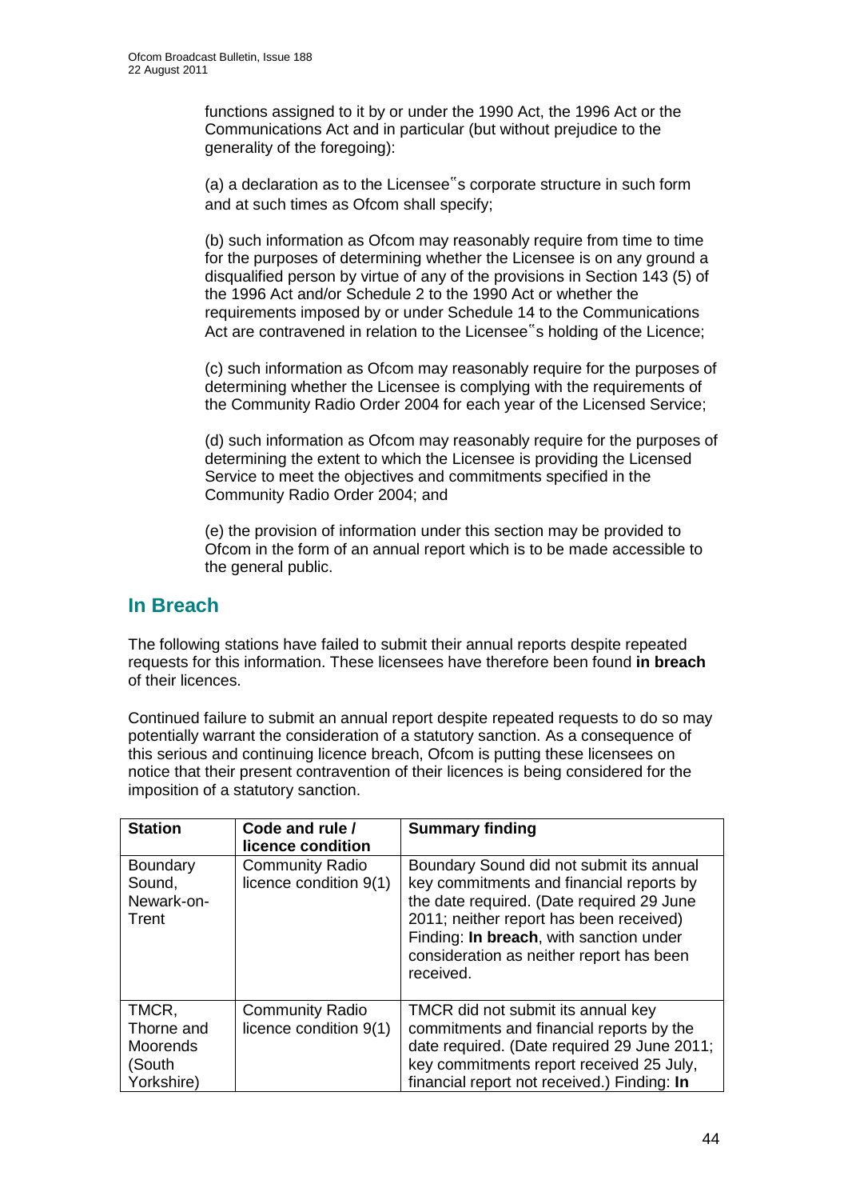functions assigned to it by or under the 1990 Act, the 1996 Act or the Communications Act and in particular (but without prejudice to the generality of the foregoing):

(a) a declaration as to the Licensee‟s corporate structure in such form and at such times as Ofcom shall specify;

(b) such information as Ofcom may reasonably require from time to time for the purposes of determining whether the Licensee is on any ground a disqualified person by virtue of any of the provisions in Section 143 (5) of the 1996 Act and/or Schedule 2 to the 1990 Act or whether the requirements imposed by or under Schedule 14 to the Communications Act are contravened in relation to the Licensee‟s holding of the Licence;

(c) such information as Ofcom may reasonably require for the purposes of determining whether the Licensee is complying with the requirements of the Community Radio Order 2004 for each year of the Licensed Service;

(d) such information as Ofcom may reasonably require for the purposes of determining the extent to which the Licensee is providing the Licensed Service to meet the objectives and commitments specified in the Community Radio Order 2004; and

(e) the provision of information under this section may be provided to Ofcom in the form of an annual report which is to be made accessible to the general public.

## In Breach

The following stations have failed to submit their annual reports despite repeated requests for this information. These licensees have therefore been found **in breach** of their licences.

Continued failure to submit an annual report despite repeated requests to do so may potentially warrant the consideration of a statutory sanction. As a consequence of this serious and continuing licence breach, Ofcom is putting these licensees on notice that their present contravention of their licences is being considered for the imposition of a statutory sanction.

| Station | Code and rule / licence condition | Summary finding |
|---|---|---|
| Boundary Sound, Newark-on-Trent | Community Radio licence condition 9(1) | Boundary Sound did not submit its annual key commitments and financial reports by the date required. (Date required 29 June 2011; neither report has been received) Finding: **In breach**, with sanction under consideration as neither report has been received. |
| TMCR, Thorne and Moorends (South Yorkshire) | Community Radio licence condition 9(1) | TMCR did not submit its annual key commitments and financial reports by the date required. (Date required 29 June 2011; key commitments report received 25 July, financial report not received.) Finding: **In** |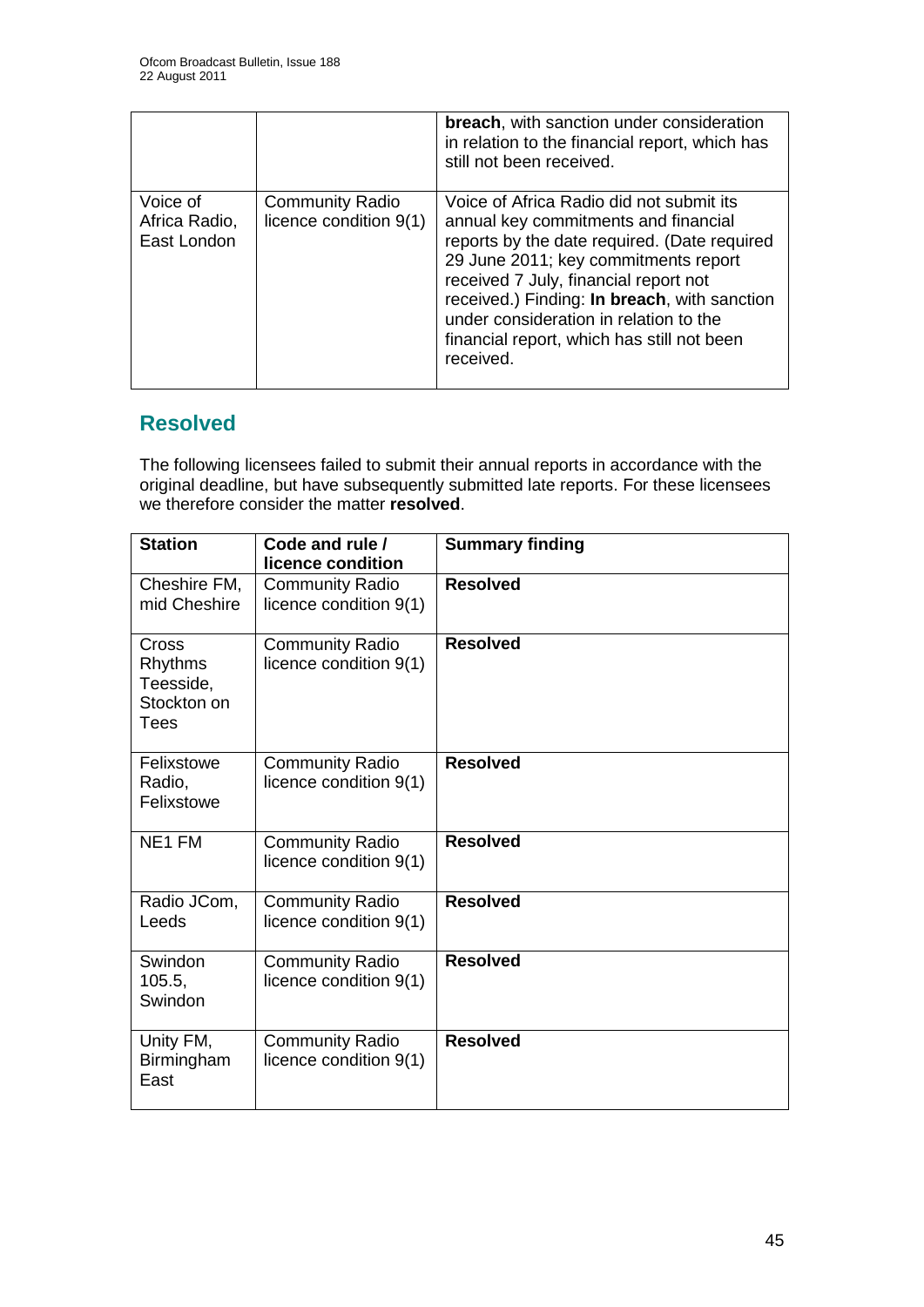| | | **breach**, with sanction under consideration in relation to the financial report, which has still not been received. |
|---|---|---|
| Voice of Africa Radio, East London | Community Radio licence condition 9(1) | Voice of Africa Radio did not submit its annual key commitments and financial reports by the date required. (Date required 29 June 2011; key commitments report received 7 July, financial report not received.) Finding: **In breach**, with sanction under consideration in relation to the financial report, which has still not been received. |

## Resolved

The following licensees failed to submit their annual reports in accordance with the original deadline, but have subsequently submitted late reports. For these licensees we therefore consider the matter **resolved**.

| Station | Code and rule / licence condition | Summary finding |
|---|---|---|
| Cheshire FM, mid Cheshire | Community Radio licence condition 9(1) | **Resolved** |
| Cross Rhythms Teesside, Stockton on Tees | Community Radio licence condition 9(1) | **Resolved** |
| Felixstowe Radio, Felixstowe | Community Radio licence condition 9(1) | **Resolved** |
| NE1 FM | Community Radio licence condition 9(1) | **Resolved** |
| Radio JCom, Leeds | Community Radio licence condition 9(1) | **Resolved** |
| Swindon 105.5, Swindon | Community Radio licence condition 9(1) | **Resolved** |
| Unity FM, Birmingham East | Community Radio licence condition 9(1) | **Resolved** |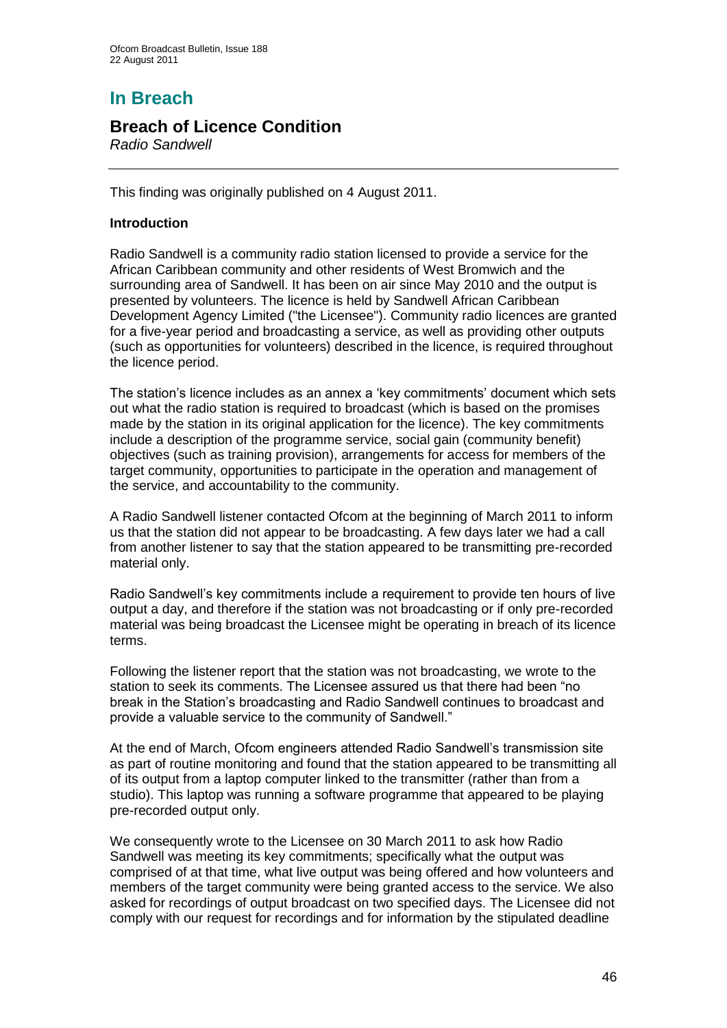# In Breach

## Breach of Licence Condition

*Radio Sandwell*

This finding was originally published on 4 August 2011.

**Introduction**

Radio Sandwell is a community radio station licensed to provide a service for the African Caribbean community and other residents of West Bromwich and the surrounding area of Sandwell. It has been on air since May 2010 and the output is presented by volunteers. The licence is held by Sandwell African Caribbean Development Agency Limited ("the Licensee"). Community radio licences are granted for a five-year period and broadcasting a service, as well as providing other outputs (such as opportunities for volunteers) described in the licence, is required throughout the licence period.

The station's licence includes as an annex a 'key commitments' document which sets out what the radio station is required to broadcast (which is based on the promises made by the station in its original application for the licence). The key commitments include a description of the programme service, social gain (community benefit) objectives (such as training provision), arrangements for access for members of the target community, opportunities to participate in the operation and management of the service, and accountability to the community.

A Radio Sandwell listener contacted Ofcom at the beginning of March 2011 to inform us that the station did not appear to be broadcasting. A few days later we had a call from another listener to say that the station appeared to be transmitting pre-recorded material only.

Radio Sandwell's key commitments include a requirement to provide ten hours of live output a day, and therefore if the station was not broadcasting or if only pre-recorded material was being broadcast the Licensee might be operating in breach of its licence terms.

Following the listener report that the station was not broadcasting, we wrote to the station to seek its comments. The Licensee assured us that there had been "no break in the Station's broadcasting and Radio Sandwell continues to broadcast and provide a valuable service to the community of Sandwell."

At the end of March, Ofcom engineers attended Radio Sandwell's transmission site as part of routine monitoring and found that the station appeared to be transmitting all of its output from a laptop computer linked to the transmitter (rather than from a studio). This laptop was running a software programme that appeared to be playing pre-recorded output only.

We consequently wrote to the Licensee on 30 March 2011 to ask how Radio Sandwell was meeting its key commitments; specifically what the output was comprised of at that time, what live output was being offered and how volunteers and members of the target community were being granted access to the service. We also asked for recordings of output broadcast on two specified days. The Licensee did not comply with our request for recordings and for information by the stipulated deadline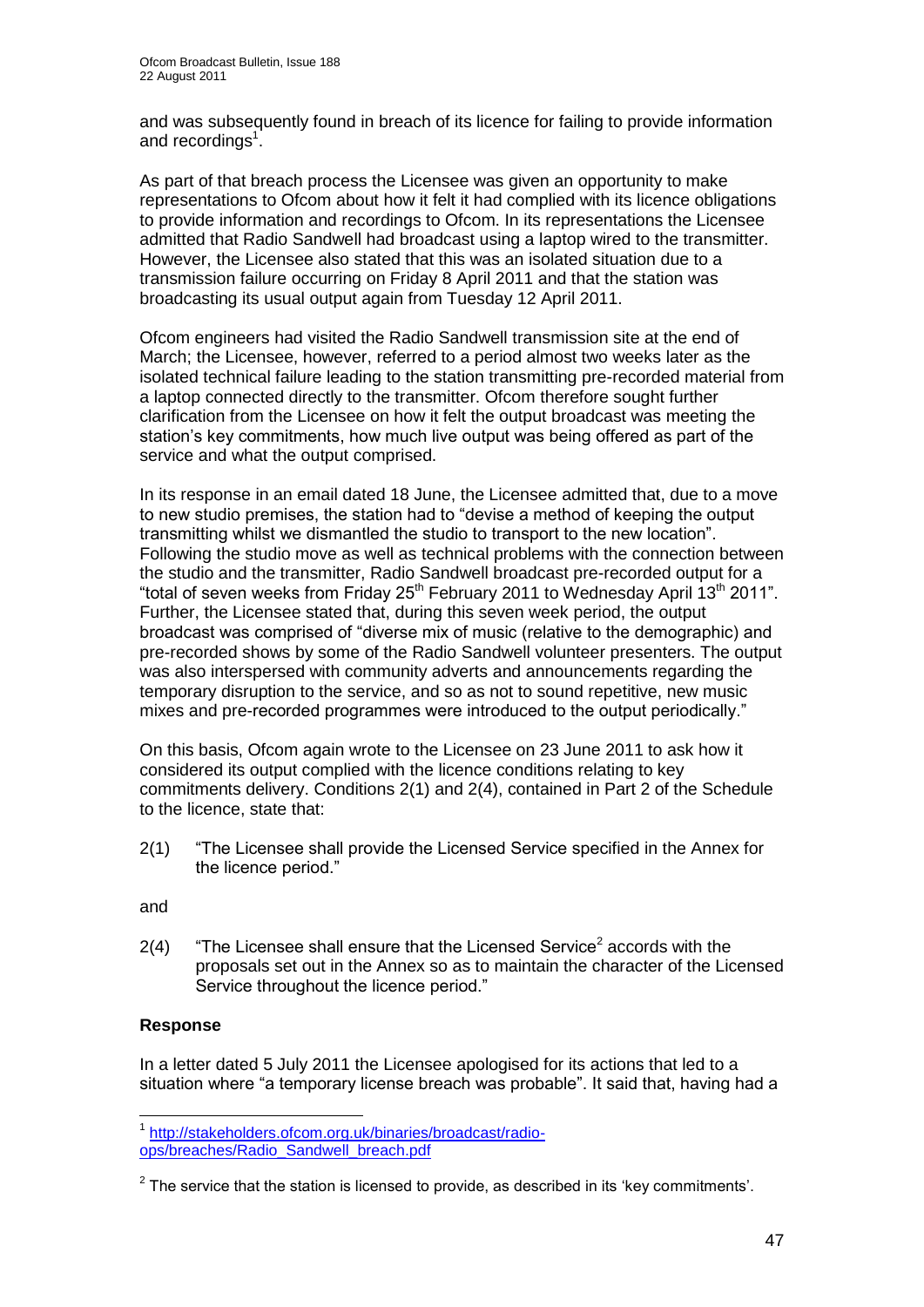and was subsequently found in breach of its licence for failing to provide information and recordings[1].

As part of that breach process the Licensee was given an opportunity to make representations to Ofcom about how it felt it had complied with its licence obligations to provide information and recordings to Ofcom. In its representations the Licensee admitted that Radio Sandwell had broadcast using a laptop wired to the transmitter. However, the Licensee also stated that this was an isolated situation due to a transmission failure occurring on Friday 8 April 2011 and that the station was broadcasting its usual output again from Tuesday 12 April 2011.

Ofcom engineers had visited the Radio Sandwell transmission site at the end of March; the Licensee, however, referred to a period almost two weeks later as the isolated technical failure leading to the station transmitting pre-recorded material from a laptop connected directly to the transmitter. Ofcom therefore sought further clarification from the Licensee on how it felt the output broadcast was meeting the station's key commitments, how much live output was being offered as part of the service and what the output comprised.

In its response in an email dated 18 June, the Licensee admitted that, due to a move to new studio premises, the station had to "devise a method of keeping the output transmitting whilst we dismantled the studio to transport to the new location". Following the studio move as well as technical problems with the connection between the studio and the transmitter, Radio Sandwell broadcast pre-recorded output for a "total of seven weeks from Friday 25th February 2011 to Wednesday April 13th 2011". Further, the Licensee stated that, during this seven week period, the output broadcast was comprised of "diverse mix of music (relative to the demographic) and pre-recorded shows by some of the Radio Sandwell volunteer presenters. The output was also interspersed with community adverts and announcements regarding the temporary disruption to the service, and so as not to sound repetitive, new music mixes and pre-recorded programmes were introduced to the output periodically."

On this basis, Ofcom again wrote to the Licensee on 23 June 2011 to ask how it considered its output complied with the licence conditions relating to key commitments delivery. Conditions 2(1) and 2(4), contained in Part 2 of the Schedule to the licence, state that:

2(1) "The Licensee shall provide the Licensed Service specified in the Annex for the licence period."

and

2(4) "The Licensee shall ensure that the Licensed Service[2] accords with the proposals set out in the Annex so as to maintain the character of the Licensed Service throughout the licence period."

**Response**

In a letter dated 5 July 2011 the Licensee apologised for its actions that led to a situation where "a temporary license breach was probable". It said that, having had a

---

[1] http://stakeholders.ofcom.org.uk/binaries/broadcast/radio-ops/breaches/Radio_Sandwell_breach.pdf

[2] The service that the station is licensed to provide, as described in its 'key commitments'.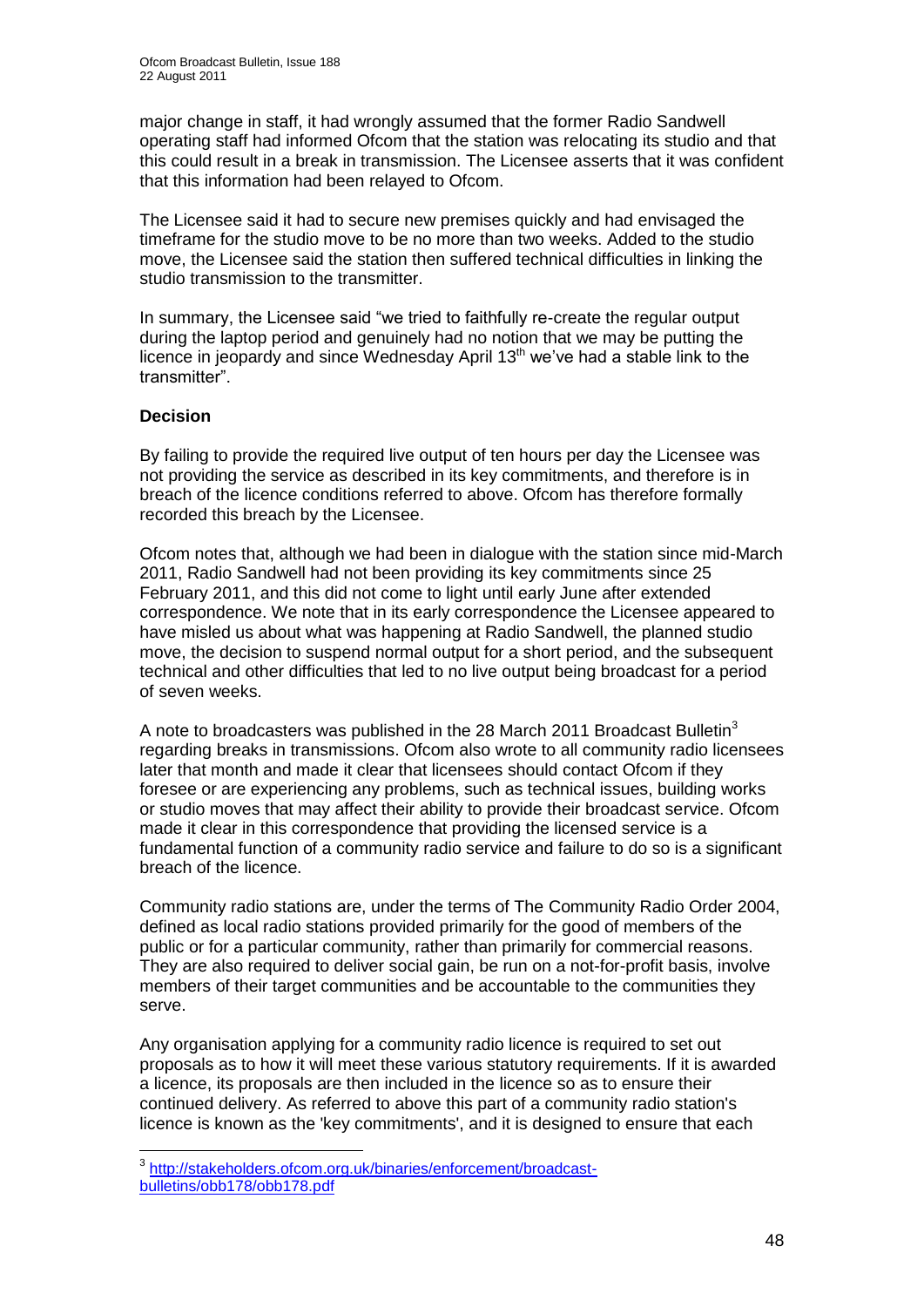major change in staff, it had wrongly assumed that the former Radio Sandwell operating staff had informed Ofcom that the station was relocating its studio and that this could result in a break in transmission. The Licensee asserts that it was confident that this information had been relayed to Ofcom.

The Licensee said it had to secure new premises quickly and had envisaged the timeframe for the studio move to be no more than two weeks. Added to the studio move, the Licensee said the station then suffered technical difficulties in linking the studio transmission to the transmitter.

In summary, the Licensee said "we tried to faithfully re-create the regular output during the laptop period and genuinely had no notion that we may be putting the licence in jeopardy and since Wednesday April 13th we've had a stable link to the transmitter".

**Decision**

By failing to provide the required live output of ten hours per day the Licensee was not providing the service as described in its key commitments, and therefore is in breach of the licence conditions referred to above. Ofcom has therefore formally recorded this breach by the Licensee.

Ofcom notes that, although we had been in dialogue with the station since mid-March 2011, Radio Sandwell had not been providing its key commitments since 25 February 2011, and this did not come to light until early June after extended correspondence. We note that in its early correspondence the Licensee appeared to have misled us about what was happening at Radio Sandwell, the planned studio move, the decision to suspend normal output for a short period, and the subsequent technical and other difficulties that led to no live output being broadcast for a period of seven weeks.

A note to broadcasters was published in the 28 March 2011 Broadcast Bulletin[3] regarding breaks in transmissions. Ofcom also wrote to all community radio licensees later that month and made it clear that licensees should contact Ofcom if they foresee or are experiencing any problems, such as technical issues, building works or studio moves that may affect their ability to provide their broadcast service. Ofcom made it clear in this correspondence that providing the licensed service is a fundamental function of a community radio service and failure to do so is a significant breach of the licence.

Community radio stations are, under the terms of The Community Radio Order 2004, defined as local radio stations provided primarily for the good of members of the public or for a particular community, rather than primarily for commercial reasons. They are also required to deliver social gain, be run on a not-for-profit basis, involve members of their target communities and be accountable to the communities they serve.

Any organisation applying for a community radio licence is required to set out proposals as to how it will meet these various statutory requirements. If it is awarded a licence, its proposals are then included in the licence so as to ensure their continued delivery. As referred to above this part of a community radio station's licence is known as the 'key commitments', and it is designed to ensure that each

[3] http://stakeholders.ofcom.org.uk/binaries/enforcement/broadcast-bulletins/obb178/obb178.pdf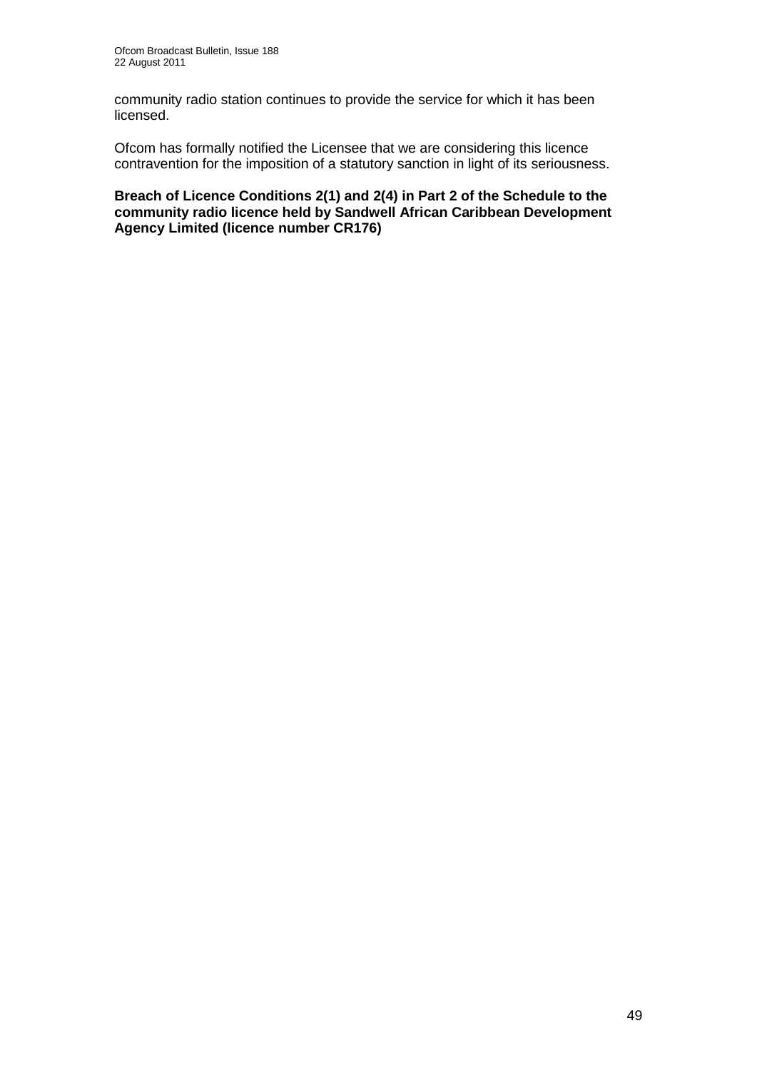community radio station continues to provide the service for which it has been licensed.

Ofcom has formally notified the Licensee that we are considering this licence contravention for the imposition of a statutory sanction in light of its seriousness.

**Breach of Licence Conditions 2(1) and 2(4) in Part 2 of the Schedule to the community radio licence held by Sandwell African Caribbean Development Agency Limited (licence number CR176)**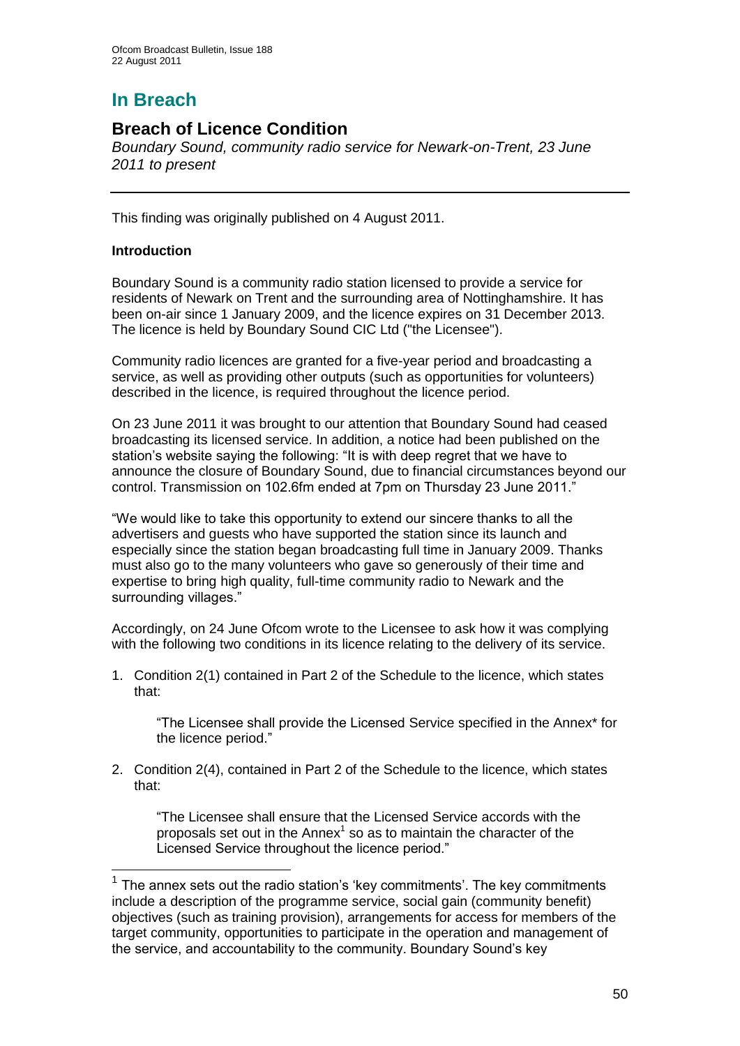# In Breach

## Breach of Licence Condition

*Boundary Sound, community radio service for Newark-on-Trent, 23 June 2011 to present*

This finding was originally published on 4 August 2011.

**Introduction**

Boundary Sound is a community radio station licensed to provide a service for residents of Newark on Trent and the surrounding area of Nottinghamshire. It has been on-air since 1 January 2009, and the licence expires on 31 December 2013. The licence is held by Boundary Sound CIC Ltd ("the Licensee").

Community radio licences are granted for a five-year period and broadcasting a service, as well as providing other outputs (such as opportunities for volunteers) described in the licence, is required throughout the licence period.

On 23 June 2011 it was brought to our attention that Boundary Sound had ceased broadcasting its licensed service. In addition, a notice had been published on the station's website saying the following: "It is with deep regret that we have to announce the closure of Boundary Sound, due to financial circumstances beyond our control. Transmission on 102.6fm ended at 7pm on Thursday 23 June 2011."

"We would like to take this opportunity to extend our sincere thanks to all the advertisers and guests who have supported the station since its launch and especially since the station began broadcasting full time in January 2009. Thanks must also go to the many volunteers who gave so generously of their time and expertise to bring high quality, full-time community radio to Newark and the surrounding villages."

Accordingly, on 24 June Ofcom wrote to the Licensee to ask how it was complying with the following two conditions in its licence relating to the delivery of its service.

1. Condition 2(1) contained in Part 2 of the Schedule to the licence, which states that:

   "The Licensee shall provide the Licensed Service specified in the Annex* for the licence period."

2. Condition 2(4), contained in Part 2 of the Schedule to the licence, which states that:

   "The Licensee shall ensure that the Licensed Service accords with the proposals set out in the Annex[1] so as to maintain the character of the Licensed Service throughout the licence period."

[1] The annex sets out the radio station's 'key commitments'. The key commitments include a description of the programme service, social gain (community benefit) objectives (such as training provision), arrangements for access for members of the target community, opportunities to participate in the operation and management of the service, and accountability to the community. Boundary Sound's key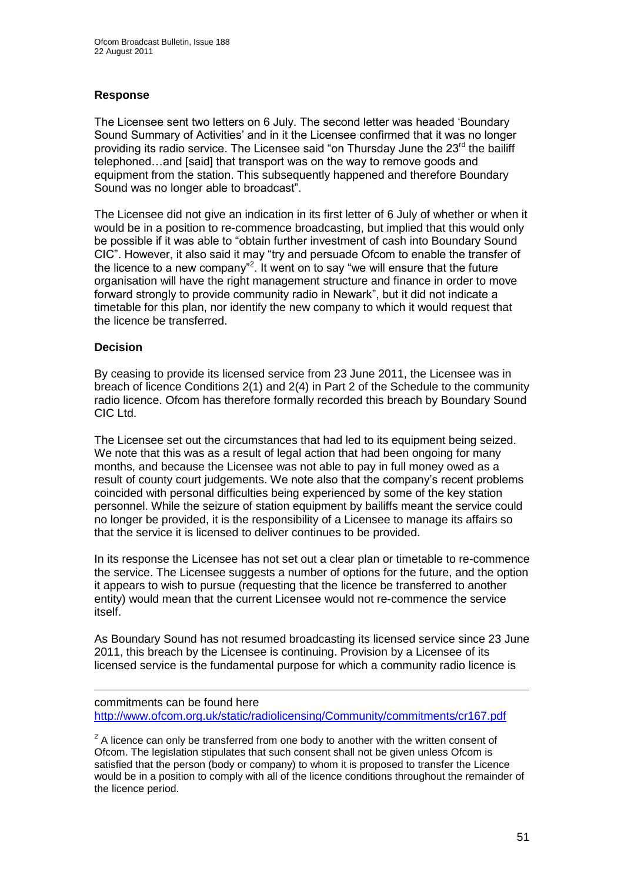## Response

The Licensee sent two letters on 6 July. The second letter was headed 'Boundary Sound Summary of Activities' and in it the Licensee confirmed that it was no longer providing its radio service. The Licensee said "on Thursday June the 23rd the bailiff telephoned…and [said] that transport was on the way to remove goods and equipment from the station. This subsequently happened and therefore Boundary Sound was no longer able to broadcast".

The Licensee did not give an indication in its first letter of 6 July of whether or when it would be in a position to re-commence broadcasting, but implied that this would only be possible if it was able to "obtain further investment of cash into Boundary Sound CIC". However, it also said it may "try and persuade Ofcom to enable the transfer of the licence to a new company"[2]. It went on to say "we will ensure that the future organisation will have the right management structure and finance in order to move forward strongly to provide community radio in Newark", but it did not indicate a timetable for this plan, nor identify the new company to which it would request that the licence be transferred.

## Decision

By ceasing to provide its licensed service from 23 June 2011, the Licensee was in breach of licence Conditions 2(1) and 2(4) in Part 2 of the Schedule to the community radio licence. Ofcom has therefore formally recorded this breach by Boundary Sound CIC Ltd.

The Licensee set out the circumstances that had led to its equipment being seized. We note that this was as a result of legal action that had been ongoing for many months, and because the Licensee was not able to pay in full money owed as a result of county court judgements. We note also that the company's recent problems coincided with personal difficulties being experienced by some of the key station personnel. While the seizure of station equipment by bailiffs meant the service could no longer be provided, it is the responsibility of a Licensee to manage its affairs so that the service it is licensed to deliver continues to be provided.

In its response the Licensee has not set out a clear plan or timetable to re-commence the service. The Licensee suggests a number of options for the future, and the option it appears to wish to pursue (requesting that the licence be transferred to another entity) would mean that the current Licensee would not re-commence the service itself.

As Boundary Sound has not resumed broadcasting its licensed service since 23 June 2011, this breach by the Licensee is continuing. Provision by a Licensee of its licensed service is the fundamental purpose for which a community radio licence is

---

commitments can be found here http://www.ofcom.org.uk/static/radiolicensing/Community/commitments/cr167.pdf

[2] A licence can only be transferred from one body to another with the written consent of Ofcom. The legislation stipulates that such consent shall not be given unless Ofcom is satisfied that the person (body or company) to whom it is proposed to transfer the Licence would be in a position to comply with all of the licence conditions throughout the remainder of the licence period.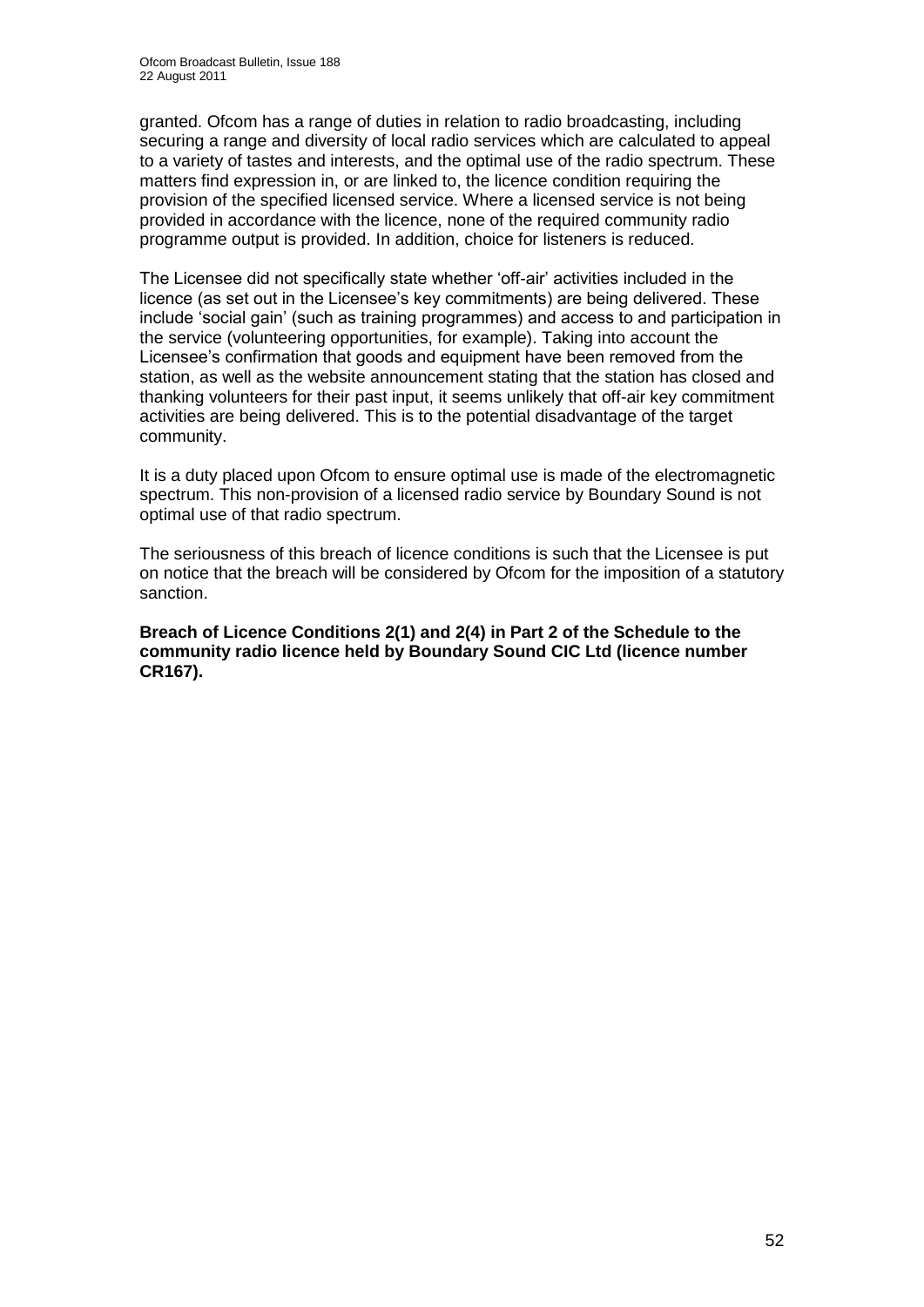granted. Ofcom has a range of duties in relation to radio broadcasting, including securing a range and diversity of local radio services which are calculated to appeal to a variety of tastes and interests, and the optimal use of the radio spectrum. These matters find expression in, or are linked to, the licence condition requiring the provision of the specified licensed service. Where a licensed service is not being provided in accordance with the licence, none of the required community radio programme output is provided. In addition, choice for listeners is reduced.

The Licensee did not specifically state whether 'off-air' activities included in the licence (as set out in the Licensee's key commitments) are being delivered. These include 'social gain' (such as training programmes) and access to and participation in the service (volunteering opportunities, for example). Taking into account the Licensee's confirmation that goods and equipment have been removed from the station, as well as the website announcement stating that the station has closed and thanking volunteers for their past input, it seems unlikely that off-air key commitment activities are being delivered. This is to the potential disadvantage of the target community.

It is a duty placed upon Ofcom to ensure optimal use is made of the electromagnetic spectrum. This non-provision of a licensed radio service by Boundary Sound is not optimal use of that radio spectrum.

The seriousness of this breach of licence conditions is such that the Licensee is put on notice that the breach will be considered by Ofcom for the imposition of a statutory sanction.

**Breach of Licence Conditions 2(1) and 2(4) in Part 2 of the Schedule to the community radio licence held by Boundary Sound CIC Ltd (licence number CR167).**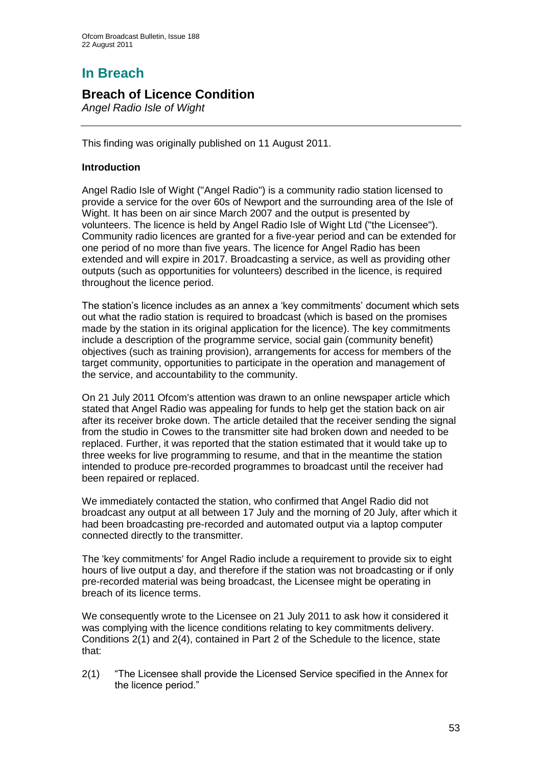# In Breach

## Breach of Licence Condition

*Angel Radio Isle of Wight*

This finding was originally published on 11 August 2011.

### Introduction

Angel Radio Isle of Wight ("Angel Radio") is a community radio station licensed to provide a service for the over 60s of Newport and the surrounding area of the Isle of Wight. It has been on air since March 2007 and the output is presented by volunteers. The licence is held by Angel Radio Isle of Wight Ltd ("the Licensee"). Community radio licences are granted for a five-year period and can be extended for one period of no more than five years. The licence for Angel Radio has been extended and will expire in 2017. Broadcasting a service, as well as providing other outputs (such as opportunities for volunteers) described in the licence, is required throughout the licence period.

The station's licence includes as an annex a 'key commitments' document which sets out what the radio station is required to broadcast (which is based on the promises made by the station in its original application for the licence). The key commitments include a description of the programme service, social gain (community benefit) objectives (such as training provision), arrangements for access for members of the target community, opportunities to participate in the operation and management of the service, and accountability to the community.

On 21 July 2011 Ofcom's attention was drawn to an online newspaper article which stated that Angel Radio was appealing for funds to help get the station back on air after its receiver broke down. The article detailed that the receiver sending the signal from the studio in Cowes to the transmitter site had broken down and needed to be replaced. Further, it was reported that the station estimated that it would take up to three weeks for live programming to resume, and that in the meantime the station intended to produce pre-recorded programmes to broadcast until the receiver had been repaired or replaced.

We immediately contacted the station, who confirmed that Angel Radio did not broadcast any output at all between 17 July and the morning of 20 July, after which it had been broadcasting pre-recorded and automated output via a laptop computer connected directly to the transmitter.

The 'key commitments' for Angel Radio include a requirement to provide six to eight hours of live output a day, and therefore if the station was not broadcasting or if only pre-recorded material was being broadcast, the Licensee might be operating in breach of its licence terms.

We consequently wrote to the Licensee on 21 July 2011 to ask how it considered it was complying with the licence conditions relating to key commitments delivery. Conditions 2(1) and 2(4), contained in Part 2 of the Schedule to the licence, state that:

2(1) "The Licensee shall provide the Licensed Service specified in the Annex for the licence period."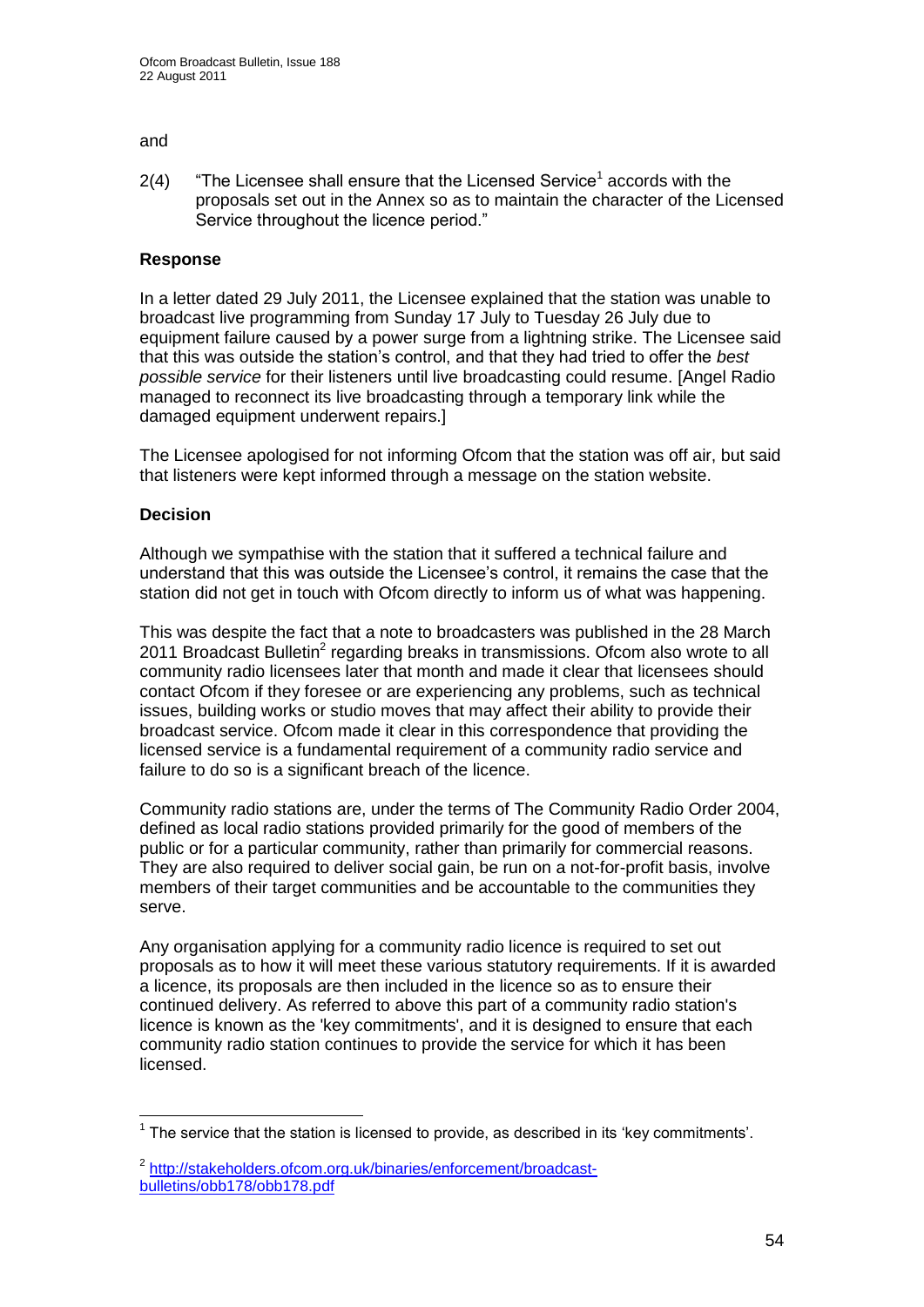and

2(4) "The Licensee shall ensure that the Licensed Service[1] accords with the proposals set out in the Annex so as to maintain the character of the Licensed Service throughout the licence period."

**Response**

In a letter dated 29 July 2011, the Licensee explained that the station was unable to broadcast live programming from Sunday 17 July to Tuesday 26 July due to equipment failure caused by a power surge from a lightning strike. The Licensee said that this was outside the station's control, and that they had tried to offer the *best possible service* for their listeners until live broadcasting could resume. [Angel Radio managed to reconnect its live broadcasting through a temporary link while the damaged equipment underwent repairs.]

The Licensee apologised for not informing Ofcom that the station was off air, but said that listeners were kept informed through a message on the station website.

**Decision**

Although we sympathise with the station that it suffered a technical failure and understand that this was outside the Licensee's control, it remains the case that the station did not get in touch with Ofcom directly to inform us of what was happening.

This was despite the fact that a note to broadcasters was published in the 28 March 2011 Broadcast Bulletin[2] regarding breaks in transmissions. Ofcom also wrote to all community radio licensees later that month and made it clear that licensees should contact Ofcom if they foresee or are experiencing any problems, such as technical issues, building works or studio moves that may affect their ability to provide their broadcast service. Ofcom made it clear in this correspondence that providing the licensed service is a fundamental requirement of a community radio service and failure to do so is a significant breach of the licence.

Community radio stations are, under the terms of The Community Radio Order 2004, defined as local radio stations provided primarily for the good of members of the public or for a particular community, rather than primarily for commercial reasons. They are also required to deliver social gain, be run on a not-for-profit basis, involve members of their target communities and be accountable to the communities they serve.

Any organisation applying for a community radio licence is required to set out proposals as to how it will meet these various statutory requirements. If it is awarded a licence, its proposals are then included in the licence so as to ensure their continued delivery. As referred to above this part of a community radio station's licence is known as the 'key commitments', and it is designed to ensure that each community radio station continues to provide the service for which it has been licensed.

---

[1] The service that the station is licensed to provide, as described in its 'key commitments'.

[2] http://stakeholders.ofcom.org.uk/binaries/enforcement/broadcast-bulletins/obb178/obb178.pdf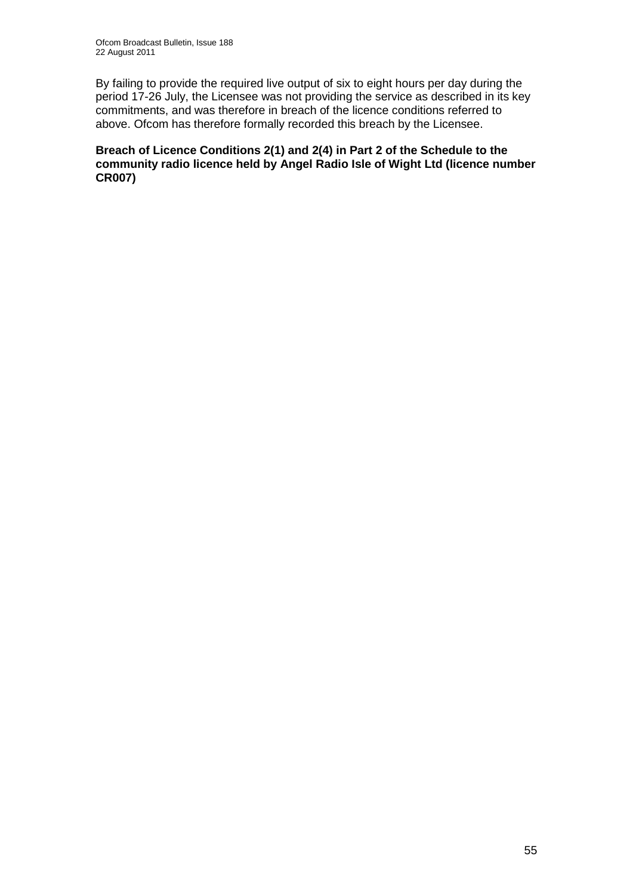By failing to provide the required live output of six to eight hours per day during the period 17-26 July, the Licensee was not providing the service as described in its key commitments, and was therefore in breach of the licence conditions referred to above. Ofcom has therefore formally recorded this breach by the Licensee.

**Breach of Licence Conditions 2(1) and 2(4) in Part 2 of the Schedule to the community radio licence held by Angel Radio Isle of Wight Ltd (licence number CR007)**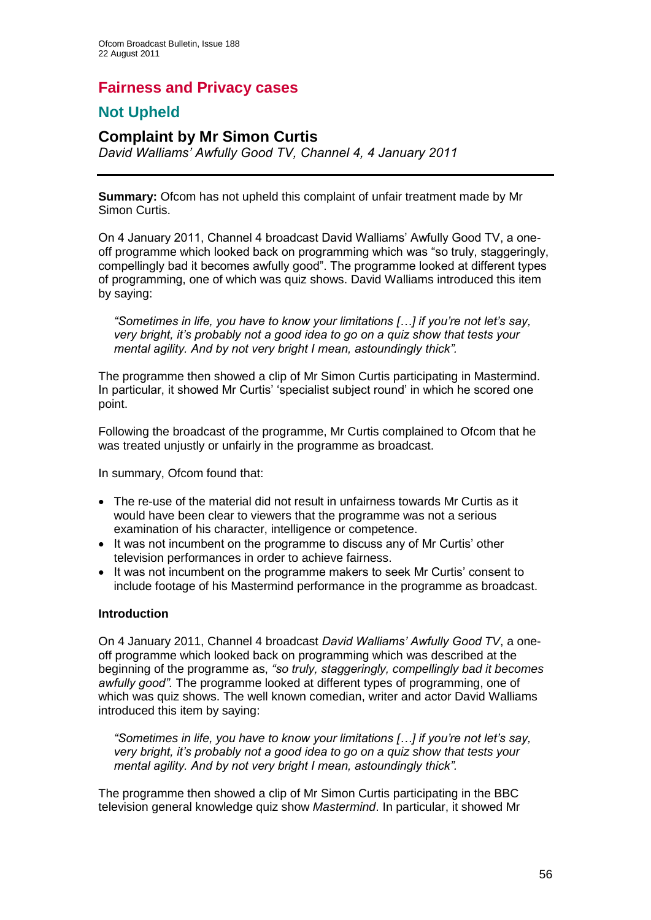## Fairness and Privacy cases

## Not Upheld

### Complaint by Mr Simon Curtis

*David Walliams' Awfully Good TV, Channel 4, 4 January 2011*

---

**Summary:** Ofcom has not upheld this complaint of unfair treatment made by Mr Simon Curtis.

On 4 January 2011, Channel 4 broadcast David Walliams' Awfully Good TV, a one-off programme which looked back on programming which was "so truly, staggeringly, compellingly bad it becomes awfully good". The programme looked at different types of programming, one of which was quiz shows. David Walliams introduced this item by saying:

> *"Sometimes in life, you have to know your limitations […] if you're not let's say, very bright, it's probably not a good idea to go on a quiz show that tests your mental agility. And by not very bright I mean, astoundingly thick".*

The programme then showed a clip of Mr Simon Curtis participating in Mastermind. In particular, it showed Mr Curtis' 'specialist subject round' in which he scored one point.

Following the broadcast of the programme, Mr Curtis complained to Ofcom that he was treated unjustly or unfairly in the programme as broadcast.

In summary, Ofcom found that:

- The re-use of the material did not result in unfairness towards Mr Curtis as it would have been clear to viewers that the programme was not a serious examination of his character, intelligence or competence.
- It was not incumbent on the programme to discuss any of Mr Curtis' other television performances in order to achieve fairness.
- It was not incumbent on the programme makers to seek Mr Curtis' consent to include footage of his Mastermind performance in the programme as broadcast.

**Introduction**

On 4 January 2011, Channel 4 broadcast *David Walliams' Awfully Good TV*, a one-off programme which looked back on programming which was described at the beginning of the programme as, *"so truly, staggeringly, compellingly bad it becomes awfully good".* The programme looked at different types of programming, one of which was quiz shows. The well known comedian, writer and actor David Walliams introduced this item by saying:

> *"Sometimes in life, you have to know your limitations […] if you're not let's say, very bright, it's probably not a good idea to go on a quiz show that tests your mental agility. And by not very bright I mean, astoundingly thick".*

The programme then showed a clip of Mr Simon Curtis participating in the BBC television general knowledge quiz show *Mastermind*. In particular, it showed Mr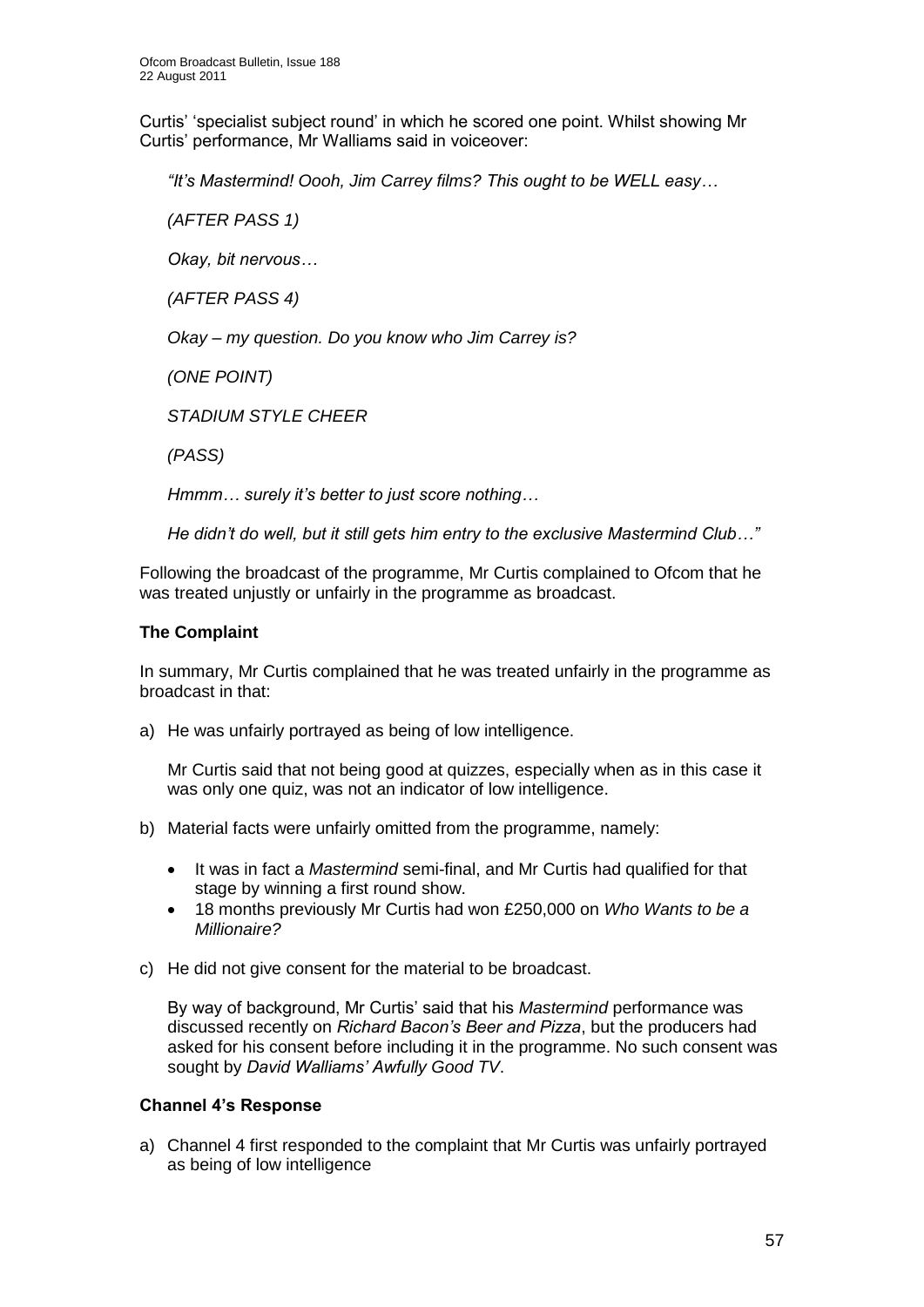Curtis' 'specialist subject round' in which he scored one point. Whilst showing Mr Curtis' performance, Mr Walliams said in voiceover:

> *"It's Mastermind! Oooh, Jim Carrey films? This ought to be WELL easy…*
>
> *(AFTER PASS 1)*
>
> *Okay, bit nervous…*
>
> *(AFTER PASS 4)*
>
> *Okay – my question. Do you know who Jim Carrey is?*
>
> *(ONE POINT)*
>
> *STADIUM STYLE CHEER*
>
> *(PASS)*
>
> *Hmmm… surely it's better to just score nothing…*
>
> *He didn't do well, but it still gets him entry to the exclusive Mastermind Club…"*

Following the broadcast of the programme, Mr Curtis complained to Ofcom that he was treated unjustly or unfairly in the programme as broadcast.

**The Complaint**

In summary, Mr Curtis complained that he was treated unfairly in the programme as broadcast in that:

a) He was unfairly portrayed as being of low intelligence.

   Mr Curtis said that not being good at quizzes, especially when as in this case it was only one quiz, was not an indicator of low intelligence.

b) Material facts were unfairly omitted from the programme, namely:

   - It was in fact a *Mastermind* semi-final, and Mr Curtis had qualified for that stage by winning a first round show.
   - 18 months previously Mr Curtis had won £250,000 on *Who Wants to be a Millionaire?*

c) He did not give consent for the material to be broadcast.

   By way of background, Mr Curtis' said that his *Mastermind* performance was discussed recently on *Richard Bacon's Beer and Pizza*, but the producers had asked for his consent before including it in the programme. No such consent was sought by *David Walliams' Awfully Good TV*.

**Channel 4's Response**

a) Channel 4 first responded to the complaint that Mr Curtis was unfairly portrayed as being of low intelligence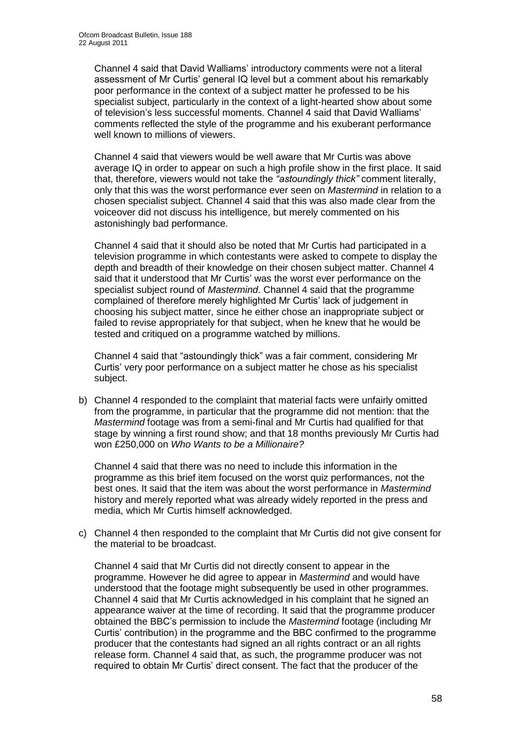Channel 4 said that David Walliams' introductory comments were not a literal assessment of Mr Curtis' general IQ level but a comment about his remarkably poor performance in the context of a subject matter he professed to be his specialist subject, particularly in the context of a light-hearted show about some of television's less successful moments. Channel 4 said that David Walliams' comments reflected the style of the programme and his exuberant performance well known to millions of viewers.

Channel 4 said that viewers would be well aware that Mr Curtis was above average IQ in order to appear on such a high profile show in the first place. It said that, therefore, viewers would not take the *"astoundingly thick"* comment literally, only that this was the worst performance ever seen on *Mastermind* in relation to a chosen specialist subject. Channel 4 said that this was also made clear from the voiceover did not discuss his intelligence, but merely commented on his astonishingly bad performance.

Channel 4 said that it should also be noted that Mr Curtis had participated in a television programme in which contestants were asked to compete to display the depth and breadth of their knowledge on their chosen subject matter. Channel 4 said that it understood that Mr Curtis' was the worst ever performance on the specialist subject round of *Mastermind*. Channel 4 said that the programme complained of therefore merely highlighted Mr Curtis' lack of judgement in choosing his subject matter, since he either chose an inappropriate subject or failed to revise appropriately for that subject, when he knew that he would be tested and critiqued on a programme watched by millions.

Channel 4 said that "astoundingly thick" was a fair comment, considering Mr Curtis' very poor performance on a subject matter he chose as his specialist subject.

b) Channel 4 responded to the complaint that material facts were unfairly omitted from the programme, in particular that the programme did not mention: that the *Mastermind* footage was from a semi-final and Mr Curtis had qualified for that stage by winning a first round show; and that 18 months previously Mr Curtis had won £250,000 on *Who Wants to be a Millionaire?*

   Channel 4 said that there was no need to include this information in the programme as this brief item focused on the worst quiz performances, not the best ones. It said that the item was about the worst performance in *Mastermind* history and merely reported what was already widely reported in the press and media, which Mr Curtis himself acknowledged.

c) Channel 4 then responded to the complaint that Mr Curtis did not give consent for the material to be broadcast.

   Channel 4 said that Mr Curtis did not directly consent to appear in the programme. However he did agree to appear in *Mastermind* and would have understood that the footage might subsequently be used in other programmes. Channel 4 said that Mr Curtis acknowledged in his complaint that he signed an appearance waiver at the time of recording. It said that the programme producer obtained the BBC's permission to include the *Mastermind* footage (including Mr Curtis' contribution) in the programme and the BBC confirmed to the programme producer that the contestants had signed an all rights contract or an all rights release form. Channel 4 said that, as such, the programme producer was not required to obtain Mr Curtis' direct consent. The fact that the producer of the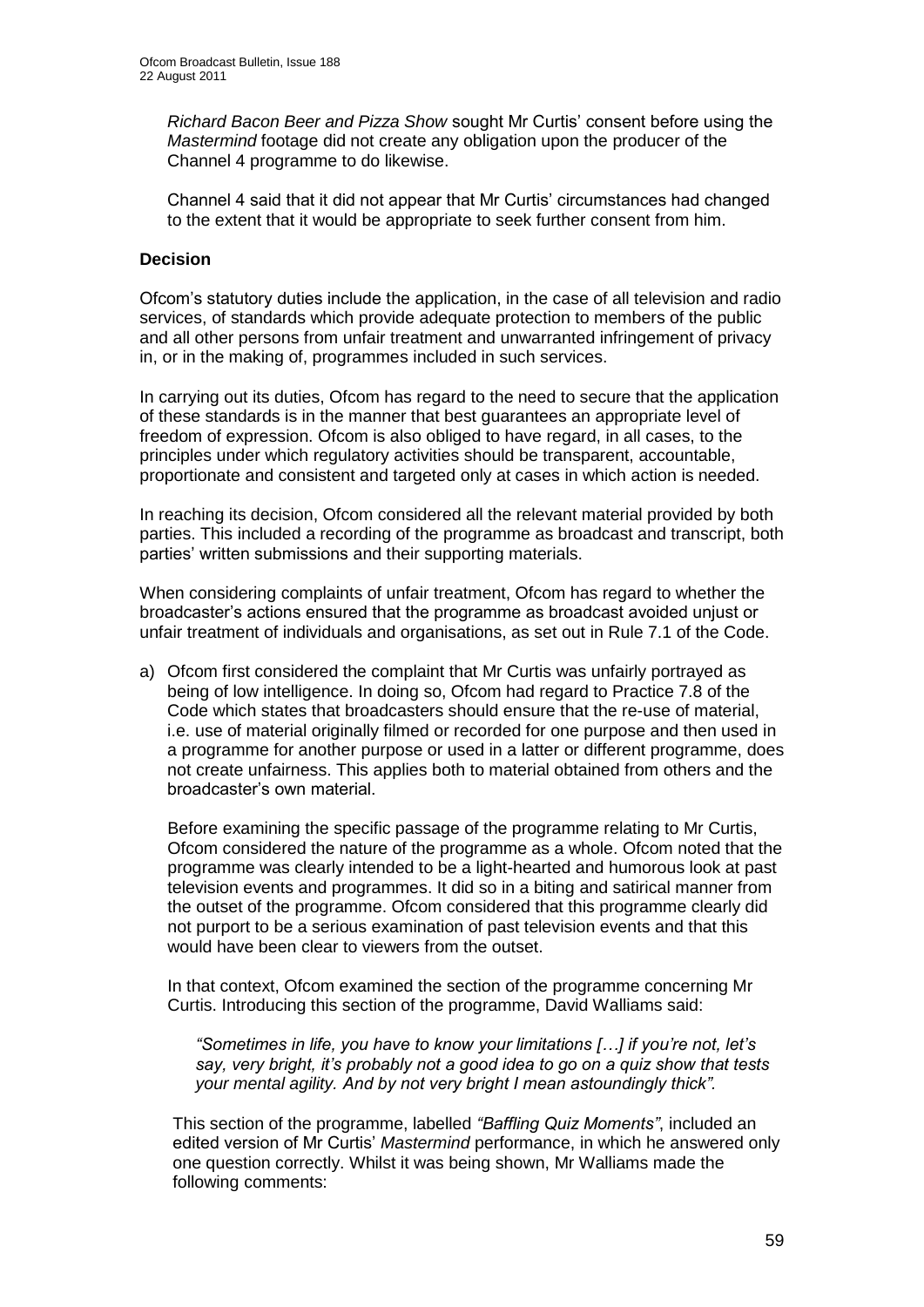*Richard Bacon Beer and Pizza Show* sought Mr Curtis' consent before using the *Mastermind* footage did not create any obligation upon the producer of the Channel 4 programme to do likewise.

Channel 4 said that it did not appear that Mr Curtis' circumstances had changed to the extent that it would be appropriate to seek further consent from him.

**Decision**

Ofcom's statutory duties include the application, in the case of all television and radio services, of standards which provide adequate protection to members of the public and all other persons from unfair treatment and unwarranted infringement of privacy in, or in the making of, programmes included in such services.

In carrying out its duties, Ofcom has regard to the need to secure that the application of these standards is in the manner that best guarantees an appropriate level of freedom of expression. Ofcom is also obliged to have regard, in all cases, to the principles under which regulatory activities should be transparent, accountable, proportionate and consistent and targeted only at cases in which action is needed.

In reaching its decision, Ofcom considered all the relevant material provided by both parties. This included a recording of the programme as broadcast and transcript, both parties' written submissions and their supporting materials.

When considering complaints of unfair treatment, Ofcom has regard to whether the broadcaster's actions ensured that the programme as broadcast avoided unjust or unfair treatment of individuals and organisations, as set out in Rule 7.1 of the Code.

a) Ofcom first considered the complaint that Mr Curtis was unfairly portrayed as being of low intelligence. In doing so, Ofcom had regard to Practice 7.8 of the Code which states that broadcasters should ensure that the re-use of material, i.e. use of material originally filmed or recorded for one purpose and then used in a programme for another purpose or used in a latter or different programme, does not create unfairness. This applies both to material obtained from others and the broadcaster's own material.

   Before examining the specific passage of the programme relating to Mr Curtis, Ofcom considered the nature of the programme as a whole. Ofcom noted that the programme was clearly intended to be a light-hearted and humorous look at past television events and programmes. It did so in a biting and satirical manner from the outset of the programme. Ofcom considered that this programme clearly did not purport to be a serious examination of past television events and that this would have been clear to viewers from the outset.

   In that context, Ofcom examined the section of the programme concerning Mr Curtis. Introducing this section of the programme, David Walliams said:

   > *"Sometimes in life, you have to know your limitations […] if you're not, let's say, very bright, it's probably not a good idea to go on a quiz show that tests your mental agility. And by not very bright I mean astoundingly thick".*

   This section of the programme, labelled *"Baffling Quiz Moments"*, included an edited version of Mr Curtis' *Mastermind* performance, in which he answered only one question correctly. Whilst it was being shown, Mr Walliams made the following comments: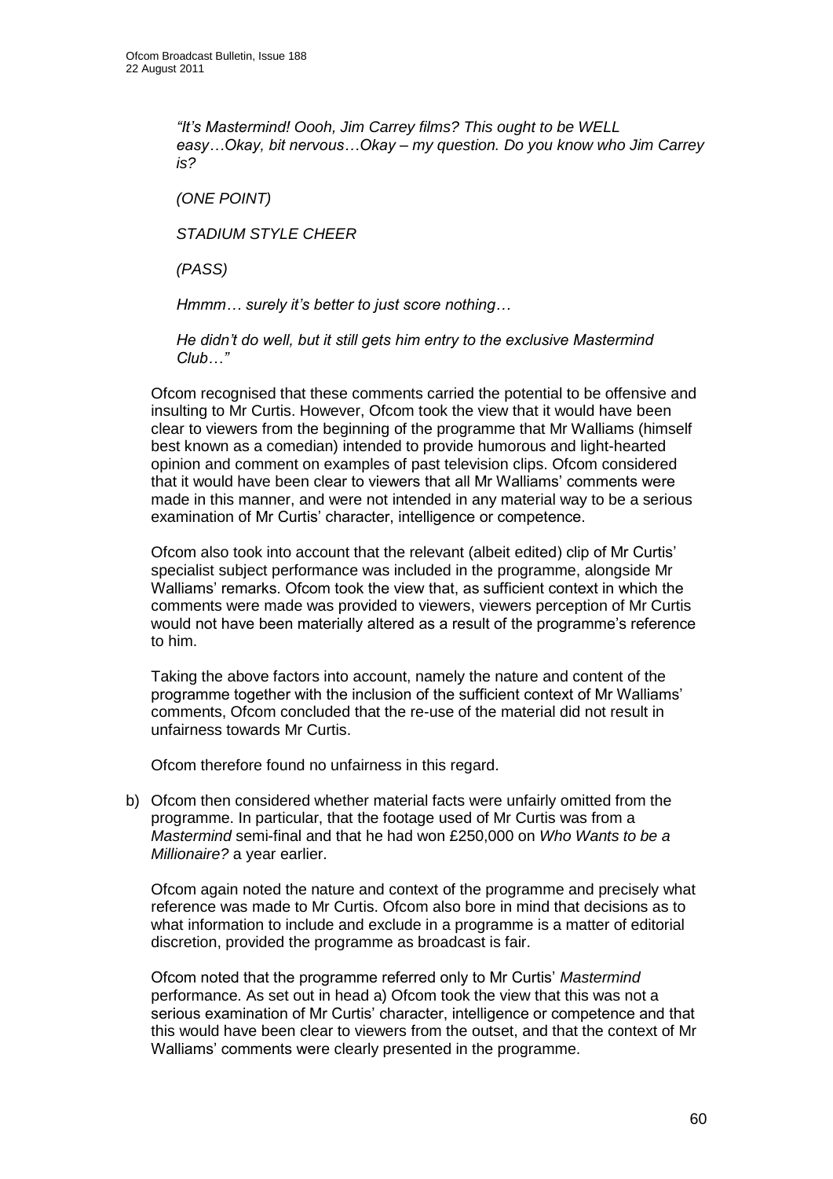> *"It's Mastermind! Oooh, Jim Carrey films? This ought to be WELL easy…Okay, bit nervous…Okay – my question. Do you know who Jim Carrey is?*
>
> *(ONE POINT)*
>
> *STADIUM STYLE CHEER*
>
> *(PASS)*
>
> *Hmmm… surely it's better to just score nothing…*
>
> *He didn't do well, but it still gets him entry to the exclusive Mastermind Club…"*

Ofcom recognised that these comments carried the potential to be offensive and insulting to Mr Curtis. However, Ofcom took the view that it would have been clear to viewers from the beginning of the programme that Mr Walliams (himself best known as a comedian) intended to provide humorous and light-hearted opinion and comment on examples of past television clips. Ofcom considered that it would have been clear to viewers that all Mr Walliams' comments were made in this manner, and were not intended in any material way to be a serious examination of Mr Curtis' character, intelligence or competence.

Ofcom also took into account that the relevant (albeit edited) clip of Mr Curtis' specialist subject performance was included in the programme, alongside Mr Walliams' remarks. Ofcom took the view that, as sufficient context in which the comments were made was provided to viewers, viewers perception of Mr Curtis would not have been materially altered as a result of the programme's reference to him.

Taking the above factors into account, namely the nature and content of the programme together with the inclusion of the sufficient context of Mr Walliams' comments, Ofcom concluded that the re-use of the material did not result in unfairness towards Mr Curtis.

Ofcom therefore found no unfairness in this regard.

b) Ofcom then considered whether material facts were unfairly omitted from the programme. In particular, that the footage used of Mr Curtis was from a *Mastermind* semi-final and that he had won £250,000 on *Who Wants to be a Millionaire?* a year earlier.

Ofcom again noted the nature and context of the programme and precisely what reference was made to Mr Curtis. Ofcom also bore in mind that decisions as to what information to include and exclude in a programme is a matter of editorial discretion, provided the programme as broadcast is fair.

Ofcom noted that the programme referred only to Mr Curtis' *Mastermind* performance. As set out in head a) Ofcom took the view that this was not a serious examination of Mr Curtis' character, intelligence or competence and that this would have been clear to viewers from the outset, and that the context of Mr Walliams' comments were clearly presented in the programme.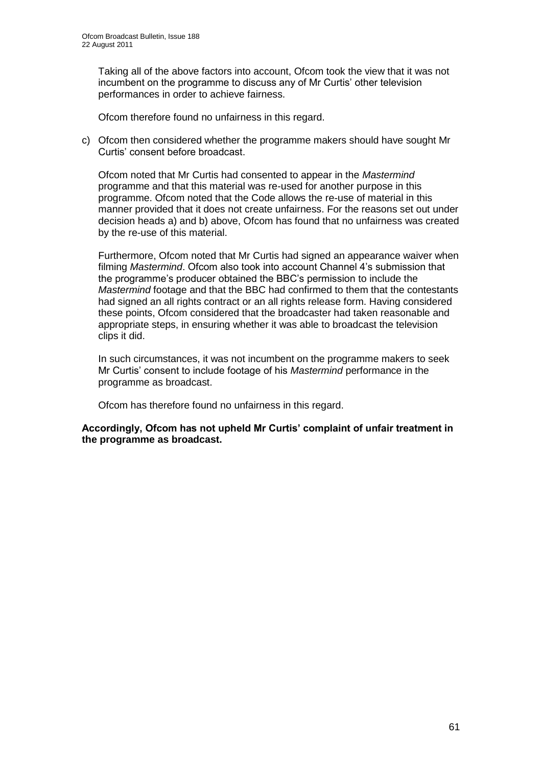Taking all of the above factors into account, Ofcom took the view that it was not incumbent on the programme to discuss any of Mr Curtis' other television performances in order to achieve fairness.

Ofcom therefore found no unfairness in this regard.

c) Ofcom then considered whether the programme makers should have sought Mr Curtis' consent before broadcast.

   Ofcom noted that Mr Curtis had consented to appear in the *Mastermind* programme and that this material was re-used for another purpose in this programme. Ofcom noted that the Code allows the re-use of material in this manner provided that it does not create unfairness. For the reasons set out under decision heads a) and b) above, Ofcom has found that no unfairness was created by the re-use of this material.

   Furthermore, Ofcom noted that Mr Curtis had signed an appearance waiver when filming *Mastermind*. Ofcom also took into account Channel 4's submission that the programme's producer obtained the BBC's permission to include the *Mastermind* footage and that the BBC had confirmed to them that the contestants had signed an all rights contract or an all rights release form. Having considered these points, Ofcom considered that the broadcaster had taken reasonable and appropriate steps, in ensuring whether it was able to broadcast the television clips it did.

   In such circumstances, it was not incumbent on the programme makers to seek Mr Curtis' consent to include footage of his *Mastermind* performance in the programme as broadcast.

   Ofcom has therefore found no unfairness in this regard.

**Accordingly, Ofcom has not upheld Mr Curtis' complaint of unfair treatment in the programme as broadcast.**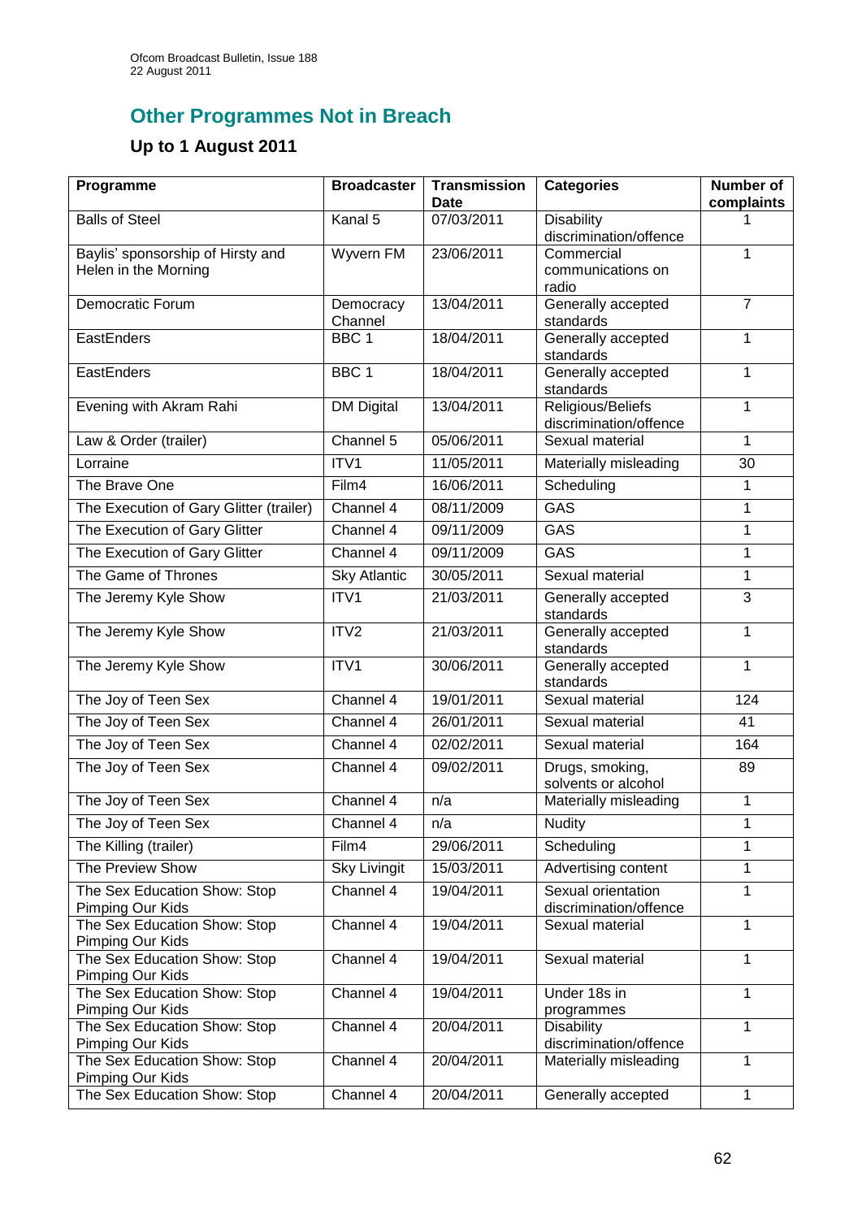## Other Programmes Not in Breach

### Up to 1 August 2011

| Programme | Broadcaster | Transmission Date | Categories | Number of complaints |
|---|---|---|---|---|
| Balls of Steel | Kanal 5 | 07/03/2011 | Disability discrimination/offence | 1 |
| Baylis' sponsorship of Hirsty and Helen in the Morning | Wyvern FM | 23/06/2011 | Commercial communications on radio | 1 |
| Democratic Forum | Democracy Channel | 13/04/2011 | Generally accepted standards | 7 |
| EastEnders | BBC 1 | 18/04/2011 | Generally accepted standards | 1 |
| EastEnders | BBC 1 | 18/04/2011 | Generally accepted standards | 1 |
| Evening with Akram Rahi | DM Digital | 13/04/2011 | Religious/Beliefs discrimination/offence | 1 |
| Law & Order (trailer) | Channel 5 | 05/06/2011 | Sexual material | 1 |
| Lorraine | ITV1 | 11/05/2011 | Materially misleading | 30 |
| The Brave One | Film4 | 16/06/2011 | Scheduling | 1 |
| The Execution of Gary Glitter (trailer) | Channel 4 | 08/11/2009 | GAS | 1 |
| The Execution of Gary Glitter | Channel 4 | 09/11/2009 | GAS | 1 |
| The Execution of Gary Glitter | Channel 4 | 09/11/2009 | GAS | 1 |
| The Game of Thrones | Sky Atlantic | 30/05/2011 | Sexual material | 1 |
| The Jeremy Kyle Show | ITV1 | 21/03/2011 | Generally accepted standards | 3 |
| The Jeremy Kyle Show | ITV2 | 21/03/2011 | Generally accepted standards | 1 |
| The Jeremy Kyle Show | ITV1 | 30/06/2011 | Generally accepted standards | 1 |
| The Joy of Teen Sex | Channel 4 | 19/01/2011 | Sexual material | 124 |
| The Joy of Teen Sex | Channel 4 | 26/01/2011 | Sexual material | 41 |
| The Joy of Teen Sex | Channel 4 | 02/02/2011 | Sexual material | 164 |
| The Joy of Teen Sex | Channel 4 | 09/02/2011 | Drugs, smoking, solvents or alcohol | 89 |
| The Joy of Teen Sex | Channel 4 | n/a | Materially misleading | 1 |
| The Joy of Teen Sex | Channel 4 | n/a | Nudity | 1 |
| The Killing (trailer) | Film4 | 29/06/2011 | Scheduling | 1 |
| The Preview Show | Sky Livingit | 15/03/2011 | Advertising content | 1 |
| The Sex Education Show: Stop Pimping Our Kids | Channel 4 | 19/04/2011 | Sexual orientation discrimination/offence | 1 |
| The Sex Education Show: Stop Pimping Our Kids | Channel 4 | 19/04/2011 | Sexual material | 1 |
| The Sex Education Show: Stop Pimping Our Kids | Channel 4 | 19/04/2011 | Sexual material | 1 |
| The Sex Education Show: Stop Pimping Our Kids | Channel 4 | 19/04/2011 | Under 18s in programmes | 1 |
| The Sex Education Show: Stop Pimping Our Kids | Channel 4 | 20/04/2011 | Disability discrimination/offence | 1 |
| The Sex Education Show: Stop Pimping Our Kids | Channel 4 | 20/04/2011 | Materially misleading | 1 |
| The Sex Education Show: Stop | Channel 4 | 20/04/2011 | Generally accepted | 1 |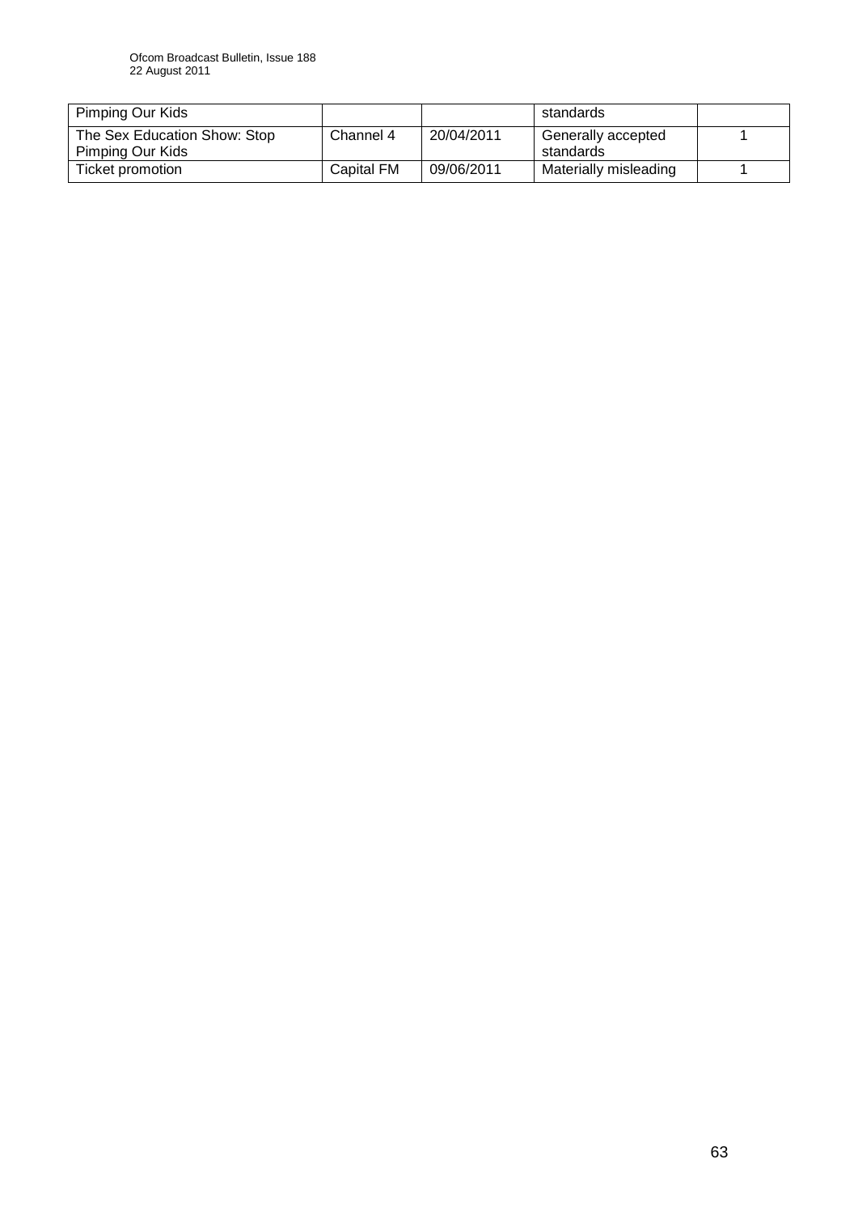| Pimping Our Kids | | | standards | |
|---|---|---|---|---|
| The Sex Education Show: Stop Pimping Our Kids | Channel 4 | 20/04/2011 | Generally accepted standards | 1 |
| Ticket promotion | Capital FM | 09/06/2011 | Materially misleading | 1 |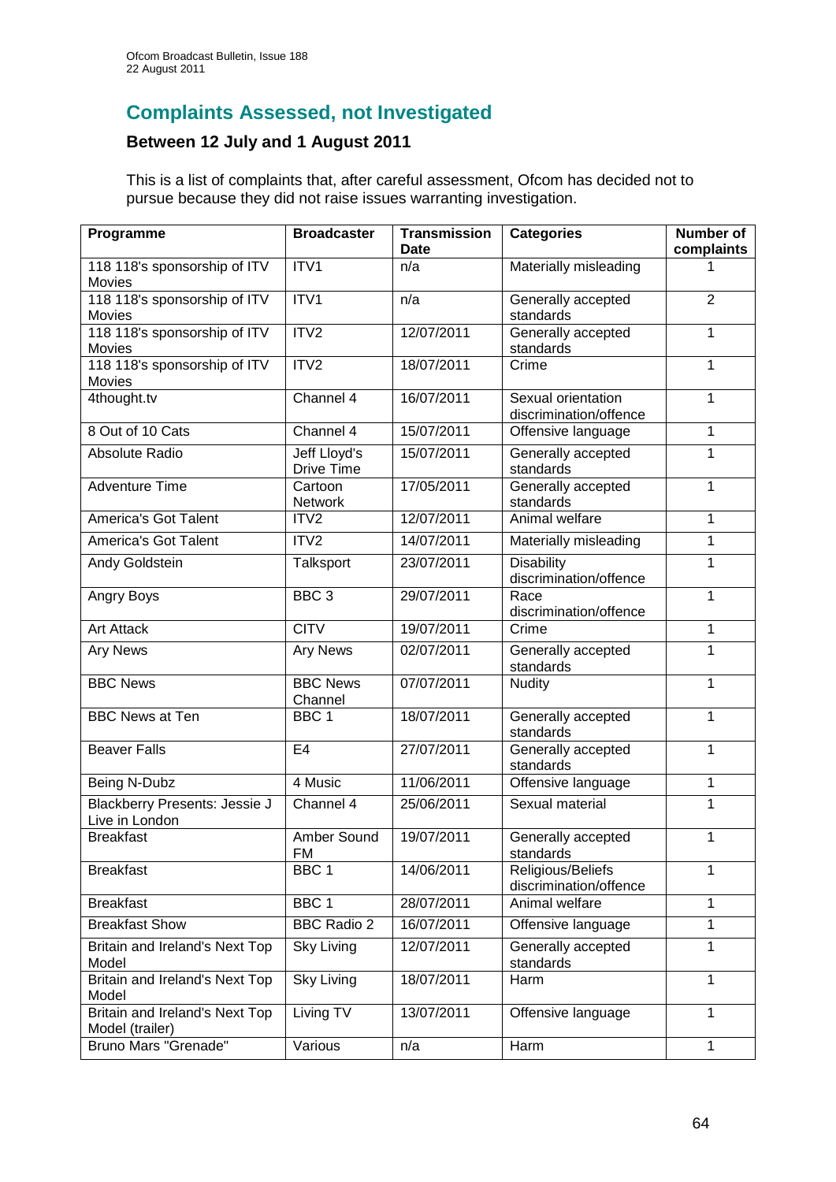## Complaints Assessed, not Investigated

### Between 12 July and 1 August 2011

This is a list of complaints that, after careful assessment, Ofcom has decided not to pursue because they did not raise issues warranting investigation.

| Programme | Broadcaster | Transmission Date | Categories | Number of complaints |
|---|---|---|---|---|
| 118 118's sponsorship of ITV Movies | ITV1 | n/a | Materially misleading | 1 |
| 118 118's sponsorship of ITV Movies | ITV1 | n/a | Generally accepted standards | 2 |
| 118 118's sponsorship of ITV Movies | ITV2 | 12/07/2011 | Generally accepted standards | 1 |
| 118 118's sponsorship of ITV Movies | ITV2 | 18/07/2011 | Crime | 1 |
| 4thought.tv | Channel 4 | 16/07/2011 | Sexual orientation discrimination/offence | 1 |
| 8 Out of 10 Cats | Channel 4 | 15/07/2011 | Offensive language | 1 |
| Absolute Radio | Jeff Lloyd's Drive Time | 15/07/2011 | Generally accepted standards | 1 |
| Adventure Time | Cartoon Network | 17/05/2011 | Generally accepted standards | 1 |
| America's Got Talent | ITV2 | 12/07/2011 | Animal welfare | 1 |
| America's Got Talent | ITV2 | 14/07/2011 | Materially misleading | 1 |
| Andy Goldstein | Talksport | 23/07/2011 | Disability discrimination/offence | 1 |
| Angry Boys | BBC 3 | 29/07/2011 | Race discrimination/offence | 1 |
| Art Attack | CITV | 19/07/2011 | Crime | 1 |
| Ary News | Ary News | 02/07/2011 | Generally accepted standards | 1 |
| BBC News | BBC News Channel | 07/07/2011 | Nudity | 1 |
| BBC News at Ten | BBC 1 | 18/07/2011 | Generally accepted standards | 1 |
| Beaver Falls | E4 | 27/07/2011 | Generally accepted standards | 1 |
| Being N-Dubz | 4 Music | 11/06/2011 | Offensive language | 1 |
| Blackberry Presents: Jessie J Live in London | Channel 4 | 25/06/2011 | Sexual material | 1 |
| Breakfast | Amber Sound FM | 19/07/2011 | Generally accepted standards | 1 |
| Breakfast | BBC 1 | 14/06/2011 | Religious/Beliefs discrimination/offence | 1 |
| Breakfast | BBC 1 | 28/07/2011 | Animal welfare | 1 |
| Breakfast Show | BBC Radio 2 | 16/07/2011 | Offensive language | 1 |
| Britain and Ireland's Next Top Model | Sky Living | 12/07/2011 | Generally accepted standards | 1 |
| Britain and Ireland's Next Top Model | Sky Living | 18/07/2011 | Harm | 1 |
| Britain and Ireland's Next Top Model (trailer) | Living TV | 13/07/2011 | Offensive language | 1 |
| Bruno Mars "Grenade" | Various | n/a | Harm | 1 |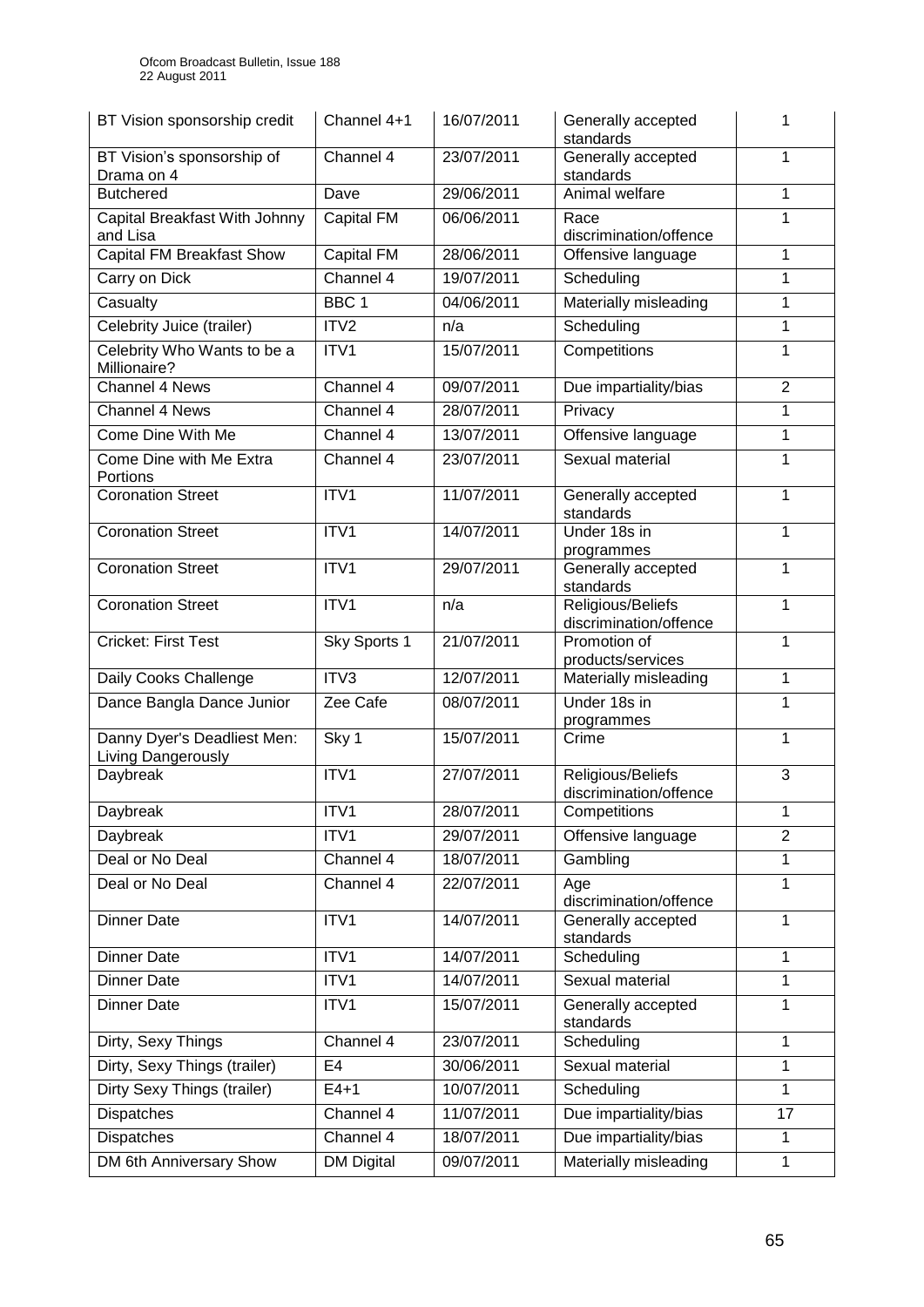| BT Vision sponsorship credit | Channel 4+1 | 16/07/2011 | Generally accepted standards | 1 |
|---|---|---|---|---|
| BT Vision's sponsorship of Drama on 4 | Channel 4 | 23/07/2011 | Generally accepted standards | 1 |
| Butchered | Dave | 29/06/2011 | Animal welfare | 1 |
| Capital Breakfast With Johnny and Lisa | Capital FM | 06/06/2011 | Race discrimination/offence | 1 |
| Capital FM Breakfast Show | Capital FM | 28/06/2011 | Offensive language | 1 |
| Carry on Dick | Channel 4 | 19/07/2011 | Scheduling | 1 |
| Casualty | BBC 1 | 04/06/2011 | Materially misleading | 1 |
| Celebrity Juice (trailer) | ITV2 | n/a | Scheduling | 1 |
| Celebrity Who Wants to be a Millionaire? | ITV1 | 15/07/2011 | Competitions | 1 |
| Channel 4 News | Channel 4 | 09/07/2011 | Due impartiality/bias | 2 |
| Channel 4 News | Channel 4 | 28/07/2011 | Privacy | 1 |
| Come Dine With Me | Channel 4 | 13/07/2011 | Offensive language | 1 |
| Come Dine with Me Extra Portions | Channel 4 | 23/07/2011 | Sexual material | 1 |
| Coronation Street | ITV1 | 11/07/2011 | Generally accepted standards | 1 |
| Coronation Street | ITV1 | 14/07/2011 | Under 18s in programmes | 1 |
| Coronation Street | ITV1 | 29/07/2011 | Generally accepted standards | 1 |
| Coronation Street | ITV1 | n/a | Religious/Beliefs discrimination/offence | 1 |
| Cricket: First Test | Sky Sports 1 | 21/07/2011 | Promotion of products/services | 1 |
| Daily Cooks Challenge | ITV3 | 12/07/2011 | Materially misleading | 1 |
| Dance Bangla Dance Junior | Zee Cafe | 08/07/2011 | Under 18s in programmes | 1 |
| Danny Dyer's Deadliest Men: Living Dangerously | Sky 1 | 15/07/2011 | Crime | 1 |
| Daybreak | ITV1 | 27/07/2011 | Religious/Beliefs discrimination/offence | 3 |
| Daybreak | ITV1 | 28/07/2011 | Competitions | 1 |
| Daybreak | ITV1 | 29/07/2011 | Offensive language | 2 |
| Deal or No Deal | Channel 4 | 18/07/2011 | Gambling | 1 |
| Deal or No Deal | Channel 4 | 22/07/2011 | Age discrimination/offence | 1 |
| Dinner Date | ITV1 | 14/07/2011 | Generally accepted standards | 1 |
| Dinner Date | ITV1 | 14/07/2011 | Scheduling | 1 |
| Dinner Date | ITV1 | 14/07/2011 | Sexual material | 1 |
| Dinner Date | ITV1 | 15/07/2011 | Generally accepted standards | 1 |
| Dirty, Sexy Things | Channel 4 | 23/07/2011 | Scheduling | 1 |
| Dirty, Sexy Things (trailer) | E4 | 30/06/2011 | Sexual material | 1 |
| Dirty Sexy Things (trailer) | E4+1 | 10/07/2011 | Scheduling | 1 |
| Dispatches | Channel 4 | 11/07/2011 | Due impartiality/bias | 17 |
| Dispatches | Channel 4 | 18/07/2011 | Due impartiality/bias | 1 |
| DM 6th Anniversary Show | DM Digital | 09/07/2011 | Materially misleading | 1 |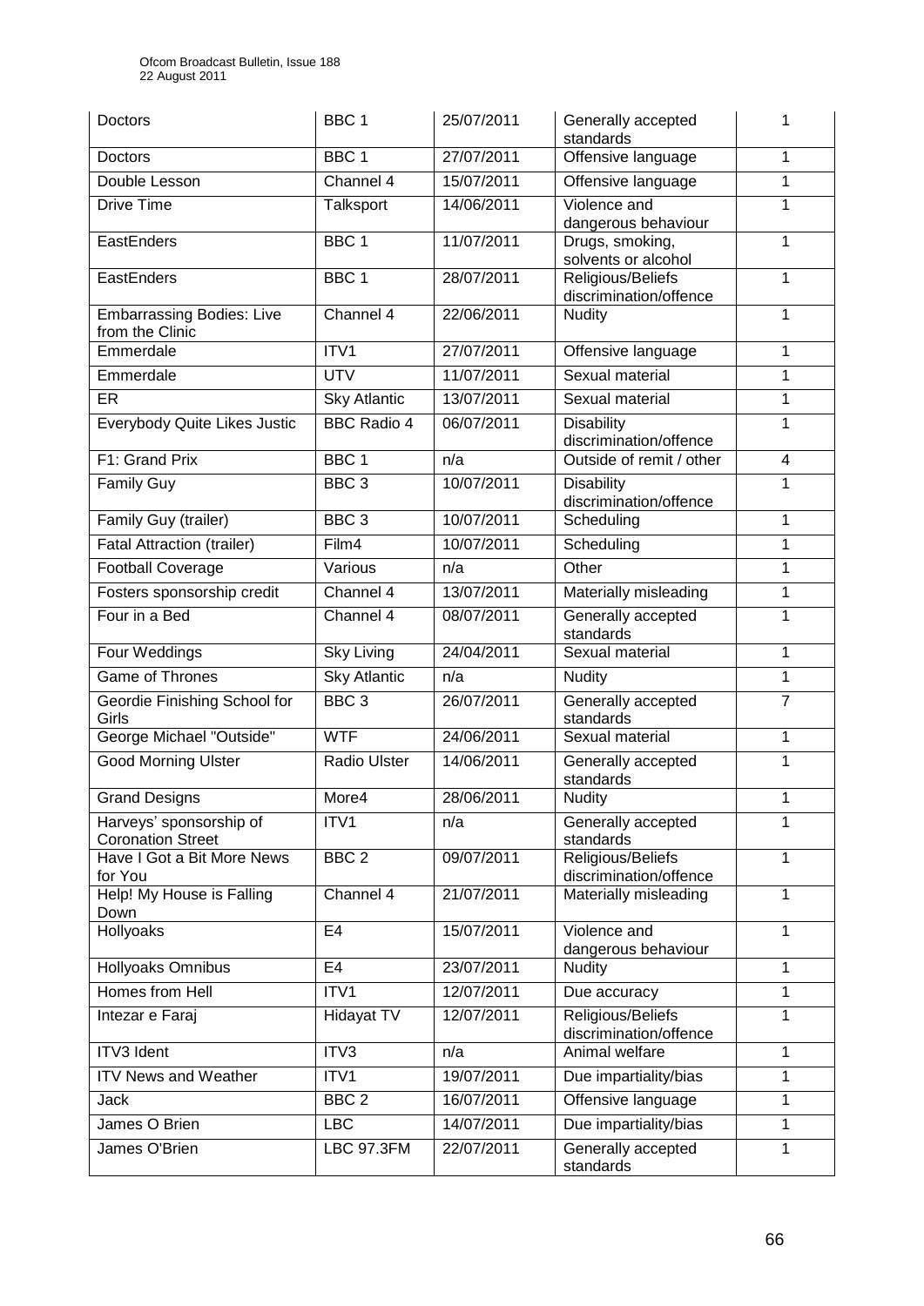| Doctors | BBC 1 | 25/07/2011 | Generally accepted standards | 1 |
|---|---|---|---|---|
| Doctors | BBC 1 | 27/07/2011 | Offensive language | 1 |
| Double Lesson | Channel 4 | 15/07/2011 | Offensive language | 1 |
| Drive Time | Talksport | 14/06/2011 | Violence and dangerous behaviour | 1 |
| EastEnders | BBC 1 | 11/07/2011 | Drugs, smoking, solvents or alcohol | 1 |
| EastEnders | BBC 1 | 28/07/2011 | Religious/Beliefs discrimination/offence | 1 |
| Embarrassing Bodies: Live from the Clinic | Channel 4 | 22/06/2011 | Nudity | 1 |
| Emmerdale | ITV1 | 27/07/2011 | Offensive language | 1 |
| Emmerdale | UTV | 11/07/2011 | Sexual material | 1 |
| ER | Sky Atlantic | 13/07/2011 | Sexual material | 1 |
| Everybody Quite Likes Justic | BBC Radio 4 | 06/07/2011 | Disability discrimination/offence | 1 |
| F1: Grand Prix | BBC 1 | n/a | Outside of remit / other | 4 |
| Family Guy | BBC 3 | 10/07/2011 | Disability discrimination/offence | 1 |
| Family Guy (trailer) | BBC 3 | 10/07/2011 | Scheduling | 1 |
| Fatal Attraction (trailer) | Film4 | 10/07/2011 | Scheduling | 1 |
| Football Coverage | Various | n/a | Other | 1 |
| Fosters sponsorship credit | Channel 4 | 13/07/2011 | Materially misleading | 1 |
| Four in a Bed | Channel 4 | 08/07/2011 | Generally accepted standards | 1 |
| Four Weddings | Sky Living | 24/04/2011 | Sexual material | 1 |
| Game of Thrones | Sky Atlantic | n/a | Nudity | 1 |
| Geordie Finishing School for Girls | BBC 3 | 26/07/2011 | Generally accepted standards | 7 |
| George Michael "Outside" | WTF | 24/06/2011 | Sexual material | 1 |
| Good Morning Ulster | Radio Ulster | 14/06/2011 | Generally accepted standards | 1 |
| Grand Designs | More4 | 28/06/2011 | Nudity | 1 |
| Harveys' sponsorship of Coronation Street | ITV1 | n/a | Generally accepted standards | 1 |
| Have I Got a Bit More News for You | BBC 2 | 09/07/2011 | Religious/Beliefs discrimination/offence | 1 |
| Help! My House is Falling Down | Channel 4 | 21/07/2011 | Materially misleading | 1 |
| Hollyoaks | E4 | 15/07/2011 | Violence and dangerous behaviour | 1 |
| Hollyoaks Omnibus | E4 | 23/07/2011 | Nudity | 1 |
| Homes from Hell | ITV1 | 12/07/2011 | Due accuracy | 1 |
| Intezar e Faraj | Hidayat TV | 12/07/2011 | Religious/Beliefs discrimination/offence | 1 |
| ITV3 Ident | ITV3 | n/a | Animal welfare | 1 |
| ITV News and Weather | ITV1 | 19/07/2011 | Due impartiality/bias | 1 |
| Jack | BBC 2 | 16/07/2011 | Offensive language | 1 |
| James O Brien | LBC | 14/07/2011 | Due impartiality/bias | 1 |
| James O'Brien | LBC 97.3FM | 22/07/2011 | Generally accepted standards | 1 |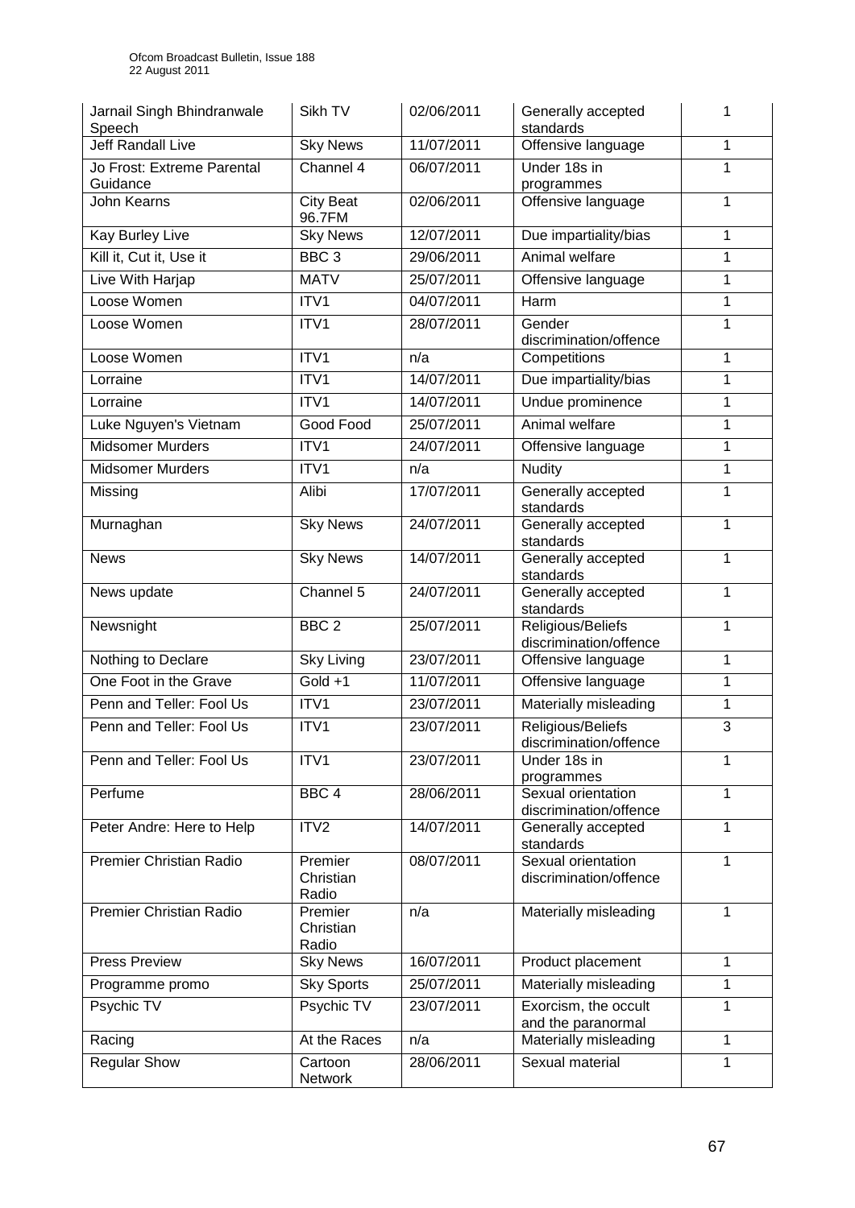| | | | | |
|---|---|---|---|---|
| Jarnail Singh Bhindranwale Speech | Sikh TV | 02/06/2011 | Generally accepted standards | 1 |
| Jeff Randall Live | Sky News | 11/07/2011 | Offensive language | 1 |
| Jo Frost: Extreme Parental Guidance | Channel 4 | 06/07/2011 | Under 18s in programmes | 1 |
| John Kearns | City Beat 96.7FM | 02/06/2011 | Offensive language | 1 |
| Kay Burley Live | Sky News | 12/07/2011 | Due impartiality/bias | 1 |
| Kill it, Cut it, Use it | BBC 3 | 29/06/2011 | Animal welfare | 1 |
| Live With Harjap | MATV | 25/07/2011 | Offensive language | 1 |
| Loose Women | ITV1 | 04/07/2011 | Harm | 1 |
| Loose Women | ITV1 | 28/07/2011 | Gender discrimination/offence | 1 |
| Loose Women | ITV1 | n/a | Competitions | 1 |
| Lorraine | ITV1 | 14/07/2011 | Due impartiality/bias | 1 |
| Lorraine | ITV1 | 14/07/2011 | Undue prominence | 1 |
| Luke Nguyen's Vietnam | Good Food | 25/07/2011 | Animal welfare | 1 |
| Midsomer Murders | ITV1 | 24/07/2011 | Offensive language | 1 |
| Midsomer Murders | ITV1 | n/a | Nudity | 1 |
| Missing | Alibi | 17/07/2011 | Generally accepted standards | 1 |
| Murnaghan | Sky News | 24/07/2011 | Generally accepted standards | 1 |
| News | Sky News | 14/07/2011 | Generally accepted standards | 1 |
| News update | Channel 5 | 24/07/2011 | Generally accepted standards | 1 |
| Newsnight | BBC 2 | 25/07/2011 | Religious/Beliefs discrimination/offence | 1 |
| Nothing to Declare | Sky Living | 23/07/2011 | Offensive language | 1 |
| One Foot in the Grave | Gold +1 | 11/07/2011 | Offensive language | 1 |
| Penn and Teller: Fool Us | ITV1 | 23/07/2011 | Materially misleading | 1 |
| Penn and Teller: Fool Us | ITV1 | 23/07/2011 | Religious/Beliefs discrimination/offence | 3 |
| Penn and Teller: Fool Us | ITV1 | 23/07/2011 | Under 18s in programmes | 1 |
| Perfume | BBC 4 | 28/06/2011 | Sexual orientation discrimination/offence | 1 |
| Peter Andre: Here to Help | ITV2 | 14/07/2011 | Generally accepted standards | 1 |
| Premier Christian Radio | Premier Christian Radio | 08/07/2011 | Sexual orientation discrimination/offence | 1 |
| Premier Christian Radio | Premier Christian Radio | n/a | Materially misleading | 1 |
| Press Preview | Sky News | 16/07/2011 | Product placement | 1 |
| Programme promo | Sky Sports | 25/07/2011 | Materially misleading | 1 |
| Psychic TV | Psychic TV | 23/07/2011 | Exorcism, the occult and the paranormal | 1 |
| Racing | At the Races | n/a | Materially misleading | 1 |
| Regular Show | Cartoon Network | 28/06/2011 | Sexual material | 1 |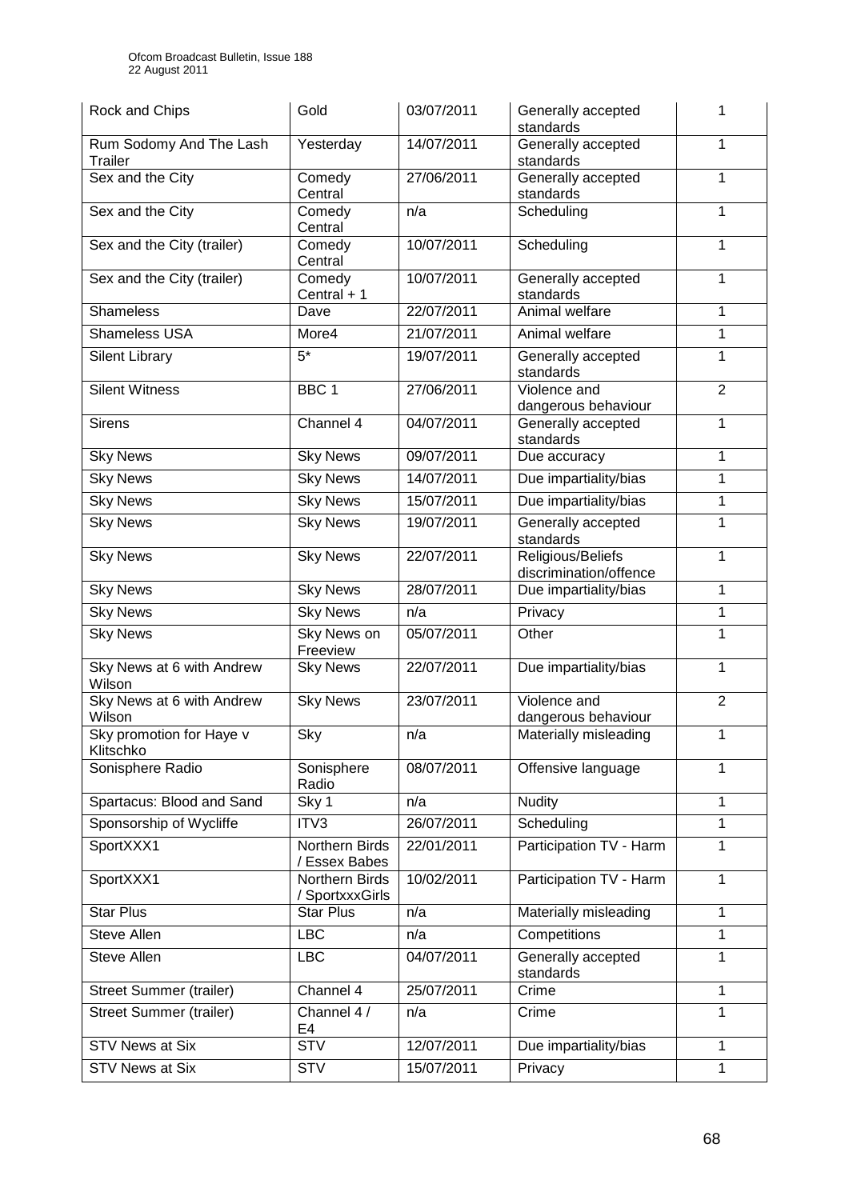| Rock and Chips | Gold | 03/07/2011 | Generally accepted standards | 1 |
|---|---|---|---|---|
| Rum Sodomy And The Lash Trailer | Yesterday | 14/07/2011 | Generally accepted standards | 1 |
| Sex and the City | Comedy Central | 27/06/2011 | Generally accepted standards | 1 |
| Sex and the City | Comedy Central | n/a | Scheduling | 1 |
| Sex and the City (trailer) | Comedy Central | 10/07/2011 | Scheduling | 1 |
| Sex and the City (trailer) | Comedy Central + 1 | 10/07/2011 | Generally accepted standards | 1 |
| Shameless | Dave | 22/07/2011 | Animal welfare | 1 |
| Shameless USA | More4 | 21/07/2011 | Animal welfare | 1 |
| Silent Library | 5* | 19/07/2011 | Generally accepted standards | 1 |
| Silent Witness | BBC 1 | 27/06/2011 | Violence and dangerous behaviour | 2 |
| Sirens | Channel 4 | 04/07/2011 | Generally accepted standards | 1 |
| Sky News | Sky News | 09/07/2011 | Due accuracy | 1 |
| Sky News | Sky News | 14/07/2011 | Due impartiality/bias | 1 |
| Sky News | Sky News | 15/07/2011 | Due impartiality/bias | 1 |
| Sky News | Sky News | 19/07/2011 | Generally accepted standards | 1 |
| Sky News | Sky News | 22/07/2011 | Religious/Beliefs discrimination/offence | 1 |
| Sky News | Sky News | 28/07/2011 | Due impartiality/bias | 1 |
| Sky News | Sky News | n/a | Privacy | 1 |
| Sky News | Sky News on Freeview | 05/07/2011 | Other | 1 |
| Sky News at 6 with Andrew Wilson | Sky News | 22/07/2011 | Due impartiality/bias | 1 |
| Sky News at 6 with Andrew Wilson | Sky News | 23/07/2011 | Violence and dangerous behaviour | 2 |
| Sky promotion for Haye v Klitschko | Sky | n/a | Materially misleading | 1 |
| Sonisphere Radio | Sonisphere Radio | 08/07/2011 | Offensive language | 1 |
| Spartacus: Blood and Sand | Sky 1 | n/a | Nudity | 1 |
| Sponsorship of Wycliffe | ITV3 | 26/07/2011 | Scheduling | 1 |
| SportXXX1 | Northern Birds / Essex Babes | 22/01/2011 | Participation TV - Harm | 1 |
| SportXXX1 | Northern Birds / SportxxxGirls | 10/02/2011 | Participation TV - Harm | 1 |
| Star Plus | Star Plus | n/a | Materially misleading | 1 |
| Steve Allen | LBC | n/a | Competitions | 1 |
| Steve Allen | LBC | 04/07/2011 | Generally accepted standards | 1 |
| Street Summer (trailer) | Channel 4 | 25/07/2011 | Crime | 1 |
| Street Summer (trailer) | Channel 4 / E4 | n/a | Crime | 1 |
| STV News at Six | STV | 12/07/2011 | Due impartiality/bias | 1 |
| STV News at Six | STV | 15/07/2011 | Privacy | 1 |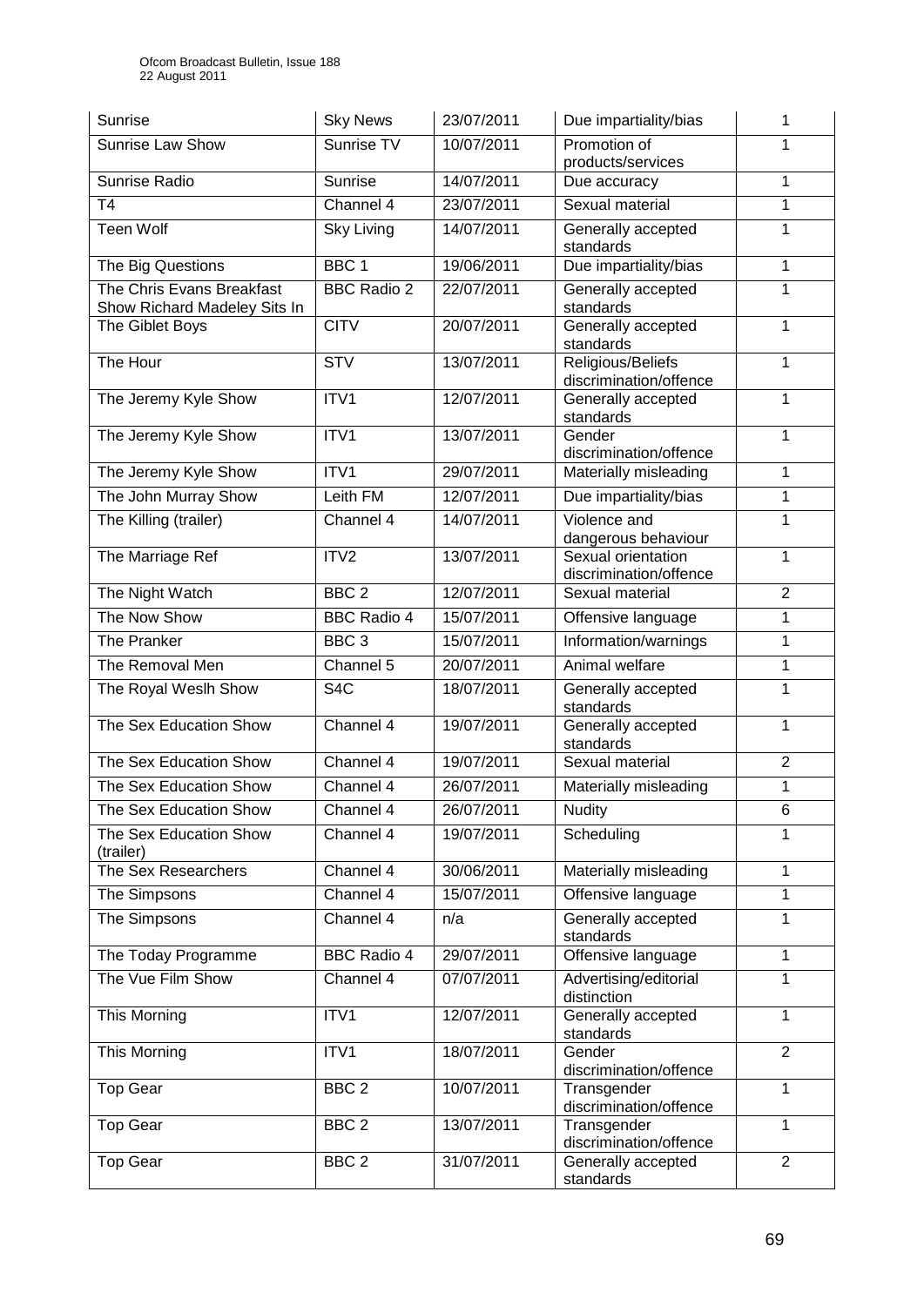| Sunrise | Sky News | 23/07/2011 | Due impartiality/bias | 1 |
|---|---|---|---|---|
| Sunrise Law Show | Sunrise TV | 10/07/2011 | Promotion of products/services | 1 |
| Sunrise Radio | Sunrise | 14/07/2011 | Due accuracy | 1 |
| T4 | Channel 4 | 23/07/2011 | Sexual material | 1 |
| Teen Wolf | Sky Living | 14/07/2011 | Generally accepted standards | 1 |
| The Big Questions | BBC 1 | 19/06/2011 | Due impartiality/bias | 1 |
| The Chris Evans Breakfast Show Richard Madeley Sits In | BBC Radio 2 | 22/07/2011 | Generally accepted standards | 1 |
| The Giblet Boys | CITV | 20/07/2011 | Generally accepted standards | 1 |
| The Hour | STV | 13/07/2011 | Religious/Beliefs discrimination/offence | 1 |
| The Jeremy Kyle Show | ITV1 | 12/07/2011 | Generally accepted standards | 1 |
| The Jeremy Kyle Show | ITV1 | 13/07/2011 | Gender discrimination/offence | 1 |
| The Jeremy Kyle Show | ITV1 | 29/07/2011 | Materially misleading | 1 |
| The John Murray Show | Leith FM | 12/07/2011 | Due impartiality/bias | 1 |
| The Killing (trailer) | Channel 4 | 14/07/2011 | Violence and dangerous behaviour | 1 |
| The Marriage Ref | ITV2 | 13/07/2011 | Sexual orientation discrimination/offence | 1 |
| The Night Watch | BBC 2 | 12/07/2011 | Sexual material | 2 |
| The Now Show | BBC Radio 4 | 15/07/2011 | Offensive language | 1 |
| The Pranker | BBC 3 | 15/07/2011 | Information/warnings | 1 |
| The Removal Men | Channel 5 | 20/07/2011 | Animal welfare | 1 |
| The Royal Weslh Show | S4C | 18/07/2011 | Generally accepted standards | 1 |
| The Sex Education Show | Channel 4 | 19/07/2011 | Generally accepted standards | 1 |
| The Sex Education Show | Channel 4 | 19/07/2011 | Sexual material | 2 |
| The Sex Education Show | Channel 4 | 26/07/2011 | Materially misleading | 1 |
| The Sex Education Show | Channel 4 | 26/07/2011 | Nudity | 6 |
| The Sex Education Show (trailer) | Channel 4 | 19/07/2011 | Scheduling | 1 |
| The Sex Researchers | Channel 4 | 30/06/2011 | Materially misleading | 1 |
| The Simpsons | Channel 4 | 15/07/2011 | Offensive language | 1 |
| The Simpsons | Channel 4 | n/a | Generally accepted standards | 1 |
| The Today Programme | BBC Radio 4 | 29/07/2011 | Offensive language | 1 |
| The Vue Film Show | Channel 4 | 07/07/2011 | Advertising/editorial distinction | 1 |
| This Morning | ITV1 | 12/07/2011 | Generally accepted standards | 1 |
| This Morning | ITV1 | 18/07/2011 | Gender discrimination/offence | 2 |
| Top Gear | BBC 2 | 10/07/2011 | Transgender discrimination/offence | 1 |
| Top Gear | BBC 2 | 13/07/2011 | Transgender discrimination/offence | 1 |
| Top Gear | BBC 2 | 31/07/2011 | Generally accepted standards | 2 |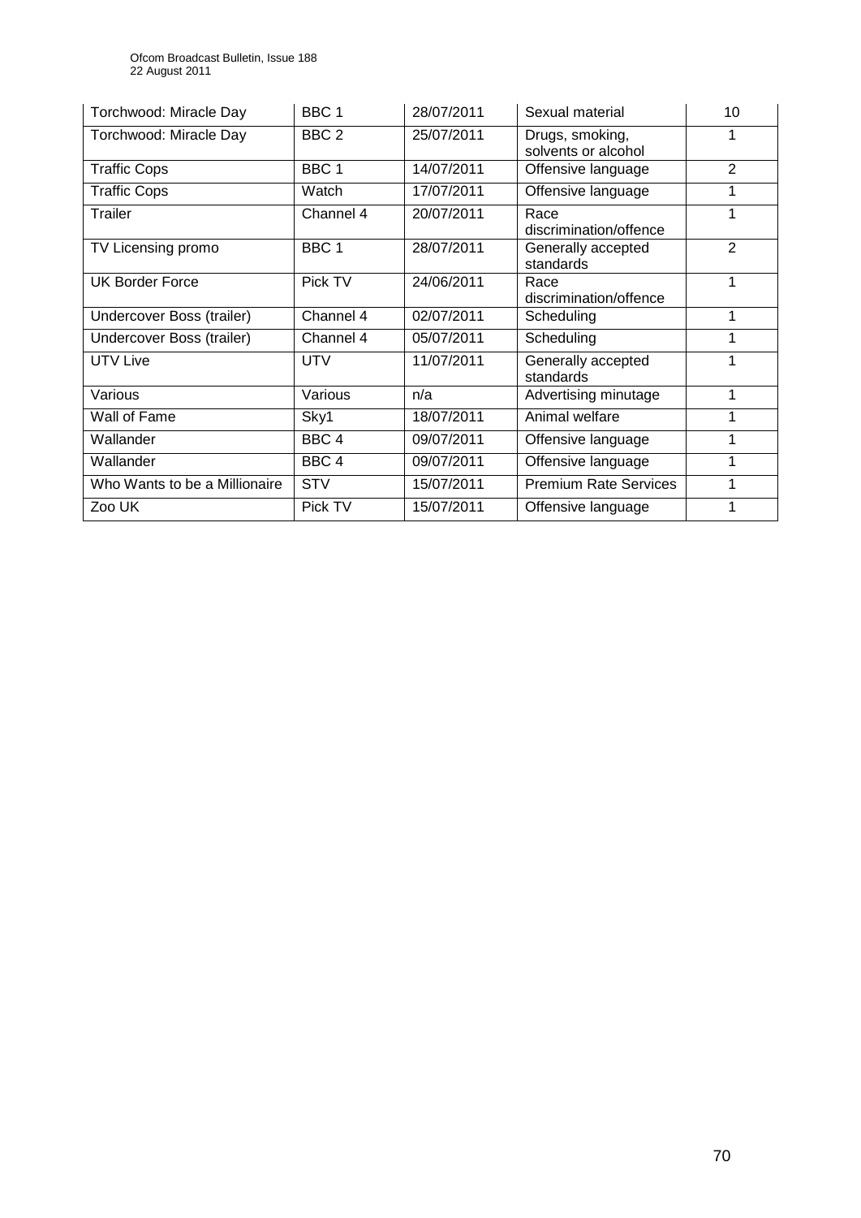| Torchwood: Miracle Day | BBC 1 | 28/07/2011 | Sexual material | 10 |
|---|---|---|---|---|
| Torchwood: Miracle Day | BBC 2 | 25/07/2011 | Drugs, smoking, solvents or alcohol | 1 |
| Traffic Cops | BBC 1 | 14/07/2011 | Offensive language | 2 |
| Traffic Cops | Watch | 17/07/2011 | Offensive language | 1 |
| Trailer | Channel 4 | 20/07/2011 | Race discrimination/offence | 1 |
| TV Licensing promo | BBC 1 | 28/07/2011 | Generally accepted standards | 2 |
| UK Border Force | Pick TV | 24/06/2011 | Race discrimination/offence | 1 |
| Undercover Boss (trailer) | Channel 4 | 02/07/2011 | Scheduling | 1 |
| Undercover Boss (trailer) | Channel 4 | 05/07/2011 | Scheduling | 1 |
| UTV Live | UTV | 11/07/2011 | Generally accepted standards | 1 |
| Various | Various | n/a | Advertising minutage | 1 |
| Wall of Fame | Sky1 | 18/07/2011 | Animal welfare | 1 |
| Wallander | BBC 4 | 09/07/2011 | Offensive language | 1 |
| Wallander | BBC 4 | 09/07/2011 | Offensive language | 1 |
| Who Wants to be a Millionaire | STV | 15/07/2011 | Premium Rate Services | 1 |
| Zoo UK | Pick TV | 15/07/2011 | Offensive language | 1 |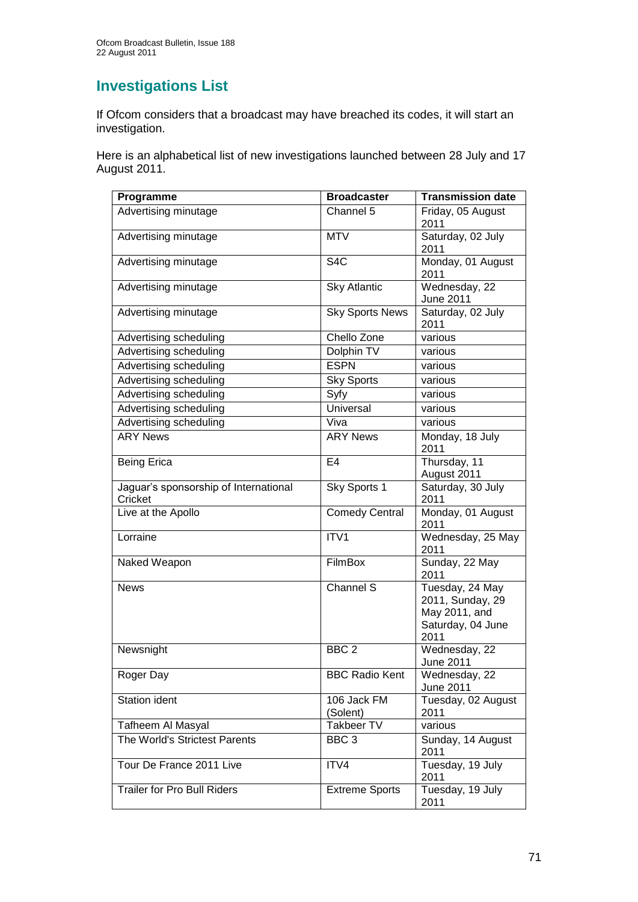## Investigations List

If Ofcom considers that a broadcast may have breached its codes, it will start an investigation.

Here is an alphabetical list of new investigations launched between 28 July and 17 August 2011.

| Programme | Broadcaster | Transmission date |
|---|---|---|
| Advertising minutage | Channel 5 | Friday, 05 August 2011 |
| Advertising minutage | MTV | Saturday, 02 July 2011 |
| Advertising minutage | S4C | Monday, 01 August 2011 |
| Advertising minutage | Sky Atlantic | Wednesday, 22 June 2011 |
| Advertising minutage | Sky Sports News | Saturday, 02 July 2011 |
| Advertising scheduling | Chello Zone | various |
| Advertising scheduling | Dolphin TV | various |
| Advertising scheduling | ESPN | various |
| Advertising scheduling | Sky Sports | various |
| Advertising scheduling | Syfy | various |
| Advertising scheduling | Universal | various |
| Advertising scheduling | Viva | various |
| ARY News | ARY News | Monday, 18 July 2011 |
| Being Erica | E4 | Thursday, 11 August 2011 |
| Jaguar's sponsorship of International Cricket | Sky Sports 1 | Saturday, 30 July 2011 |
| Live at the Apollo | Comedy Central | Monday, 01 August 2011 |
| Lorraine | ITV1 | Wednesday, 25 May 2011 |
| Naked Weapon | FilmBox | Sunday, 22 May 2011 |
| News | Channel S | Tuesday, 24 May 2011, Sunday, 29 May 2011, and Saturday, 04 June 2011 |
| Newsnight | BBC 2 | Wednesday, 22 June 2011 |
| Roger Day | BBC Radio Kent | Wednesday, 22 June 2011 |
| Station ident | 106 Jack FM (Solent) | Tuesday, 02 August 2011 |
| Tafheem Al Masyal | Takbeer TV | various |
| The World's Strictest Parents | BBC 3 | Sunday, 14 August 2011 |
| Tour De France 2011 Live | ITV4 | Tuesday, 19 July 2011 |
| Trailer for Pro Bull Riders | Extreme Sports | Tuesday, 19 July 2011 |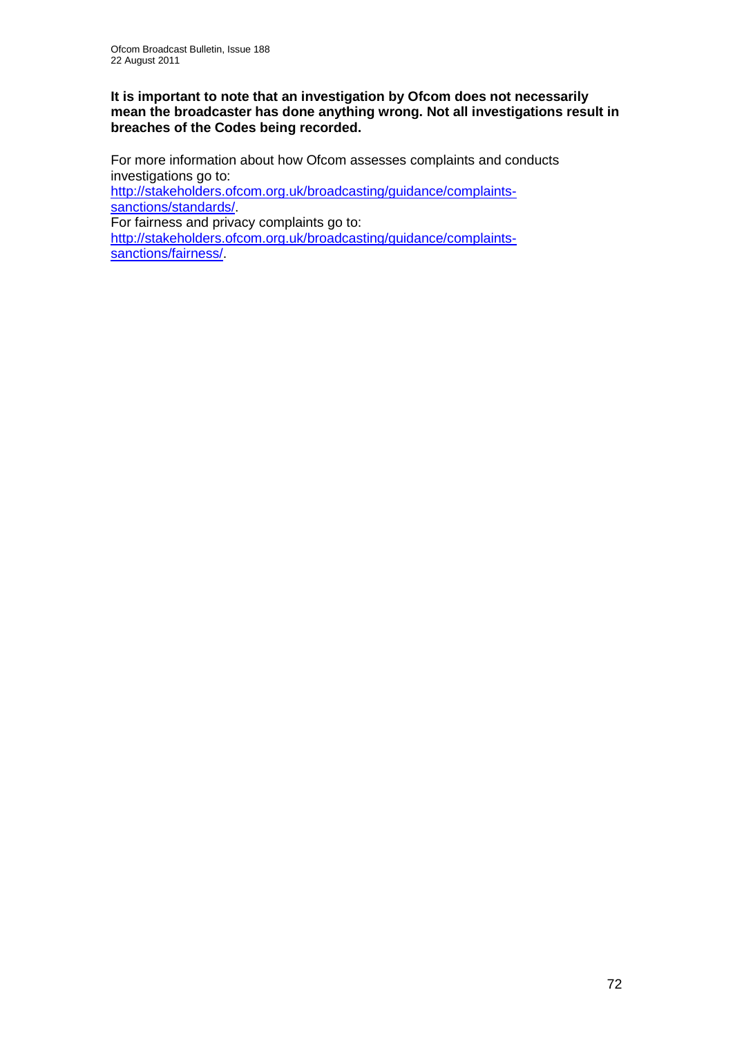**It is important to note that an investigation by Ofcom does not necessarily mean the broadcaster has done anything wrong. Not all investigations result in breaches of the Codes being recorded.**

For more information about how Ofcom assesses complaints and conducts investigations go to:
http://stakeholders.ofcom.org.uk/broadcasting/guidance/complaints-sanctions/standards/.
For fairness and privacy complaints go to:
http://stakeholders.ofcom.org.uk/broadcasting/guidance/complaints-sanctions/fairness/.